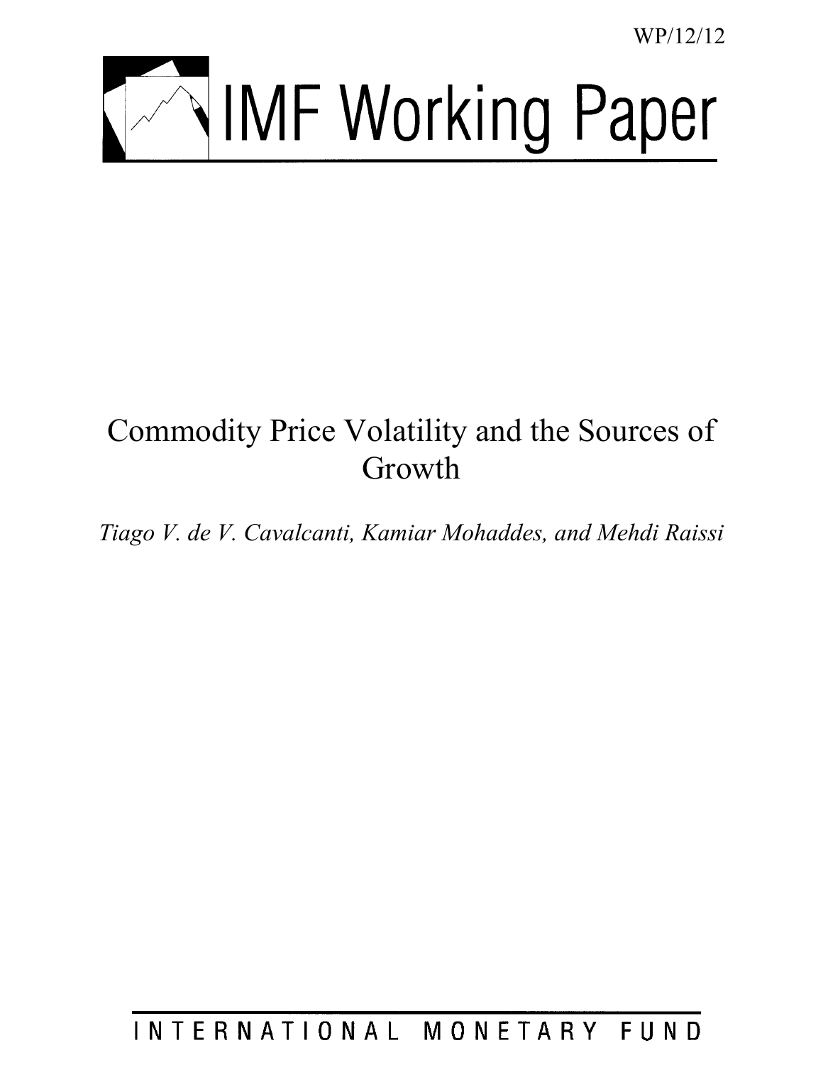WP/12/12

# IMF Working Paper

# Commodity Price Volatility and the Sources of Growth

*Tiago V. de V. Cavalcanti, Kamiar Mohaddes, and Mehdi Raissi*

INTERNATIONAL MONETARY FUND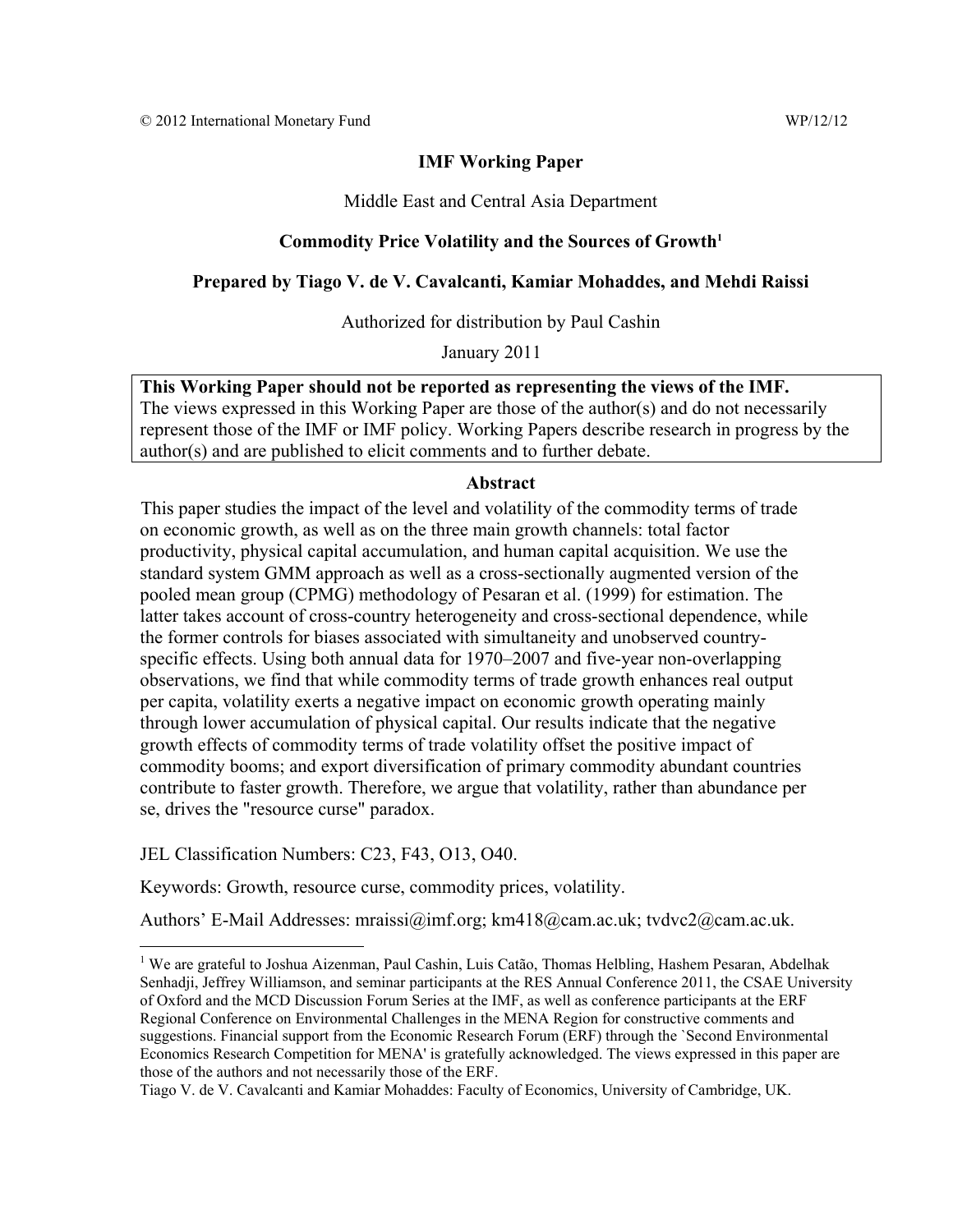© 2012 International Monetary Fund WP/12/12

**IMF Working Paper**

Middle East and Central Asia Department

**Commodity Price Volatility and the Sources of Growth**[1]

**Prepared by Tiago V. de V. Cavalcanti, Kamiar Mohaddes, and Mehdi Raissi**

Authorized for distribution by Paul Cashin

January 2011

**This Working Paper should not be reported as representing the views of the IMF.**
The views expressed in this Working Paper are those of the author(s) and do not necessarily represent those of the IMF or IMF policy. Working Papers describe research in progress by the author(s) and are published to elicit comments and to further debate.

**Abstract**

This paper studies the impact of the level and volatility of the commodity terms of trade on economic growth, as well as on the three main growth channels: total factor productivity, physical capital accumulation, and human capital acquisition. We use the standard system GMM approach as well as a cross-sectionally augmented version of the pooled mean group (CPMG) methodology of Pesaran et al. (1999) for estimation. The latter takes account of cross-country heterogeneity and cross-sectional dependence, while the former controls for biases associated with simultaneity and unobserved country-specific effects. Using both annual data for 1970–2007 and five-year non-overlapping observations, we find that while commodity terms of trade growth enhances real output per capita, volatility exerts a negative impact on economic growth operating mainly through lower accumulation of physical capital. Our results indicate that the negative growth effects of commodity terms of trade volatility offset the positive impact of commodity booms; and export diversification of primary commodity abundant countries contribute to faster growth. Therefore, we argue that volatility, rather than abundance per se, drives the "resource curse" paradox.

JEL Classification Numbers: C23, F43, O13, O40.

Keywords: Growth, resource curse, commodity prices, volatility.

Authors' E-Mail Addresses: mraissi@imf.org; km418@cam.ac.uk; tvdvc2@cam.ac.uk.

---

[1] We are grateful to Joshua Aizenman, Paul Cashin, Luis Catão, Thomas Helbling, Hashem Pesaran, Abdelhak Senhadji, Jeffrey Williamson, and seminar participants at the RES Annual Conference 2011, the CSAE University of Oxford and the MCD Discussion Forum Series at the IMF, as well as conference participants at the ERF Regional Conference on Environmental Challenges in the MENA Region for constructive comments and suggestions. Financial support from the Economic Research Forum (ERF) through the `Second Environmental Economics Research Competition for MENA' is gratefully acknowledged. The views expressed in this paper are those of the authors and not necessarily those of the ERF.
Tiago V. de V. Cavalcanti and Kamiar Mohaddes: Faculty of Economics, University of Cambridge, UK.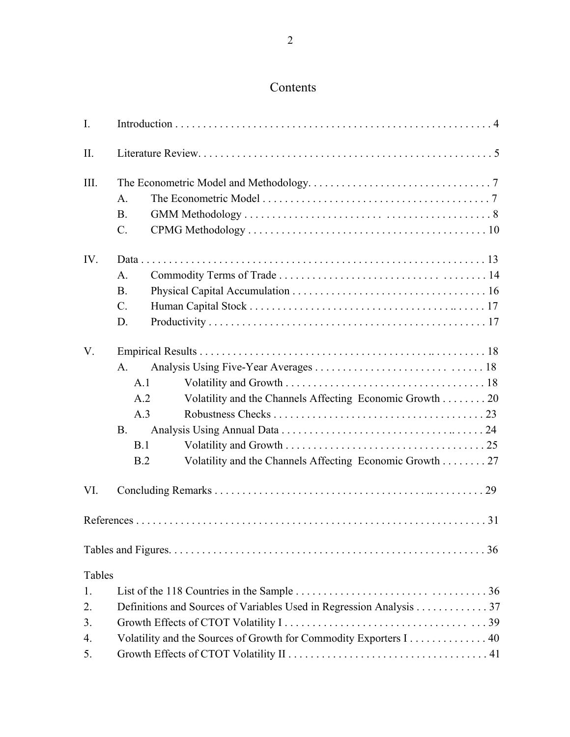# Contents

I. Introduction . . . . . . . . . . . . . . . . . . . . . . . . . . . . . . . . . . . . . . . . . . . . . . . . . . . . . . . . . 4

II. Literature Review. . . . . . . . . . . . . . . . . . . . . . . . . . . . . . . . . . . . . . . . . . . . . . . . . . . . . 5

III. The Econometric Model and Methodology. . . . . . . . . . . . . . . . . . . . . . . . . . . . . . . . . 7
   A. The Econometric Model . . . . . . . . . . . . . . . . . . . . . . . . . . . . . . . . . . . . . . . . . 7
   B. GMM Methodology . . . . . . . . . . . . . . . . . . . . . . . . . . . . . . . . . . . . . . . . . . . . 8
   C. CPMG Methodology . . . . . . . . . . . . . . . . . . . . . . . . . . . . . . . . . . . . . . . . . . . 10

IV. Data . . . . . . . . . . . . . . . . . . . . . . . . . . . . . . . . . . . . . . . . . . . . . . . . . . . . . . . . . . . . . 13
   A. Commodity Terms of Trade . . . . . . . . . . . . . . . . . . . . . . . . . . . . . . . . . . . . . . 14
   B. Physical Capital Accumulation . . . . . . . . . . . . . . . . . . . . . . . . . . . . . . . . . . . 16
   C. Human Capital Stock . . . . . . . . . . . . . . . . . . . . . . . . . . . . . . . . . . . . . . . . . . 17
   D. Productivity . . . . . . . . . . . . . . . . . . . . . . . . . . . . . . . . . . . . . . . . . . . . . . . . . . 17

V. Empirical Results . . . . . . . . . . . . . . . . . . . . . . . . . . . . . . . . . . . . . . . . . . . . . . . . . . . 18
   A. Analysis Using Five-Year Averages . . . . . . . . . . . . . . . . . . . . . . . . . . . . . . . 18
      A.1 Volatility and Growth . . . . . . . . . . . . . . . . . . . . . . . . . . . . . . . . . . . . 18
      A.2 Volatility and the Channels Affecting Economic Growth . . . . . . . . 20
      A.3 Robustness Checks . . . . . . . . . . . . . . . . . . . . . . . . . . . . . . . . . . . . . . 23
   B. Analysis Using Annual Data . . . . . . . . . . . . . . . . . . . . . . . . . . . . . . . . . . . . . 24
      B.1 Volatility and Growth . . . . . . . . . . . . . . . . . . . . . . . . . . . . . . . . . . . . 25
      B.2 Volatility and the Channels Affecting Economic Growth . . . . . . . . 27

VI. Concluding Remarks . . . . . . . . . . . . . . . . . . . . . . . . . . . . . . . . . . . . . . . . . . . . . . . . 29

References . . . . . . . . . . . . . . . . . . . . . . . . . . . . . . . . . . . . . . . . . . . . . . . . . . . . . . . . . . . 31

Tables and Figures. . . . . . . . . . . . . . . . . . . . . . . . . . . . . . . . . . . . . . . . . . . . . . . . . . . . . 36

Tables

1. List of the 118 Countries in the Sample . . . . . . . . . . . . . . . . . . . . . . . . . . . . . . . . . 36
2. Definitions and Sources of Variables Used in Regression Analysis . . . . . . . . . . . . . 37
3. Growth Effects of CTOT Volatility I . . . . . . . . . . . . . . . . . . . . . . . . . . . . . . . . . . . 39
4. Volatility and the Sources of Growth for Commodity Exporters I . . . . . . . . . . . . . . 40
5. Growth Effects of CTOT Volatility II . . . . . . . . . . . . . . . . . . . . . . . . . . . . . . . . . . . 41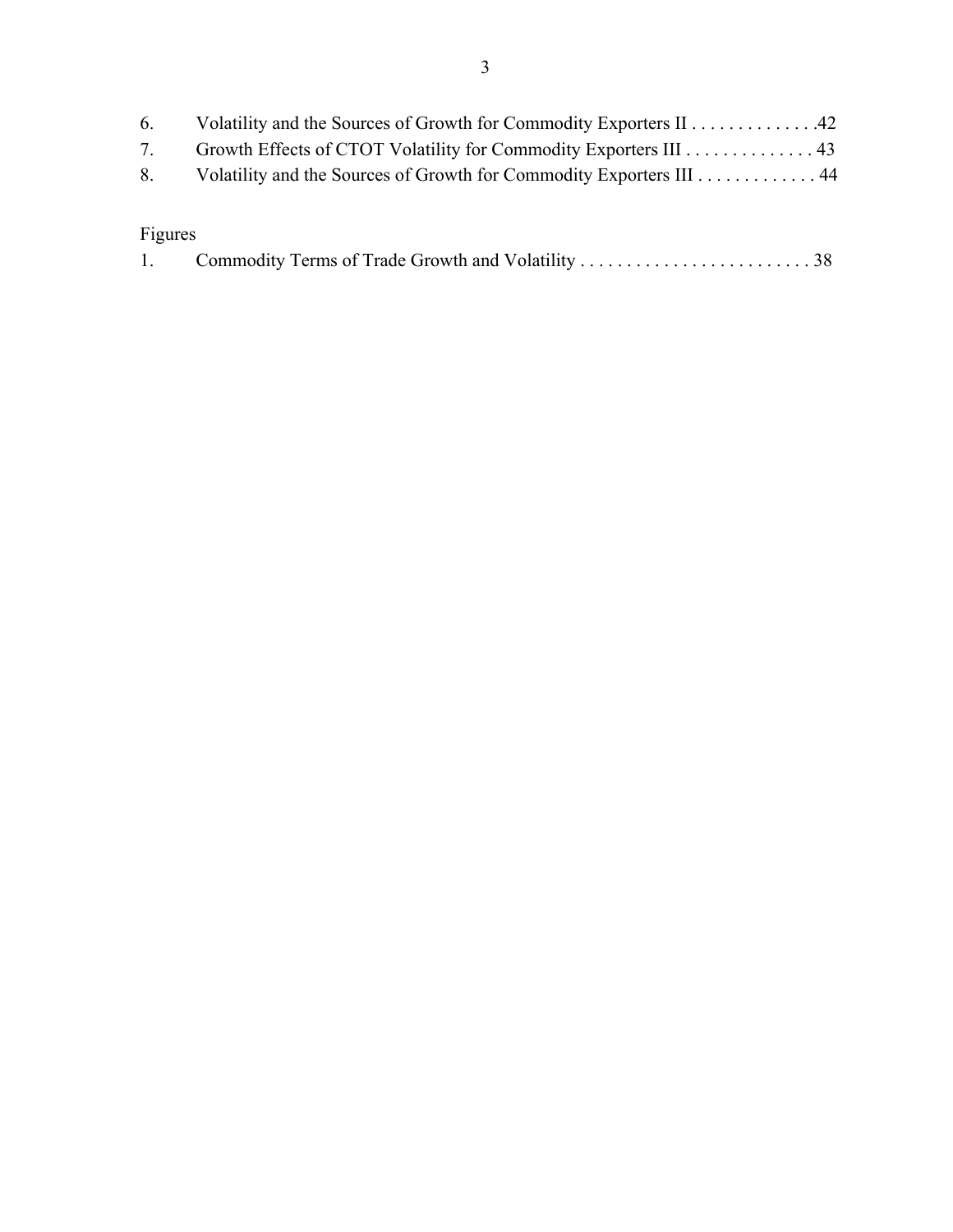6. Volatility and the Sources of Growth for Commodity Exporters II . . . . . . . . . . . . . .42
7. Growth Effects of CTOT Volatility for Commodity Exporters III . . . . . . . . . . . . . . 43
8. Volatility and the Sources of Growth for Commodity Exporters III . . . . . . . . . . . . . 44

Figures

1. Commodity Terms of Trade Growth and Volatility . . . . . . . . . . . . . . . . . . . . . . . . . . 38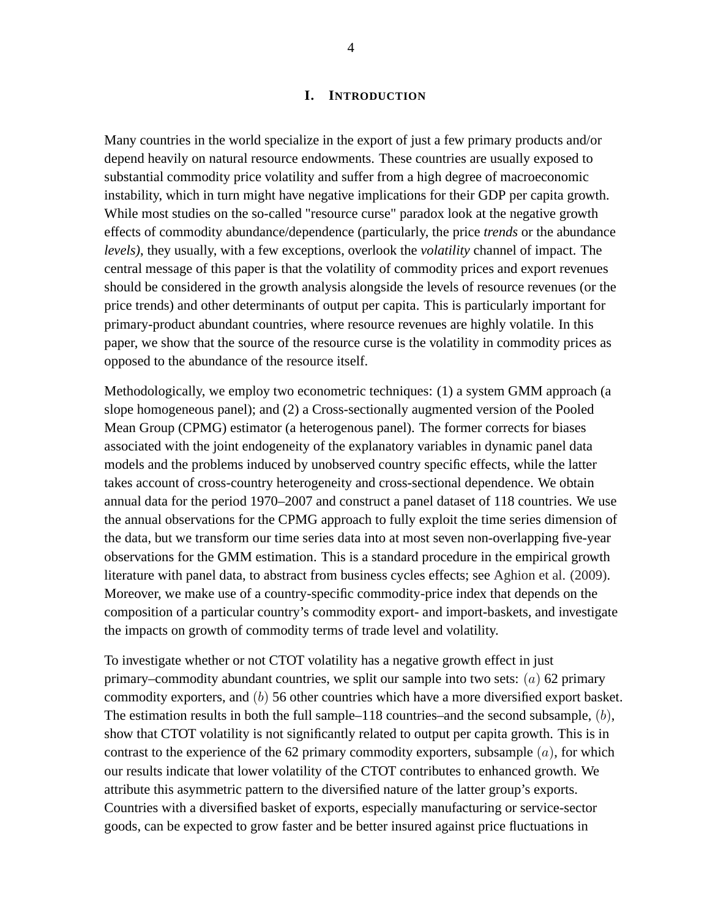# I. INTRODUCTION

Many countries in the world specialize in the export of just a few primary products and/or depend heavily on natural resource endowments. These countries are usually exposed to substantial commodity price volatility and suffer from a high degree of macroeconomic instability, which in turn might have negative implications for their GDP per capita growth. While most studies on the so-called "resource curse" paradox look at the negative growth effects of commodity abundance/dependence (particularly, the price *trends* or the abundance *levels)*, they usually, with a few exceptions, overlook the *volatility* channel of impact. The central message of this paper is that the volatility of commodity prices and export revenues should be considered in the growth analysis alongside the levels of resource revenues (or the price trends) and other determinants of output per capita. This is particularly important for primary-product abundant countries, where resource revenues are highly volatile. In this paper, we show that the source of the resource curse is the volatility in commodity prices as opposed to the abundance of the resource itself.

Methodologically, we employ two econometric techniques: (1) a system GMM approach (a slope homogeneous panel); and (2) a Cross-sectionally augmented version of the Pooled Mean Group (CPMG) estimator (a heterogenous panel). The former corrects for biases associated with the joint endogeneity of the explanatory variables in dynamic panel data models and the problems induced by unobserved country specific effects, while the latter takes account of cross-country heterogeneity and cross-sectional dependence. We obtain annual data for the period 1970–2007 and construct a panel dataset of 118 countries. We use the annual observations for the CPMG approach to fully exploit the time series dimension of the data, but we transform our time series data into at most seven non-overlapping five-year observations for the GMM estimation. This is a standard procedure in the empirical growth literature with panel data, to abstract from business cycles effects; see Aghion et al. (2009). Moreover, we make use of a country-specific commodity-price index that depends on the composition of a particular country's commodity export- and import-baskets, and investigate the impacts on growth of commodity terms of trade level and volatility.

To investigate whether or not CTOT volatility has a negative growth effect in just primary–commodity abundant countries, we split our sample into two sets: $(a)$ 62 primary commodity exporters, and $(b)$ 56 other countries which have a more diversified export basket. The estimation results in both the full sample–118 countries–and the second subsample, $(b)$, show that CTOT volatility is not significantly related to output per capita growth. This is in contrast to the experience of the 62 primary commodity exporters, subsample $(a)$, for which our results indicate that lower volatility of the CTOT contributes to enhanced growth. We attribute this asymmetric pattern to the diversified nature of the latter group's exports. Countries with a diversified basket of exports, especially manufacturing or service-sector goods, can be expected to grow faster and be better insured against price fluctuations in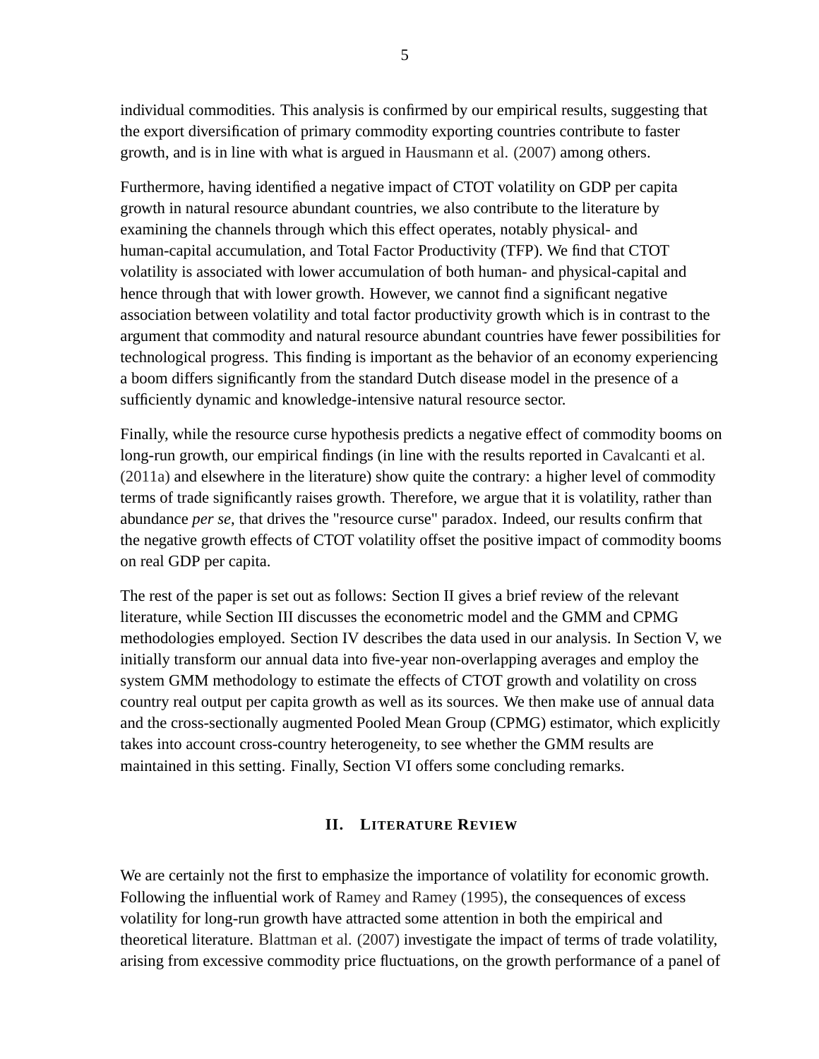individual commodities. This analysis is confirmed by our empirical results, suggesting that the export diversification of primary commodity exporting countries contribute to faster growth, and is in line with what is argued in Hausmann et al. (2007) among others.

Furthermore, having identified a negative impact of CTOT volatility on GDP per capita growth in natural resource abundant countries, we also contribute to the literature by examining the channels through which this effect operates, notably physical- and human-capital accumulation, and Total Factor Productivity (TFP). We find that CTOT volatility is associated with lower accumulation of both human- and physical-capital and hence through that with lower growth. However, we cannot find a significant negative association between volatility and total factor productivity growth which is in contrast to the argument that commodity and natural resource abundant countries have fewer possibilities for technological progress. This finding is important as the behavior of an economy experiencing a boom differs significantly from the standard Dutch disease model in the presence of a sufficiently dynamic and knowledge-intensive natural resource sector.

Finally, while the resource curse hypothesis predicts a negative effect of commodity booms on long-run growth, our empirical findings (in line with the results reported in Cavalcanti et al. (2011a) and elsewhere in the literature) show quite the contrary: a higher level of commodity terms of trade significantly raises growth. Therefore, we argue that it is volatility, rather than abundance *per se*, that drives the "resource curse" paradox. Indeed, our results confirm that the negative growth effects of CTOT volatility offset the positive impact of commodity booms on real GDP per capita.

The rest of the paper is set out as follows: Section II gives a brief review of the relevant literature, while Section III discusses the econometric model and the GMM and CPMG methodologies employed. Section IV describes the data used in our analysis. In Section V, we initially transform our annual data into five-year non-overlapping averages and employ the system GMM methodology to estimate the effects of CTOT growth and volatility on cross country real output per capita growth as well as its sources. We then make use of annual data and the cross-sectionally augmented Pooled Mean Group (CPMG) estimator, which explicitly takes into account cross-country heterogeneity, to see whether the GMM results are maintained in this setting. Finally, Section VI offers some concluding remarks.

## II. Literature Review

We are certainly not the first to emphasize the importance of volatility for economic growth. Following the influential work of Ramey and Ramey (1995), the consequences of excess volatility for long-run growth have attracted some attention in both the empirical and theoretical literature. Blattman et al. (2007) investigate the impact of terms of trade volatility, arising from excessive commodity price fluctuations, on the growth performance of a panel of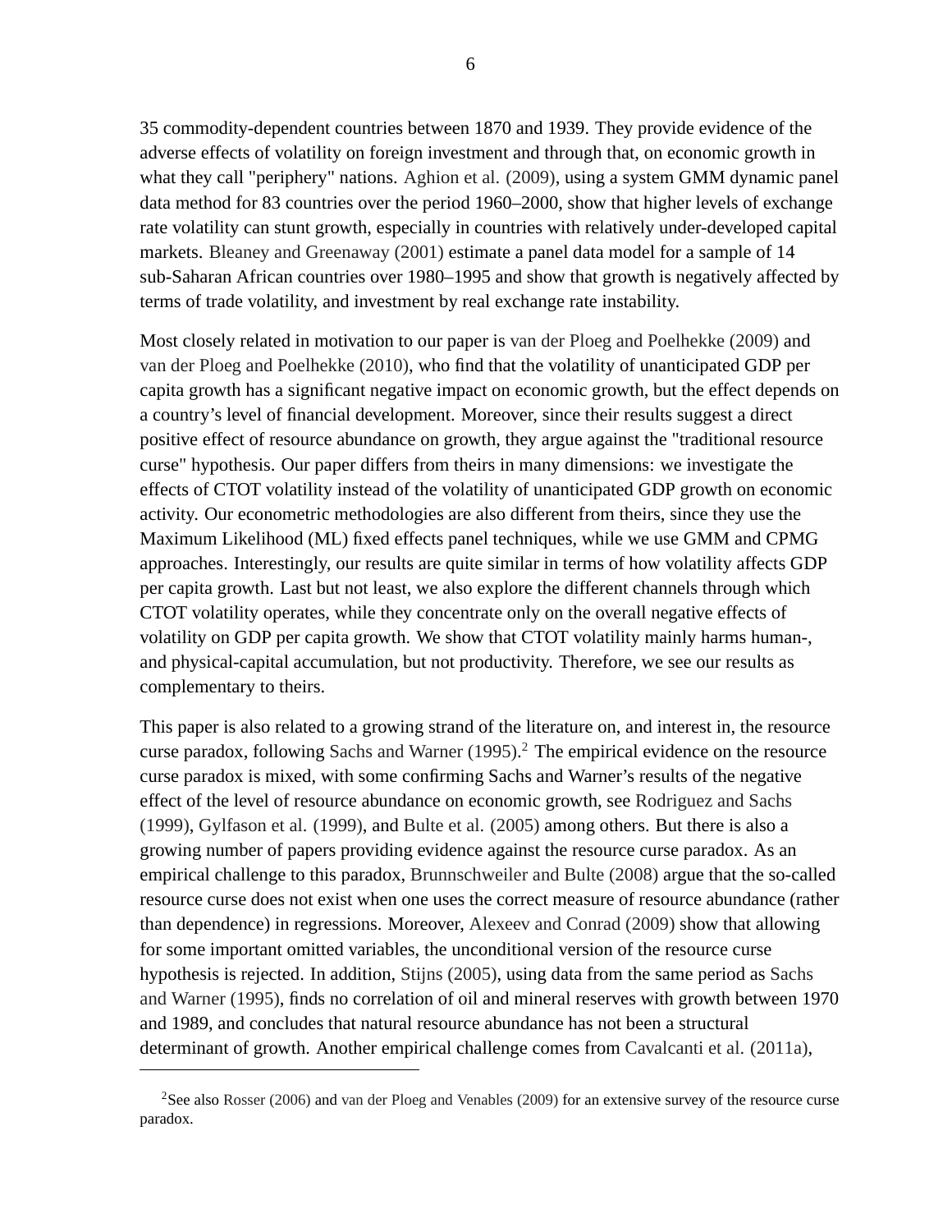35 commodity-dependent countries between 1870 and 1939. They provide evidence of the adverse effects of volatility on foreign investment and through that, on economic growth in what they call "periphery" nations. Aghion et al. (2009), using a system GMM dynamic panel data method for 83 countries over the period 1960–2000, show that higher levels of exchange rate volatility can stunt growth, especially in countries with relatively under-developed capital markets. Bleaney and Greenaway (2001) estimate a panel data model for a sample of 14 sub-Saharan African countries over 1980–1995 and show that growth is negatively affected by terms of trade volatility, and investment by real exchange rate instability.

Most closely related in motivation to our paper is van der Ploeg and Poelhekke (2009) and van der Ploeg and Poelhekke (2010), who find that the volatility of unanticipated GDP per capita growth has a significant negative impact on economic growth, but the effect depends on a country's level of financial development. Moreover, since their results suggest a direct positive effect of resource abundance on growth, they argue against the "traditional resource curse" hypothesis. Our paper differs from theirs in many dimensions: we investigate the effects of CTOT volatility instead of the volatility of unanticipated GDP growth on economic activity. Our econometric methodologies are also different from theirs, since they use the Maximum Likelihood (ML) fixed effects panel techniques, while we use GMM and CPMG approaches. Interestingly, our results are quite similar in terms of how volatility affects GDP per capita growth. Last but not least, we also explore the different channels through which CTOT volatility operates, while they concentrate only on the overall negative effects of volatility on GDP per capita growth. We show that CTOT volatility mainly harms human-, and physical-capital accumulation, but not productivity. Therefore, we see our results as complementary to theirs.

This paper is also related to a growing strand of the literature on, and interest in, the resource curse paradox, following Sachs and Warner (1995).[2] The empirical evidence on the resource curse paradox is mixed, with some confirming Sachs and Warner's results of the negative effect of the level of resource abundance on economic growth, see Rodriguez and Sachs (1999), Gylfason et al. (1999), and Bulte et al. (2005) among others. But there is also a growing number of papers providing evidence against the resource curse paradox. As an empirical challenge to this paradox, Brunnschweiler and Bulte (2008) argue that the so-called resource curse does not exist when one uses the correct measure of resource abundance (rather than dependence) in regressions. Moreover, Alexeev and Conrad (2009) show that allowing for some important omitted variables, the unconditional version of the resource curse hypothesis is rejected. In addition, Stijns (2005), using data from the same period as Sachs and Warner (1995), finds no correlation of oil and mineral reserves with growth between 1970 and 1989, and concludes that natural resource abundance has not been a structural determinant of growth. Another empirical challenge comes from Cavalcanti et al. (2011a),

[2] See also Rosser (2006) and van der Ploeg and Venables (2009) for an extensive survey of the resource curse paradox.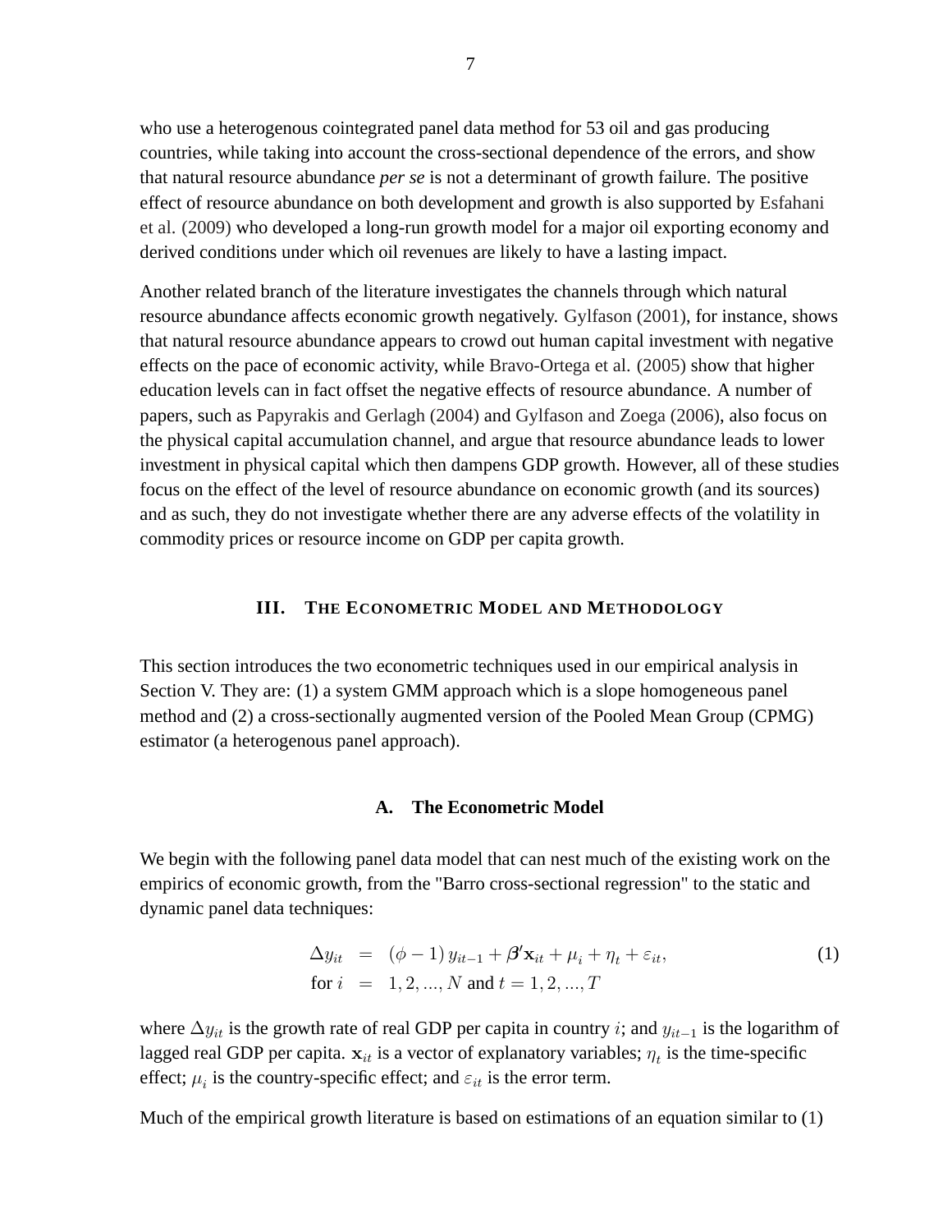who use a heterogenous cointegrated panel data method for 53 oil and gas producing countries, while taking into account the cross-sectional dependence of the errors, and show that natural resource abundance *per se* is not a determinant of growth failure. The positive effect of resource abundance on both development and growth is also supported by Esfahani et al. (2009) who developed a long-run growth model for a major oil exporting economy and derived conditions under which oil revenues are likely to have a lasting impact.

Another related branch of the literature investigates the channels through which natural resource abundance affects economic growth negatively. Gylfason (2001), for instance, shows that natural resource abundance appears to crowd out human capital investment with negative effects on the pace of economic activity, while Bravo-Ortega et al. (2005) show that higher education levels can in fact offset the negative effects of resource abundance. A number of papers, such as Papyrakis and Gerlagh (2004) and Gylfason and Zoega (2006), also focus on the physical capital accumulation channel, and argue that resource abundance leads to lower investment in physical capital which then dampens GDP growth. However, all of these studies focus on the effect of the level of resource abundance on economic growth (and its sources) and as such, they do not investigate whether there are any adverse effects of the volatility in commodity prices or resource income on GDP per capita growth.

## III. The Econometric Model and Methodology

This section introduces the two econometric techniques used in our empirical analysis in Section V. They are: (1) a system GMM approach which is a slope homogeneous panel method and (2) a cross-sectionally augmented version of the Pooled Mean Group (CPMG) estimator (a heterogenous panel approach).

### A. The Econometric Model

We begin with the following panel data model that can nest much of the existing work on the empirics of economic growth, from the "Barro cross-sectional regression" to the static and dynamic panel data techniques:

$$\begin{aligned} \Delta y_{it} &= (\phi - 1)\, y_{it-1} + \boldsymbol{\beta}' \mathbf{x}_{it} + \mu_i + \eta_t + \varepsilon_{it}, \\ \text{for } i &= 1, 2, ..., N \text{ and } t = 1, 2, ..., T \end{aligned} \tag{1}$$

where $\Delta y_{it}$ is the growth rate of real GDP per capita in country $i$; and $y_{it-1}$ is the logarithm of lagged real GDP per capita. $\mathbf{x}_{it}$ is a vector of explanatory variables; $\eta_t$ is the time-specific effect; $\mu_i$ is the country-specific effect; and $\varepsilon_{it}$ is the error term.

Much of the empirical growth literature is based on estimations of an equation similar to (1)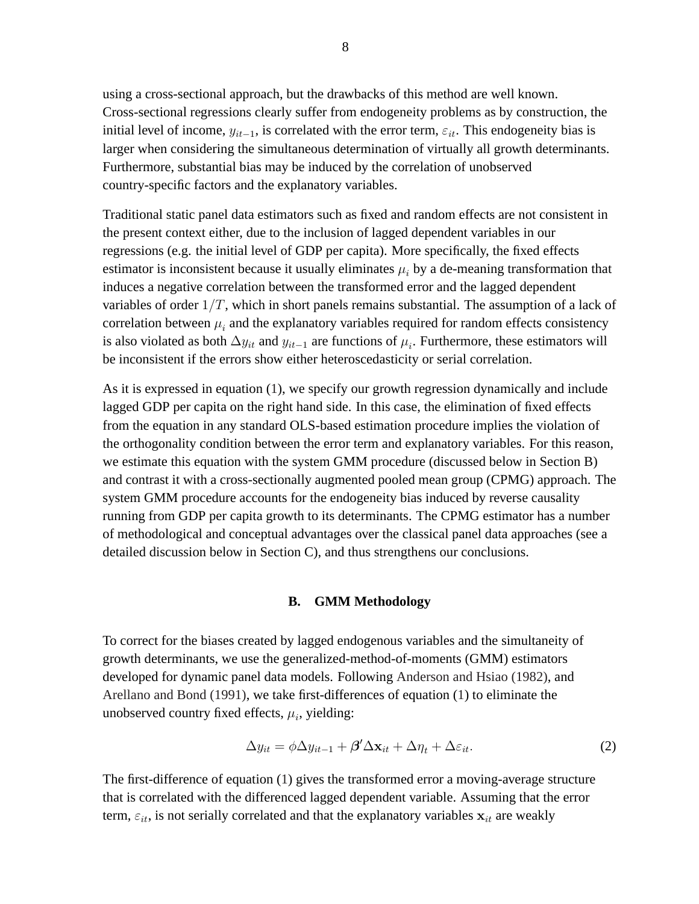using a cross-sectional approach, but the drawbacks of this method are well known. Cross-sectional regressions clearly suffer from endogeneity problems as by construction, the initial level of income, $y_{it-1}$, is correlated with the error term, $\varepsilon_{it}$. This endogeneity bias is larger when considering the simultaneous determination of virtually all growth determinants. Furthermore, substantial bias may be induced by the correlation of unobserved country-specific factors and the explanatory variables.

Traditional static panel data estimators such as fixed and random effects are not consistent in the present context either, due to the inclusion of lagged dependent variables in our regressions (e.g. the initial level of GDP per capita). More specifically, the fixed effects estimator is inconsistent because it usually eliminates $\mu_i$ by a de-meaning transformation that induces a negative correlation between the transformed error and the lagged dependent variables of order $1/T$, which in short panels remains substantial. The assumption of a lack of correlation between $\mu_i$ and the explanatory variables required for random effects consistency is also violated as both $\Delta y_{it}$ and $y_{it-1}$ are functions of $\mu_i$. Furthermore, these estimators will be inconsistent if the errors show either heteroscedasticity or serial correlation.

As it is expressed in equation (1), we specify our growth regression dynamically and include lagged GDP per capita on the right hand side. In this case, the elimination of fixed effects from the equation in any standard OLS-based estimation procedure implies the violation of the orthogonality condition between the error term and explanatory variables. For this reason, we estimate this equation with the system GMM procedure (discussed below in Section B) and contrast it with a cross-sectionally augmented pooled mean group (CPMG) approach. The system GMM procedure accounts for the endogeneity bias induced by reverse causality running from GDP per capita growth to its determinants. The CPMG estimator has a number of methodological and conceptual advantages over the classical panel data approaches (see a detailed discussion below in Section C), and thus strengthens our conclusions.

### B. GMM Methodology

To correct for the biases created by lagged endogenous variables and the simultaneity of growth determinants, we use the generalized-method-of-moments (GMM) estimators developed for dynamic panel data models. Following Anderson and Hsiao (1982), and Arellano and Bond (1991), we take first-differences of equation (1) to eliminate the unobserved country fixed effects, $\mu_i$, yielding:

$$\Delta y_{it} = \phi \Delta y_{it-1} + \boldsymbol{\beta}' \Delta \mathbf{x}_{it} + \Delta \eta_t + \Delta \varepsilon_{it}. \tag{2}$$

The first-difference of equation (1) gives the transformed error a moving-average structure that is correlated with the differenced lagged dependent variable. Assuming that the error term, $\varepsilon_{it}$, is not serially correlated and that the explanatory variables $\mathbf{x}_{it}$ are weakly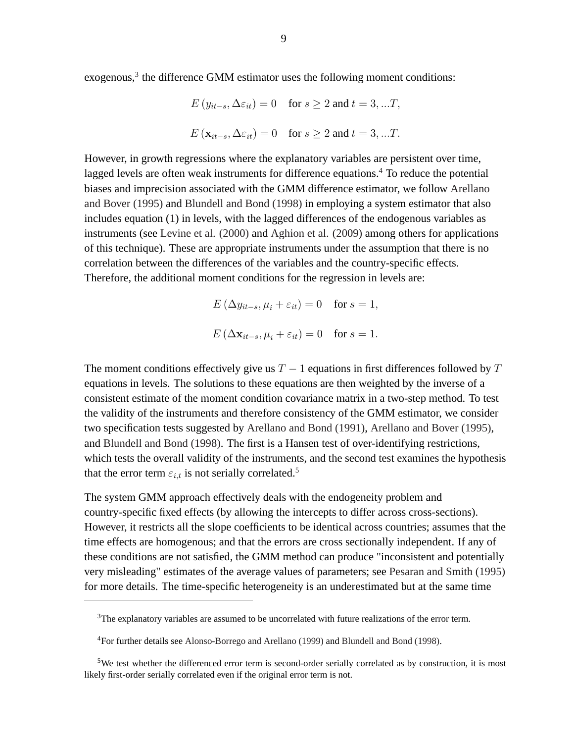exogenous,[3] the difference GMM estimator uses the following moment conditions:

$$E\left(y_{it-s}, \Delta\varepsilon_{it}\right) = 0 \quad \text{for } s \geq 2 \text{ and } t = 3, ...T,$$

$$E\left(\mathbf{x}_{it-s}, \Delta\varepsilon_{it}\right) = 0 \quad \text{for } s \geq 2 \text{ and } t = 3, ...T.$$

However, in growth regressions where the explanatory variables are persistent over time, lagged levels are often weak instruments for difference equations.[4] To reduce the potential biases and imprecision associated with the GMM difference estimator, we follow Arellano and Bover (1995) and Blundell and Bond (1998) in employing a system estimator that also includes equation (1) in levels, with the lagged differences of the endogenous variables as instruments (see Levine et al. (2000) and Aghion et al. (2009) among others for applications of this technique). These are appropriate instruments under the assumption that there is no correlation between the differences of the variables and the country-specific effects. Therefore, the additional moment conditions for the regression in levels are:

$$E\left(\Delta y_{it-s}, \mu_i + \varepsilon_{it}\right) = 0 \quad \text{for } s = 1,$$

$$E\left(\Delta \mathbf{x}_{it-s}, \mu_i + \varepsilon_{it}\right) = 0 \quad \text{for } s = 1.$$

The moment conditions effectively give us $T-1$ equations in first differences followed by $T$ equations in levels. The solutions to these equations are then weighted by the inverse of a consistent estimate of the moment condition covariance matrix in a two-step method. To test the validity of the instruments and therefore consistency of the GMM estimator, we consider two specification tests suggested by Arellano and Bond (1991), Arellano and Bover (1995), and Blundell and Bond (1998). The first is a Hansen test of over-identifying restrictions, which tests the overall validity of the instruments, and the second test examines the hypothesis that the error term $\varepsilon_{i,t}$ is not serially correlated.[5]

The system GMM approach effectively deals with the endogeneity problem and country-specific fixed effects (by allowing the intercepts to differ across cross-sections). However, it restricts all the slope coefficients to be identical across countries; assumes that the time effects are homogenous; and that the errors are cross sectionally independent. If any of these conditions are not satisfied, the GMM method can produce "inconsistent and potentially very misleading" estimates of the average values of parameters; see Pesaran and Smith (1995) for more details. The time-specific heterogeneity is an underestimated but at the same time

---

[3] The explanatory variables are assumed to be uncorrelated with future realizations of the error term.

[4] For further details see Alonso-Borrego and Arellano (1999) and Blundell and Bond (1998).

[5] We test whether the differenced error term is second-order serially correlated as by construction, it is most likely first-order serially correlated even if the original error term is not.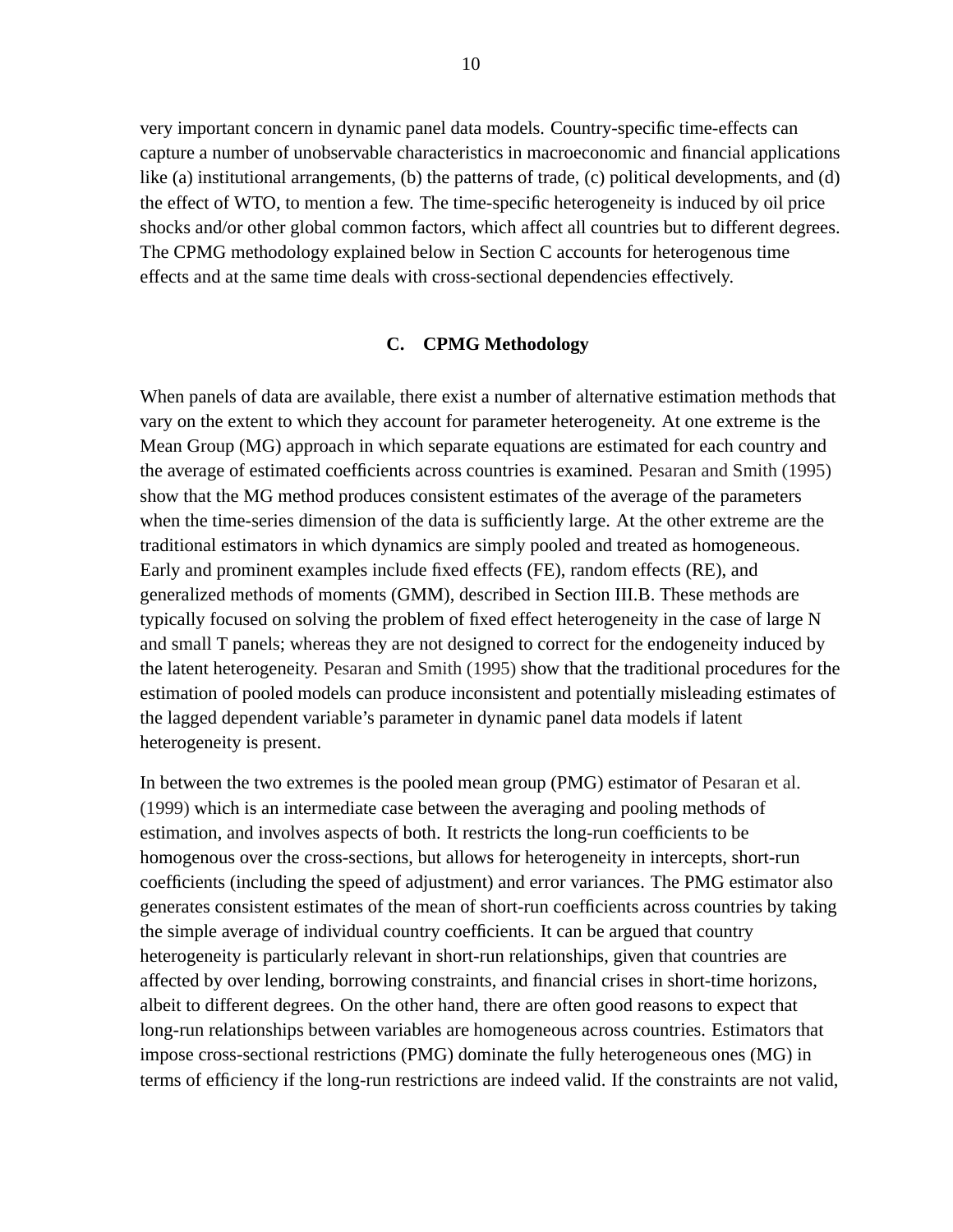very important concern in dynamic panel data models. Country-specific time-effects can capture a number of unobservable characteristics in macroeconomic and financial applications like (a) institutional arrangements, (b) the patterns of trade, (c) political developments, and (d) the effect of WTO, to mention a few. The time-specific heterogeneity is induced by oil price shocks and/or other global common factors, which affect all countries but to different degrees. The CPMG methodology explained below in Section C accounts for heterogenous time effects and at the same time deals with cross-sectional dependencies effectively.

### C. CPMG Methodology

When panels of data are available, there exist a number of alternative estimation methods that vary on the extent to which they account for parameter heterogeneity. At one extreme is the Mean Group (MG) approach in which separate equations are estimated for each country and the average of estimated coefficients across countries is examined. Pesaran and Smith (1995) show that the MG method produces consistent estimates of the average of the parameters when the time-series dimension of the data is sufficiently large. At the other extreme are the traditional estimators in which dynamics are simply pooled and treated as homogeneous. Early and prominent examples include fixed effects (FE), random effects (RE), and generalized methods of moments (GMM), described in Section III.B. These methods are typically focused on solving the problem of fixed effect heterogeneity in the case of large N and small T panels; whereas they are not designed to correct for the endogeneity induced by the latent heterogeneity. Pesaran and Smith (1995) show that the traditional procedures for the estimation of pooled models can produce inconsistent and potentially misleading estimates of the lagged dependent variable's parameter in dynamic panel data models if latent heterogeneity is present.

In between the two extremes is the pooled mean group (PMG) estimator of Pesaran et al. (1999) which is an intermediate case between the averaging and pooling methods of estimation, and involves aspects of both. It restricts the long-run coefficients to be homogenous over the cross-sections, but allows for heterogeneity in intercepts, short-run coefficients (including the speed of adjustment) and error variances. The PMG estimator also generates consistent estimates of the mean of short-run coefficients across countries by taking the simple average of individual country coefficients. It can be argued that country heterogeneity is particularly relevant in short-run relationships, given that countries are affected by over lending, borrowing constraints, and financial crises in short-time horizons, albeit to different degrees. On the other hand, there are often good reasons to expect that long-run relationships between variables are homogeneous across countries. Estimators that impose cross-sectional restrictions (PMG) dominate the fully heterogeneous ones (MG) in terms of efficiency if the long-run restrictions are indeed valid. If the constraints are not valid,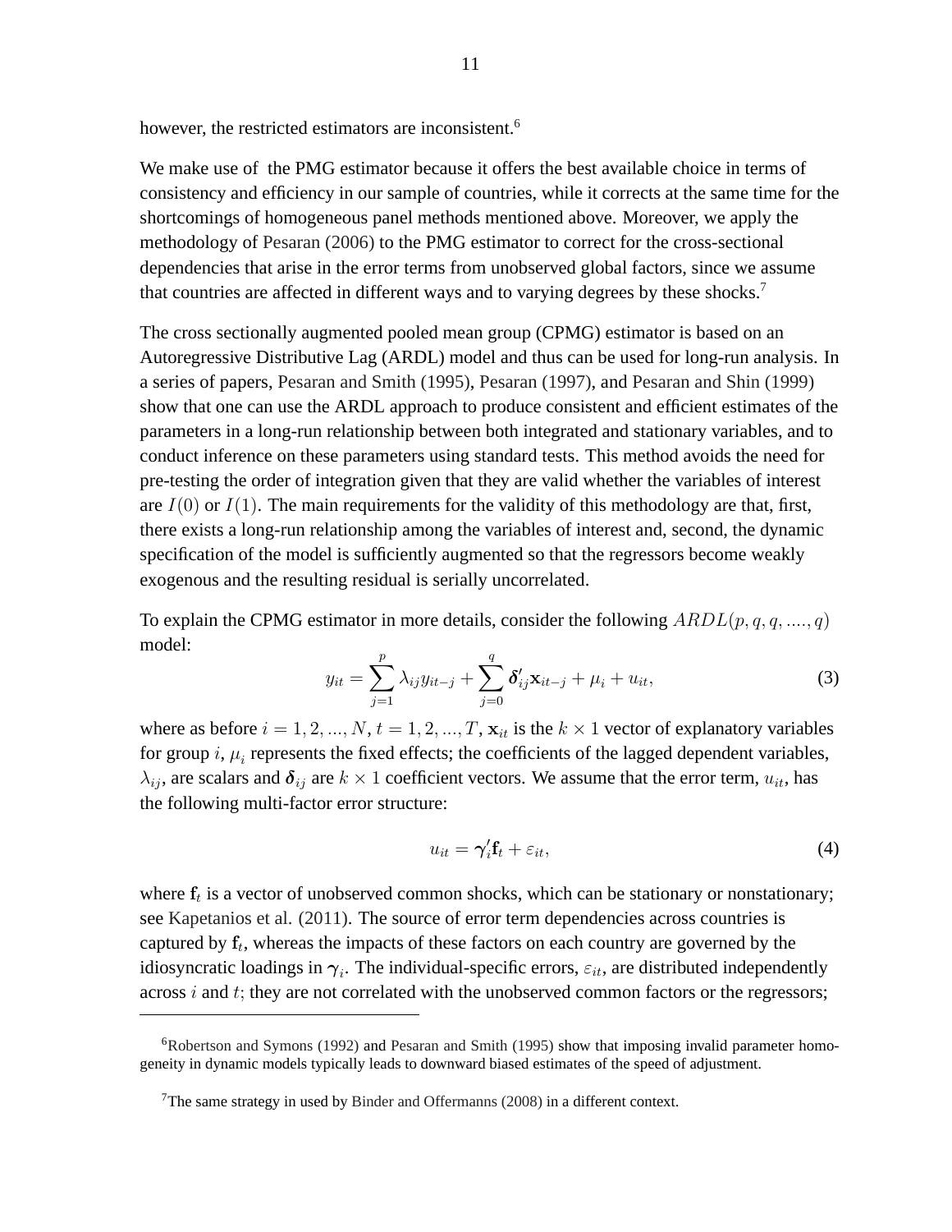however, the restricted estimators are inconsistent.[6]

We make use of the PMG estimator because it offers the best available choice in terms of consistency and efficiency in our sample of countries, while it corrects at the same time for the shortcomings of homogeneous panel methods mentioned above. Moreover, we apply the methodology of Pesaran (2006) to the PMG estimator to correct for the cross-sectional dependencies that arise in the error terms from unobserved global factors, since we assume that countries are affected in different ways and to varying degrees by these shocks.[7]

The cross sectionally augmented pooled mean group (CPMG) estimator is based on an Autoregressive Distributive Lag (ARDL) model and thus can be used for long-run analysis. In a series of papers, Pesaran and Smith (1995), Pesaran (1997), and Pesaran and Shin (1999) show that one can use the ARDL approach to produce consistent and efficient estimates of the parameters in a long-run relationship between both integrated and stationary variables, and to conduct inference on these parameters using standard tests. This method avoids the need for pre-testing the order of integration given that they are valid whether the variables of interest are $I(0)$ or $I(1)$. The main requirements for the validity of this methodology are that, first, there exists a long-run relationship among the variables of interest and, second, the dynamic specification of the model is sufficiently augmented so that the regressors become weakly exogenous and the resulting residual is serially uncorrelated.

To explain the CPMG estimator in more details, consider the following $ARDL(p, q, q, ...., q)$ model:

$$y_{it} = \sum_{j=1}^{p} \lambda_{ij} y_{it-j} + \sum_{j=0}^{q} \boldsymbol{\delta}'_{ij} \mathbf{x}_{it-j} + \mu_i + u_{it}, \tag{3}$$

where as before $i = 1, 2, ..., N$, $t = 1, 2, ..., T$, $\mathbf{x}_{it}$ is the $k \times 1$ vector of explanatory variables for group $i$, $\mu_i$ represents the fixed effects; the coefficients of the lagged dependent variables, $\lambda_{ij}$, are scalars and $\boldsymbol{\delta}_{ij}$ are $k \times 1$ coefficient vectors. We assume that the error term, $u_{it}$, has the following multi-factor error structure:

$$u_{it} = \boldsymbol{\gamma}'_i \mathbf{f}_t + \varepsilon_{it}, \tag{4}$$

where $\mathbf{f}_t$ is a vector of unobserved common shocks, which can be stationary or nonstationary; see Kapetanios et al. (2011). The source of error term dependencies across countries is captured by $\mathbf{f}_t$, whereas the impacts of these factors on each country are governed by the idiosyncratic loadings in $\boldsymbol{\gamma}_i$. The individual-specific errors, $\varepsilon_{it}$, are distributed independently across $i$ and $t$; they are not correlated with the unobserved common factors or the regressors;

[6] Robertson and Symons (1992) and Pesaran and Smith (1995) show that imposing invalid parameter homogeneity in dynamic models typically leads to downward biased estimates of the speed of adjustment.

[7] The same strategy in used by Binder and Offermanns (2008) in a different context.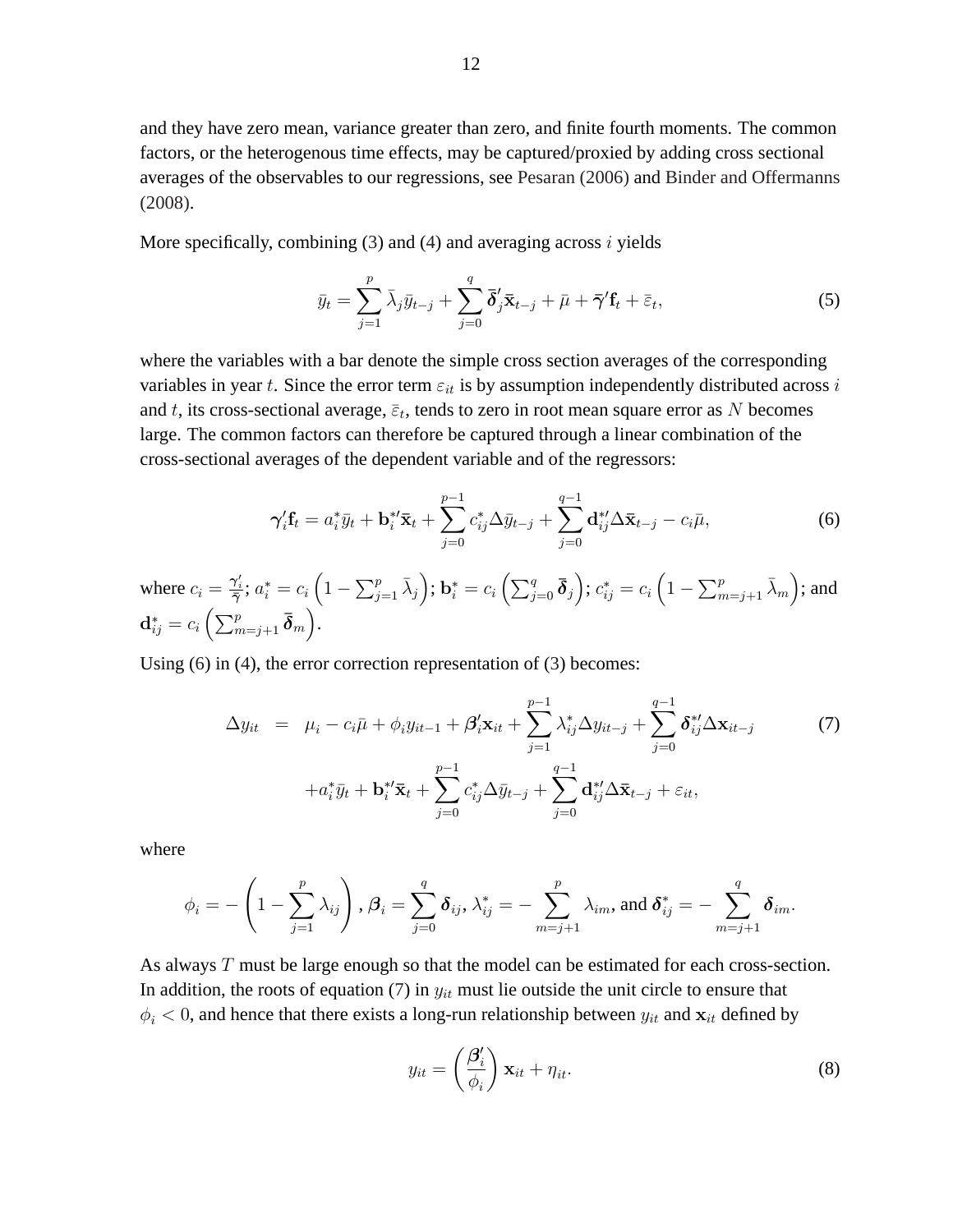and they have zero mean, variance greater than zero, and finite fourth moments. The common factors, or the heterogenous time effects, may be captured/proxied by adding cross sectional averages of the observables to our regressions, see Pesaran (2006) and Binder and Offermanns (2008).

More specifically, combining (3) and (4) and averaging across $i$ yields

$$\bar{y}_t = \sum_{j=1}^{p} \bar{\lambda}_j \bar{y}_{t-j} + \sum_{j=0}^{q} \bar{\boldsymbol{\delta}}'_j \bar{\mathbf{x}}_{t-j} + \bar{\mu} + \bar{\boldsymbol{\gamma}}' \mathbf{f}_t + \bar{\varepsilon}_t, \tag{5}$$

where the variables with a bar denote the simple cross section averages of the corresponding variables in year $t$. Since the error term $\varepsilon_{it}$ is by assumption independently distributed across $i$ and $t$, its cross-sectional average, $\bar{\varepsilon}_t$, tends to zero in root mean square error as $N$ becomes large. The common factors can therefore be captured through a linear combination of the cross-sectional averages of the dependent variable and of the regressors:

$$\boldsymbol{\gamma}'_i \mathbf{f}_t = a^*_i \bar{y}_t + \mathbf{b}^{*\prime}_i \bar{\mathbf{x}}_t + \sum_{j=0}^{p-1} c^*_{ij} \Delta \bar{y}_{t-j} + \sum_{j=0}^{q-1} \mathbf{d}^{*\prime}_{ij} \Delta \bar{\mathbf{x}}_{t-j} - c_i \bar{\mu}, \tag{6}$$

where $c_i = \frac{\boldsymbol{\gamma}'_i}{\bar{\boldsymbol{\gamma}}}$; $a^*_i = c_i \left(1 - \sum_{j=1}^{p} \bar{\lambda}_j\right)$; $\mathbf{b}^*_i = c_i \left(\sum_{j=0}^{q} \bar{\boldsymbol{\delta}}_j\right)$; $c^*_{ij} = c_i \left(1 - \sum_{m=j+1}^{p} \bar{\lambda}_m\right)$; and $\mathbf{d}^*_{ij} = c_i \left(\sum_{m=j+1}^{p} \bar{\boldsymbol{\delta}}_m\right)$.

Using (6) in (4), the error correction representation of (3) becomes:

$$\begin{aligned}
\Delta y_{it} &= \mu_i - c_i \bar{\mu} + \phi_i y_{it-1} + \boldsymbol{\beta}'_i \mathbf{x}_{it} + \sum_{j=1}^{p-1} \lambda^*_{ij} \Delta y_{it-j} + \sum_{j=0}^{q-1} \boldsymbol{\delta}^{*\prime}_{ij} \Delta \mathbf{x}_{it-j} \\
&\quad + a^*_i \bar{y}_t + \mathbf{b}^{*\prime}_i \bar{\mathbf{x}}_t + \sum_{j=0}^{p-1} c^*_{ij} \Delta \bar{y}_{t-j} + \sum_{j=0}^{q-1} \mathbf{d}^{*\prime}_{ij} \Delta \bar{\mathbf{x}}_{t-j} + \varepsilon_{it},
\end{aligned} \tag{7}$$

where

$$\phi_i = -\left(1 - \sum_{j=1}^{p} \lambda_{ij}\right), \; \boldsymbol{\beta}_i = \sum_{j=0}^{q} \boldsymbol{\delta}_{ij}, \; \lambda^*_{ij} = -\sum_{m=j+1}^{p} \lambda_{im}, \text{ and } \boldsymbol{\delta}^*_{ij} = -\sum_{m=j+1}^{q} \boldsymbol{\delta}_{im}.$$

As always $T$ must be large enough so that the model can be estimated for each cross-section. In addition, the roots of equation (7) in $y_{it}$ must lie outside the unit circle to ensure that $\phi_i < 0$, and hence that there exists a long-run relationship between $y_{it}$ and $\mathbf{x}_{it}$ defined by

$$y_{it} = \left(\frac{\boldsymbol{\beta}'_i}{\phi_i}\right) \mathbf{x}_{it} + \eta_{it}. \tag{8}$$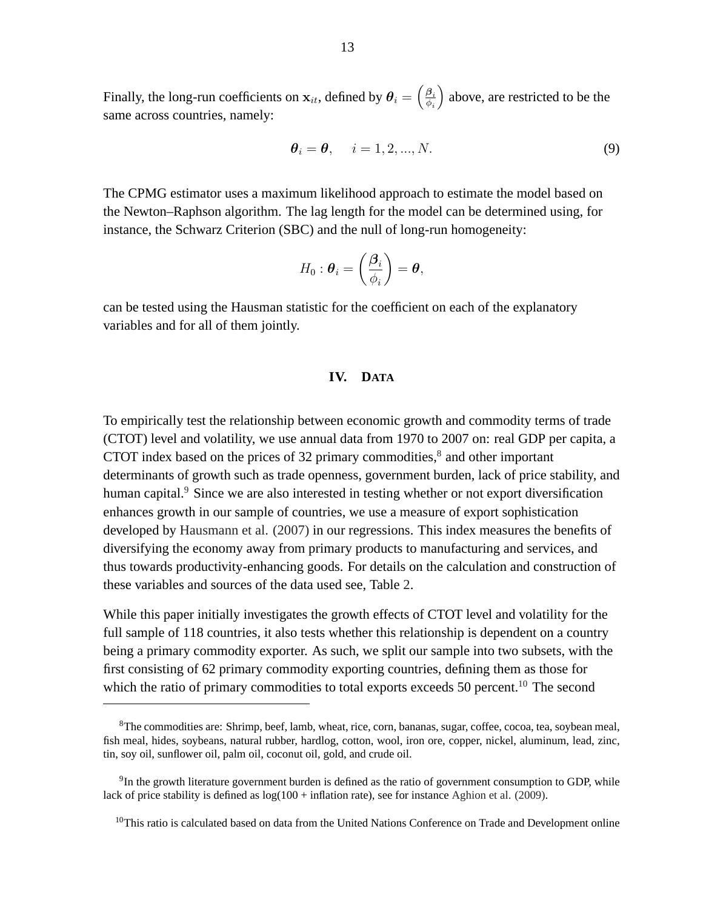Finally, the long-run coefficients on $\mathbf{x}_{it}$, defined by $\boldsymbol{\theta}_i = \left(\frac{\boldsymbol{\beta}_i}{\phi_i}\right)$ above, are restricted to be the same across countries, namely:

$$\boldsymbol{\theta}_i = \boldsymbol{\theta}, \quad i = 1, 2, ..., N. \tag{9}$$

The CPMG estimator uses a maximum likelihood approach to estimate the model based on the Newton–Raphson algorithm. The lag length for the model can be determined using, for instance, the Schwarz Criterion (SBC) and the null of long-run homogeneity:

$$H_0 : \boldsymbol{\theta}_i = \left(\frac{\boldsymbol{\beta}_i}{\phi_i}\right) = \boldsymbol{\theta},$$

can be tested using the Hausman statistic for the coefficient on each of the explanatory variables and for all of them jointly.

## IV. Data

To empirically test the relationship between economic growth and commodity terms of trade (CTOT) level and volatility, we use annual data from 1970 to 2007 on: real GDP per capita, a CTOT index based on the prices of 32 primary commodities,[8] and other important determinants of growth such as trade openness, government burden, lack of price stability, and human capital.[9] Since we are also interested in testing whether or not export diversification enhances growth in our sample of countries, we use a measure of export sophistication developed by Hausmann et al. (2007) in our regressions. This index measures the benefits of diversifying the economy away from primary products to manufacturing and services, and thus towards productivity-enhancing goods. For details on the calculation and construction of these variables and sources of the data used see, Table 2.

While this paper initially investigates the growth effects of CTOT level and volatility for the full sample of 118 countries, it also tests whether this relationship is dependent on a country being a primary commodity exporter. As such, we split our sample into two subsets, with the first consisting of 62 primary commodity exporting countries, defining them as those for which the ratio of primary commodities to total exports exceeds 50 percent.[10] The second

---

[8] The commodities are: Shrimp, beef, lamb, wheat, rice, corn, bananas, sugar, coffee, cocoa, tea, soybean meal, fish meal, hides, soybeans, natural rubber, hardlog, cotton, wool, iron ore, copper, nickel, aluminum, lead, zinc, tin, soy oil, sunflower oil, palm oil, coconut oil, gold, and crude oil.

[9] In the growth literature government burden is defined as the ratio of government consumption to GDP, while lack of price stability is defined as log(100 + inflation rate), see for instance Aghion et al. (2009).

[10] This ratio is calculated based on data from the United Nations Conference on Trade and Development online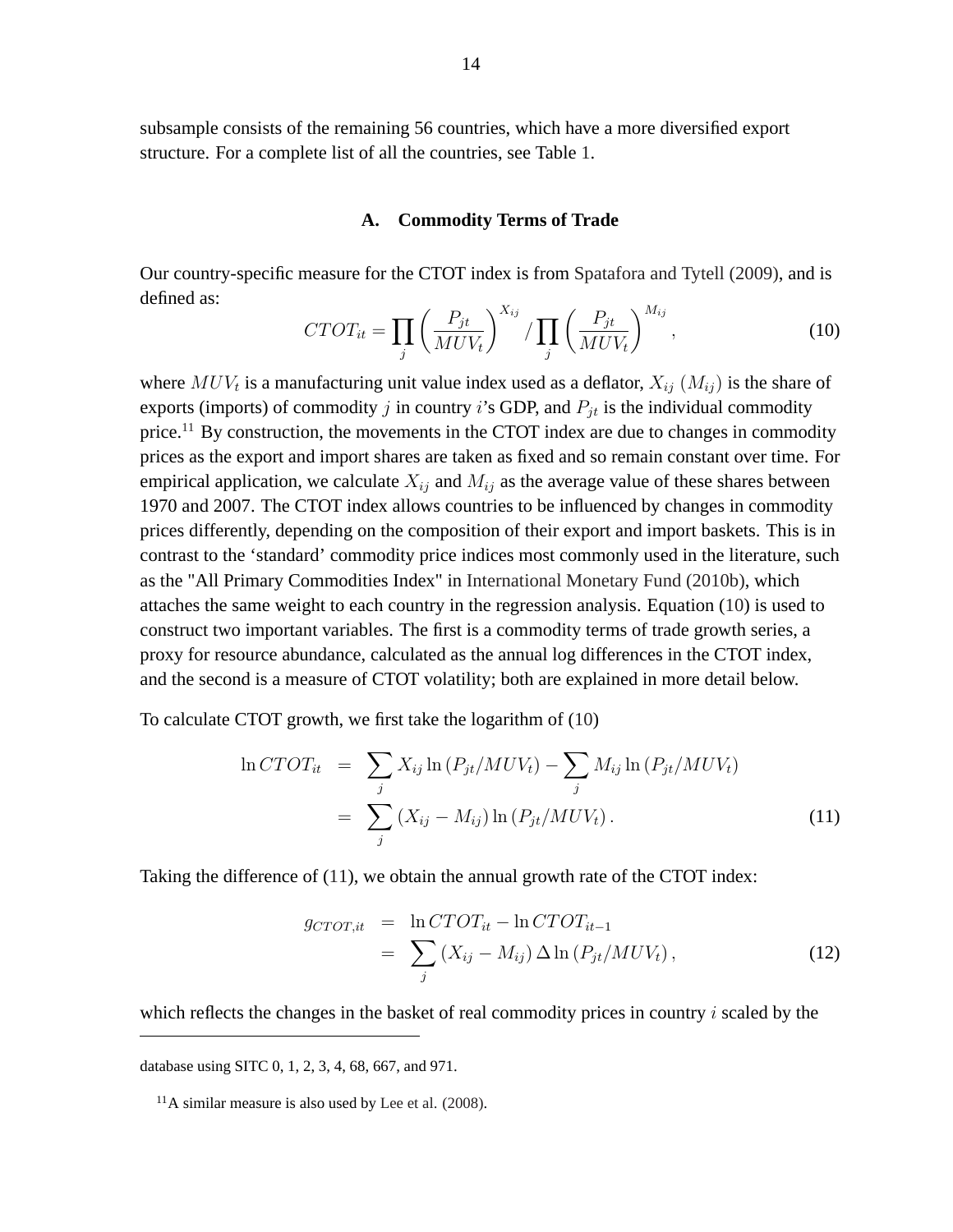subsample consists of the remaining 56 countries, which have a more diversified export structure. For a complete list of all the countries, see Table 1.

### A. Commodity Terms of Trade

Our country-specific measure for the CTOT index is from Spatafora and Tytell (2009), and is defined as:

$$CTOT_{it} = \prod_j \left( \frac{P_{jt}}{MUV_t} \right)^{X_{ij}} / \prod_j \left( \frac{P_{jt}}{MUV_t} \right)^{M_{ij}}, \tag{10}$$

where $MUV_t$ is a manufacturing unit value index used as a deflator, $X_{ij}$ $(M_{ij})$ is the share of exports (imports) of commodity $j$ in country $i$'s GDP, and $P_{jt}$ is the individual commodity price.[11] By construction, the movements in the CTOT index are due to changes in commodity prices as the export and import shares are taken as fixed and so remain constant over time. For empirical application, we calculate $X_{ij}$ and $M_{ij}$ as the average value of these shares between 1970 and 2007. The CTOT index allows countries to be influenced by changes in commodity prices differently, depending on the composition of their export and import baskets. This is in contrast to the 'standard' commodity price indices most commonly used in the literature, such as the "All Primary Commodities Index" in International Monetary Fund (2010b), which attaches the same weight to each country in the regression analysis. Equation (10) is used to construct two important variables. The first is a commodity terms of trade growth series, a proxy for resource abundance, calculated as the annual log differences in the CTOT index, and the second is a measure of CTOT volatility; both are explained in more detail below.

To calculate CTOT growth, we first take the logarithm of (10)

$$\begin{aligned} \ln CTOT_{it} &= \sum_j X_{ij} \ln \left( P_{jt}/MUV_t \right) - \sum_j M_{ij} \ln \left( P_{jt}/MUV_t \right) \\ &= \sum_j \left( X_{ij} - M_{ij} \right) \ln \left( P_{jt}/MUV_t \right). \end{aligned} \tag{11}$$

Taking the difference of (11), we obtain the annual growth rate of the CTOT index:

$$\begin{aligned} g_{CTOT,it} &= \ln CTOT_{it} - \ln CTOT_{it-1} \\ &= \sum_j \left( X_{ij} - M_{ij} \right) \Delta \ln \left( P_{jt}/MUV_t \right), \end{aligned} \tag{12}$$

which reflects the changes in the basket of real commodity prices in country $i$ scaled by the

---

database using SITC 0, 1, 2, 3, 4, 68, 667, and 971.

[11] A similar measure is also used by Lee et al. (2008).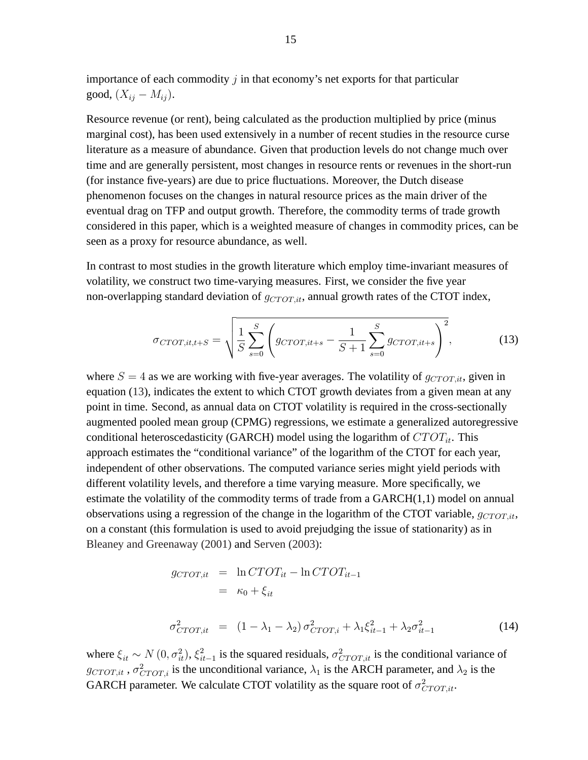importance of each commodity $j$ in that economy's net exports for that particular good, $(X_{ij} - M_{ij})$.

Resource revenue (or rent), being calculated as the production multiplied by price (minus marginal cost), has been used extensively in a number of recent studies in the resource curse literature as a measure of abundance. Given that production levels do not change much over time and are generally persistent, most changes in resource rents or revenues in the short-run (for instance five-years) are due to price fluctuations. Moreover, the Dutch disease phenomenon focuses on the changes in natural resource prices as the main driver of the eventual drag on TFP and output growth. Therefore, the commodity terms of trade growth considered in this paper, which is a weighted measure of changes in commodity prices, can be seen as a proxy for resource abundance, as well.

In contrast to most studies in the growth literature which employ time-invariant measures of volatility, we construct two time-varying measures. First, we consider the five year non-overlapping standard deviation of $g_{CTOT,it}$, annual growth rates of the CTOT index,

$$\sigma_{CTOT,it,t+S} = \sqrt{\frac{1}{S}\sum_{s=0}^{S}\left(g_{CTOT,it+s} - \frac{1}{S+1}\sum_{s=0}^{S} g_{CTOT,it+s}\right)^2}, \tag{13}$$

where $S = 4$ as we are working with five-year averages. The volatility of $g_{CTOT,it}$, given in equation (13), indicates the extent to which CTOT growth deviates from a given mean at any point in time. Second, as annual data on CTOT volatility is required in the cross-sectionally augmented pooled mean group (CPMG) regressions, we estimate a generalized autoregressive conditional heteroscedasticity (GARCH) model using the logarithm of $CTOT_{it}$. This approach estimates the "conditional variance" of the logarithm of the CTOT for each year, independent of other observations. The computed variance series might yield periods with different volatility levels, and therefore a time varying measure. More specifically, we estimate the volatility of the commodity terms of trade from a GARCH(1,1) model on annual observations using a regression of the change in the logarithm of the CTOT variable, $g_{CTOT,it}$, on a constant (this formulation is used to avoid prejudging the issue of stationarity) as in Bleaney and Greenaway (2001) and Serven (2003):

$$\begin{aligned} g_{CTOT,it} &= \ln CTOT_{it} - \ln CTOT_{it-1} \\ &= \kappa_0 + \xi_{it} \end{aligned}$$

$$\sigma^2_{CTOT,it} = (1 - \lambda_1 - \lambda_2)\,\sigma^2_{CTOT,i} + \lambda_1 \xi^2_{it-1} + \lambda_2 \sigma^2_{it-1} \tag{14}$$

where $\xi_{it} \sim N(0, \sigma^2_{it})$, $\xi^2_{it-1}$ is the squared residuals, $\sigma^2_{CTOT,it}$ is the conditional variance of $g_{CTOT,it}$, $\sigma^2_{CTOT,i}$ is the unconditional variance, $\lambda_1$ is the ARCH parameter, and $\lambda_2$ is the GARCH parameter. We calculate CTOT volatility as the square root of $\sigma^2_{CTOT,it}$.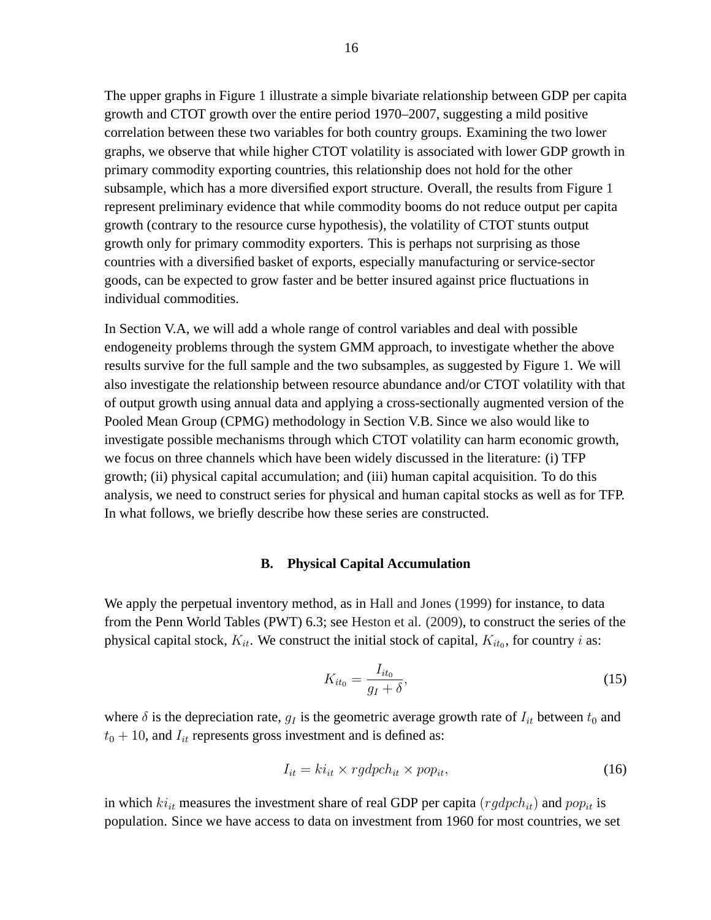The upper graphs in Figure 1 illustrate a simple bivariate relationship between GDP per capita growth and CTOT growth over the entire period 1970–2007, suggesting a mild positive correlation between these two variables for both country groups. Examining the two lower graphs, we observe that while higher CTOT volatility is associated with lower GDP growth in primary commodity exporting countries, this relationship does not hold for the other subsample, which has a more diversified export structure. Overall, the results from Figure 1 represent preliminary evidence that while commodity booms do not reduce output per capita growth (contrary to the resource curse hypothesis), the volatility of CTOT stunts output growth only for primary commodity exporters. This is perhaps not surprising as those countries with a diversified basket of exports, especially manufacturing or service-sector goods, can be expected to grow faster and be better insured against price fluctuations in individual commodities.

In Section V.A, we will add a whole range of control variables and deal with possible endogeneity problems through the system GMM approach, to investigate whether the above results survive for the full sample and the two subsamples, as suggested by Figure 1. We will also investigate the relationship between resource abundance and/or CTOT volatility with that of output growth using annual data and applying a cross-sectionally augmented version of the Pooled Mean Group (CPMG) methodology in Section V.B. Since we also would like to investigate possible mechanisms through which CTOT volatility can harm economic growth, we focus on three channels which have been widely discussed in the literature: (i) TFP growth; (ii) physical capital accumulation; and (iii) human capital acquisition. To do this analysis, we need to construct series for physical and human capital stocks as well as for TFP. In what follows, we briefly describe how these series are constructed.

### B. Physical Capital Accumulation

We apply the perpetual inventory method, as in Hall and Jones (1999) for instance, to data from the Penn World Tables (PWT) 6.3; see Heston et al. (2009), to construct the series of the physical capital stock, $K_{it}$. We construct the initial stock of capital, $K_{it_0}$, for country $i$ as:

$$K_{it_0} = \frac{I_{it_0}}{g_I + \delta}, \tag{15}$$

where $\delta$ is the depreciation rate, $g_I$ is the geometric average growth rate of $I_{it}$ between $t_0$ and $t_0 + 10$, and $I_{it}$ represents gross investment and is defined as:

$$I_{it} = ki_{it} \times rgdpch_{it} \times pop_{it}, \tag{16}$$

in which $ki_{it}$ measures the investment share of real GDP per capita $(rgdpch_{it})$ and $pop_{it}$ is population. Since we have access to data on investment from 1960 for most countries, we set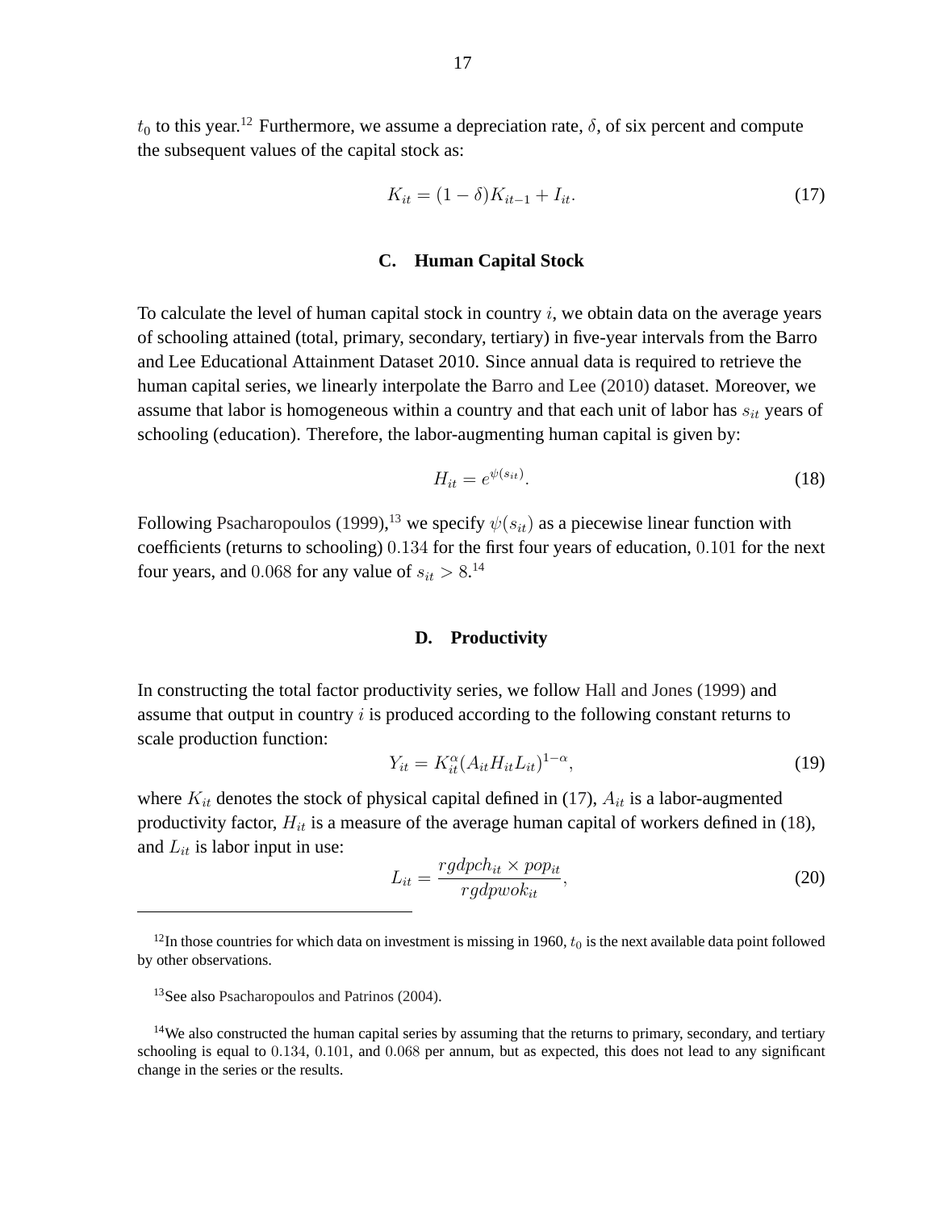$t_0$ to this year.[12] Furthermore, we assume a depreciation rate, $\delta$, of six percent and compute the subsequent values of the capital stock as:

$$K_{it} = (1 - \delta)K_{it-1} + I_{it}. \tag{17}$$

### C. Human Capital Stock

To calculate the level of human capital stock in country $i$, we obtain data on the average years of schooling attained (total, primary, secondary, tertiary) in five-year intervals from the Barro and Lee Educational Attainment Dataset 2010. Since annual data is required to retrieve the human capital series, we linearly interpolate the Barro and Lee (2010) dataset. Moreover, we assume that labor is homogeneous within a country and that each unit of labor has $s_{it}$ years of schooling (education). Therefore, the labor-augmenting human capital is given by:

$$H_{it} = e^{\psi(s_{it})}. \tag{18}$$

Following Psacharopoulos (1999),[13] we specify $\psi(s_{it})$ as a piecewise linear function with coefficients (returns to schooling) $0.134$ for the first four years of education, $0.101$ for the next four years, and $0.068$ for any value of $s_{it} > 8$.[14]

### D. Productivity

In constructing the total factor productivity series, we follow Hall and Jones (1999) and assume that output in country $i$ is produced according to the following constant returns to scale production function:

$$Y_{it} = K_{it}^{\alpha}(A_{it}H_{it}L_{it})^{1-\alpha}, \tag{19}$$

where $K_{it}$ denotes the stock of physical capital defined in (17), $A_{it}$ is a labor-augmented productivity factor, $H_{it}$ is a measure of the average human capital of workers defined in (18), and $L_{it}$ is labor input in use:

$$L_{it} = \frac{rgdpch_{it} \times pop_{it}}{rgdpwok_{it}}, \tag{20}$$

---

[12] In those countries for which data on investment is missing in 1960, $t_0$ is the next available data point followed by other observations.

[13] See also Psacharopoulos and Patrinos (2004).

[14] We also constructed the human capital series by assuming that the returns to primary, secondary, and tertiary schooling is equal to $0.134$, $0.101$, and $0.068$ per annum, but as expected, this does not lead to any significant change in the series or the results.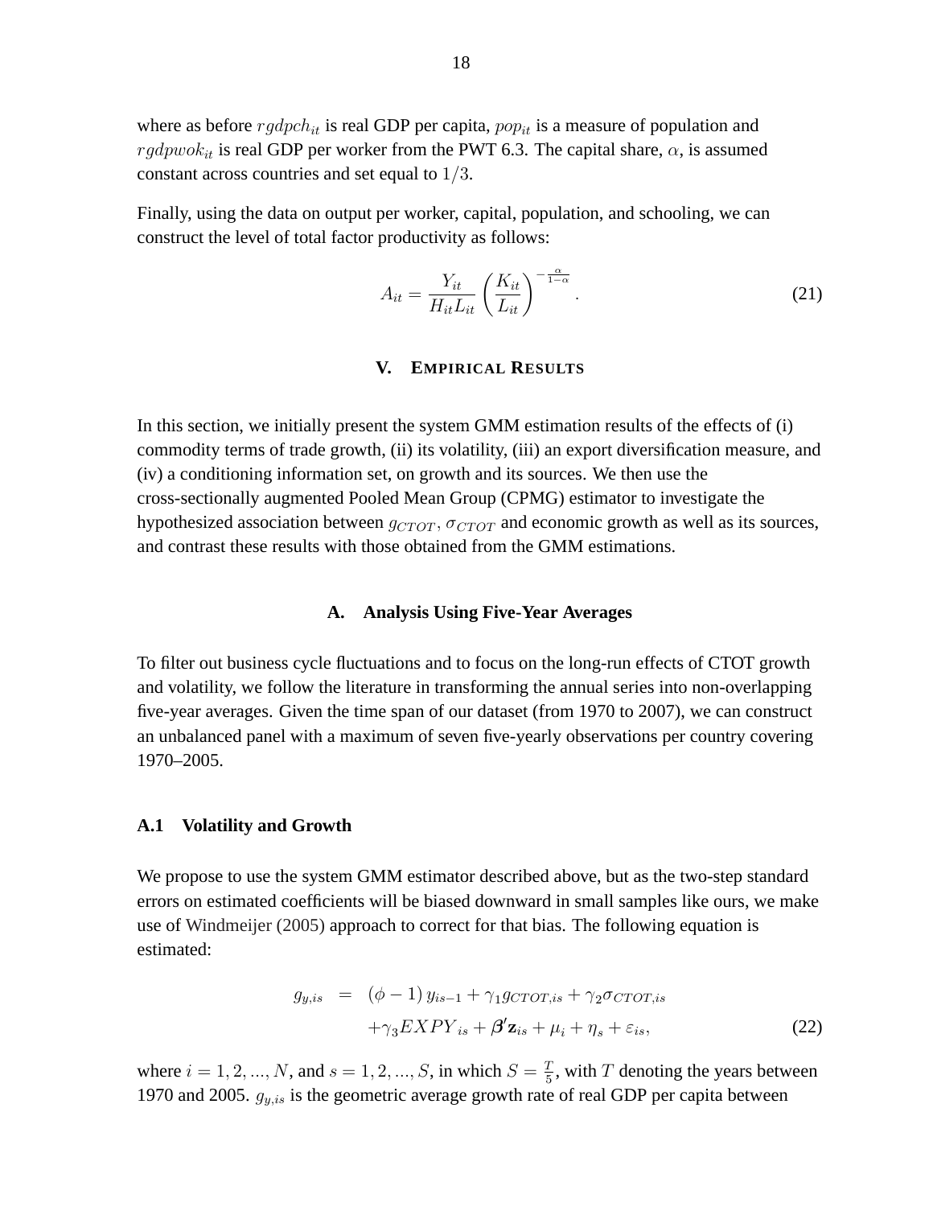where as before $rgdpch_{it}$ is real GDP per capita, $pop_{it}$ is a measure of population and $rgdpwok_{it}$ is real GDP per worker from the PWT 6.3. The capital share, $\alpha$, is assumed constant across countries and set equal to $1/3$.

Finally, using the data on output per worker, capital, population, and schooling, we can construct the level of total factor productivity as follows:

$$A_{it} = \frac{Y_{it}}{H_{it}L_{it}} \left(\frac{K_{it}}{L_{it}}\right)^{-\frac{\alpha}{1-\alpha}}. \tag{21}$$

## V. Empirical Results

In this section, we initially present the system GMM estimation results of the effects of (i) commodity terms of trade growth, (ii) its volatility, (iii) an export diversification measure, and (iv) a conditioning information set, on growth and its sources. We then use the cross-sectionally augmented Pooled Mean Group (CPMG) estimator to investigate the hypothesized association between $g_{CTOT}$, $\sigma_{CTOT}$ and economic growth as well as its sources, and contrast these results with those obtained from the GMM estimations.

### A. Analysis Using Five-Year Averages

To filter out business cycle fluctuations and to focus on the long-run effects of CTOT growth and volatility, we follow the literature in transforming the annual series into non-overlapping five-year averages. Given the time span of our dataset (from 1970 to 2007), we can construct an unbalanced panel with a maximum of seven five-yearly observations per country covering 1970–2005.

#### A.1 Volatility and Growth

We propose to use the system GMM estimator described above, but as the two-step standard errors on estimated coefficients will be biased downward in small samples like ours, we make use of Windmeijer (2005) approach to correct for that bias. The following equation is estimated:

$$\begin{aligned} g_{y,is} &= (\phi - 1)\, y_{is-1} + \gamma_1 g_{CTOT,is} + \gamma_2 \sigma_{CTOT,is} \\ &\quad + \gamma_3 EXPY_{is} + \boldsymbol{\beta}'\mathbf{z}_{is} + \mu_i + \eta_s + \varepsilon_{is}, \end{aligned} \tag{22}$$

where $i = 1, 2, ..., N$, and $s = 1, 2, ..., S$, in which $S = \frac{T}{5}$, with $T$ denoting the years between 1970 and 2005. $g_{y,is}$ is the geometric average growth rate of real GDP per capita between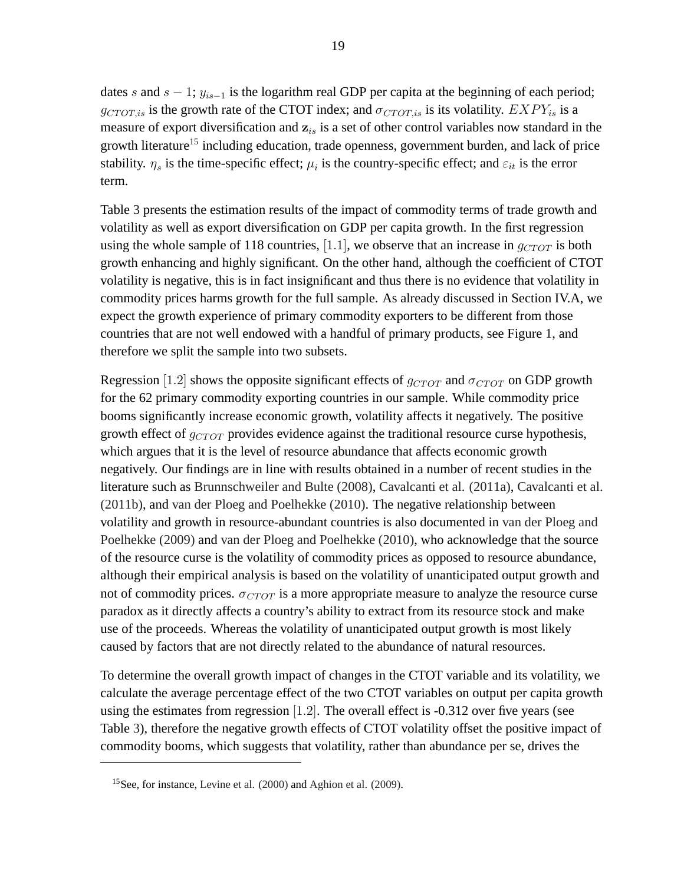dates $s$ and $s-1$; $y_{is-1}$ is the logarithm real GDP per capita at the beginning of each period; $g_{CTOT,is}$ is the growth rate of the CTOT index; and $\sigma_{CTOT,is}$ is its volatility. $EXPY_{is}$ is a measure of export diversification and $\mathbf{z}_{is}$ is a set of other control variables now standard in the growth literature[15] including education, trade openness, government burden, and lack of price stability. $\eta_s$ is the time-specific effect; $\mu_i$ is the country-specific effect; and $\varepsilon_{it}$ is the error term.

Table 3 presents the estimation results of the impact of commodity terms of trade growth and volatility as well as export diversification on GDP per capita growth. In the first regression using the whole sample of 118 countries, $[1.1]$, we observe that an increase in $g_{CTOT}$ is both growth enhancing and highly significant. On the other hand, although the coefficient of CTOT volatility is negative, this is in fact insignificant and thus there is no evidence that volatility in commodity prices harms growth for the full sample. As already discussed in Section IV.A, we expect the growth experience of primary commodity exporters to be different from those countries that are not well endowed with a handful of primary products, see Figure 1, and therefore we split the sample into two subsets.

Regression $[1.2]$ shows the opposite significant effects of $g_{CTOT}$ and $\sigma_{CTOT}$ on GDP growth for the 62 primary commodity exporting countries in our sample. While commodity price booms significantly increase economic growth, volatility affects it negatively. The positive growth effect of $g_{CTOT}$ provides evidence against the traditional resource curse hypothesis, which argues that it is the level of resource abundance that affects economic growth negatively. Our findings are in line with results obtained in a number of recent studies in the literature such as Brunnschweiler and Bulte (2008), Cavalcanti et al. (2011a), Cavalcanti et al. (2011b), and van der Ploeg and Poelhekke (2010). The negative relationship between volatility and growth in resource-abundant countries is also documented in van der Ploeg and Poelhekke (2009) and van der Ploeg and Poelhekke (2010), who acknowledge that the source of the resource curse is the volatility of commodity prices as opposed to resource abundance, although their empirical analysis is based on the volatility of unanticipated output growth and not of commodity prices. $\sigma_{CTOT}$ is a more appropriate measure to analyze the resource curse paradox as it directly affects a country's ability to extract from its resource stock and make use of the proceeds. Whereas the volatility of unanticipated output growth is most likely caused by factors that are not directly related to the abundance of natural resources.

To determine the overall growth impact of changes in the CTOT variable and its volatility, we calculate the average percentage effect of the two CTOT variables on output per capita growth using the estimates from regression $[1.2]$. The overall effect is -0.312 over five years (see Table 3), therefore the negative growth effects of CTOT volatility offset the positive impact of commodity booms, which suggests that volatility, rather than abundance per se, drives the

[15] See, for instance, Levine et al. (2000) and Aghion et al. (2009).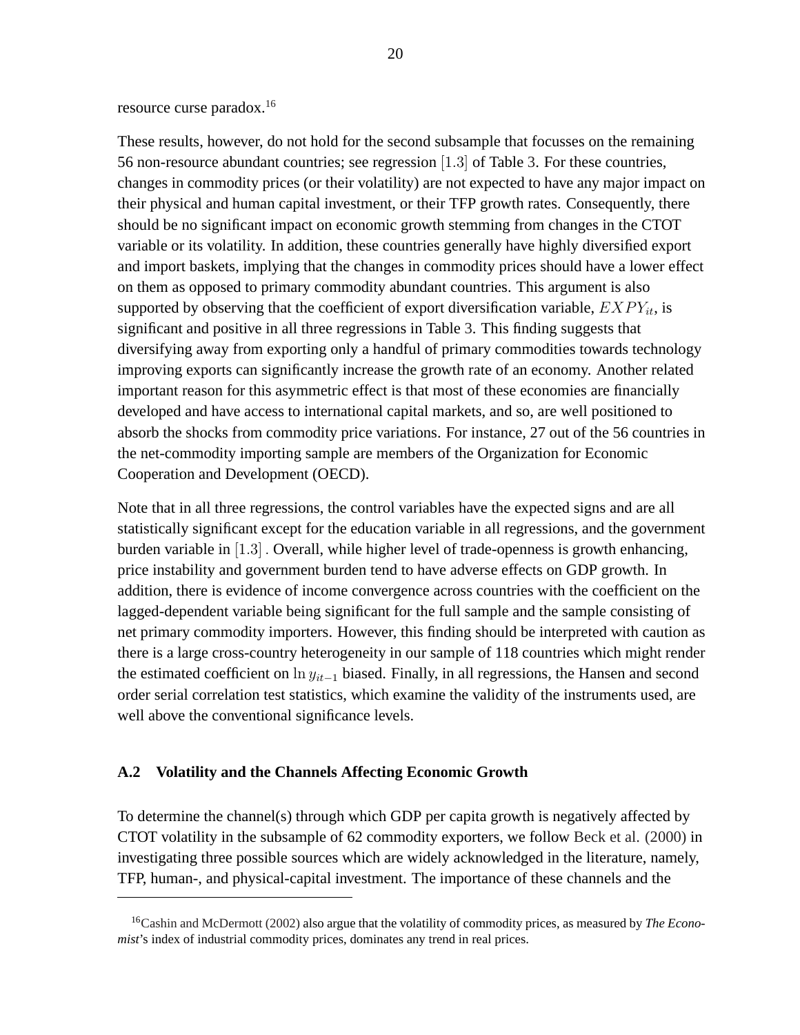resource curse paradox.[16]

These results, however, do not hold for the second subsample that focusses on the remaining 56 non-resource abundant countries; see regression $[1.3]$ of Table 3. For these countries, changes in commodity prices (or their volatility) are not expected to have any major impact on their physical and human capital investment, or their TFP growth rates. Consequently, there should be no significant impact on economic growth stemming from changes in the CTOT variable or its volatility. In addition, these countries generally have highly diversified export and import baskets, implying that the changes in commodity prices should have a lower effect on them as opposed to primary commodity abundant countries. This argument is also supported by observing that the coefficient of export diversification variable, $EXPY_{it}$, is significant and positive in all three regressions in Table 3. This finding suggests that diversifying away from exporting only a handful of primary commodities towards technology improving exports can significantly increase the growth rate of an economy. Another related important reason for this asymmetric effect is that most of these economies are financially developed and have access to international capital markets, and so, are well positioned to absorb the shocks from commodity price variations. For instance, 27 out of the 56 countries in the net-commodity importing sample are members of the Organization for Economic Cooperation and Development (OECD).

Note that in all three regressions, the control variables have the expected signs and are all statistically significant except for the education variable in all regressions, and the government burden variable in $[1.3]$. Overall, while higher level of trade-openness is growth enhancing, price instability and government burden tend to have adverse effects on GDP growth. In addition, there is evidence of income convergence across countries with the coefficient on the lagged-dependent variable being significant for the full sample and the sample consisting of net primary commodity importers. However, this finding should be interpreted with caution as there is a large cross-country heterogeneity in our sample of 118 countries which might render the estimated coefficient on $\ln y_{it-1}$ biased. Finally, in all regressions, the Hansen and second order serial correlation test statistics, which examine the validity of the instruments used, are well above the conventional significance levels.

### A.2 Volatility and the Channels Affecting Economic Growth

To determine the channel(s) through which GDP per capita growth is negatively affected by CTOT volatility in the subsample of 62 commodity exporters, we follow Beck et al. (2000) in investigating three possible sources which are widely acknowledged in the literature, namely, TFP, human-, and physical-capital investment. The importance of these channels and the

[16] Cashin and McDermott (2002) also argue that the volatility of commodity prices, as measured by *The Economist*'s index of industrial commodity prices, dominates any trend in real prices.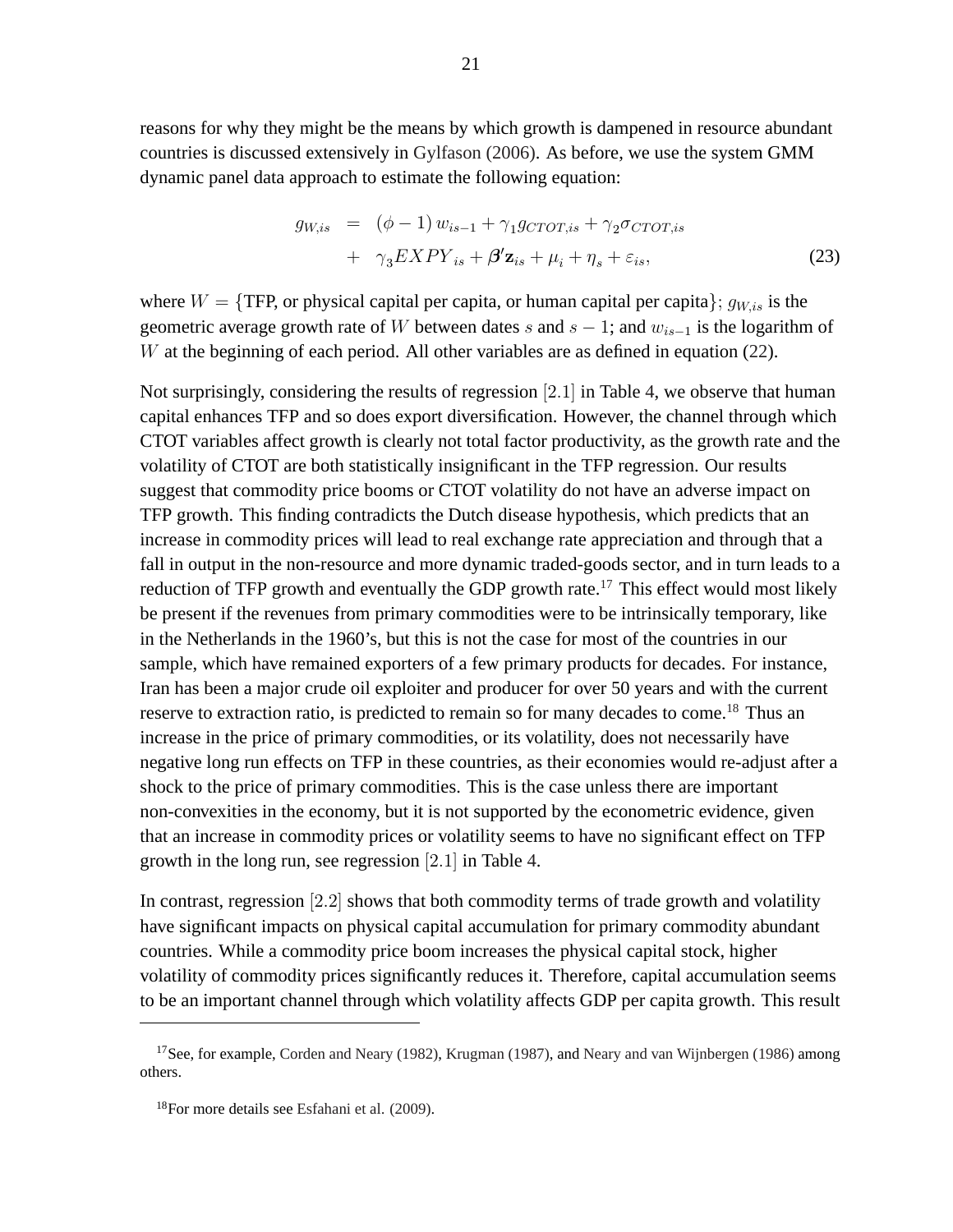reasons for why they might be the means by which growth is dampened in resource abundant countries is discussed extensively in Gylfason (2006). As before, we use the system GMM dynamic panel data approach to estimate the following equation:

$$
\begin{aligned}
g_{W,is} &= (\phi - 1) w_{is-1} + \gamma_1 g_{CTOT,is} + \gamma_2 \sigma_{CTOT,is} \\
&+ \gamma_3 EXPY_{is} + \boldsymbol{\beta}' \mathbf{z}_{is} + \mu_i + \eta_s + \varepsilon_{is},
\end{aligned}
\tag{23}
$$

where $W = \{\text{TFP, or physical capital per capita, or human capital per capita}\}$; $g_{W,is}$ is the geometric average growth rate of $W$ between dates $s$ and $s-1$; and $w_{is-1}$ is the logarithm of $W$ at the beginning of each period. All other variables are as defined in equation (22).

Not surprisingly, considering the results of regression $[2.1]$ in Table 4, we observe that human capital enhances TFP and so does export diversification. However, the channel through which CTOT variables affect growth is clearly not total factor productivity, as the growth rate and the volatility of CTOT are both statistically insignificant in the TFP regression. Our results suggest that commodity price booms or CTOT volatility do not have an adverse impact on TFP growth. This finding contradicts the Dutch disease hypothesis, which predicts that an increase in commodity prices will lead to real exchange rate appreciation and through that a fall in output in the non-resource and more dynamic traded-goods sector, and in turn leads to a reduction of TFP growth and eventually the GDP growth rate.[17] This effect would most likely be present if the revenues from primary commodities were to be intrinsically temporary, like in the Netherlands in the 1960's, but this is not the case for most of the countries in our sample, which have remained exporters of a few primary products for decades. For instance, Iran has been a major crude oil exploiter and producer for over 50 years and with the current reserve to extraction ratio, is predicted to remain so for many decades to come.[18] Thus an increase in the price of primary commodities, or its volatility, does not necessarily have negative long run effects on TFP in these countries, as their economies would re-adjust after a shock to the price of primary commodities. This is the case unless there are important non-convexities in the economy, but it is not supported by the econometric evidence, given that an increase in commodity prices or volatility seems to have no significant effect on TFP growth in the long run, see regression $[2.1]$ in Table 4.

In contrast, regression $[2.2]$ shows that both commodity terms of trade growth and volatility have significant impacts on physical capital accumulation for primary commodity abundant countries. While a commodity price boom increases the physical capital stock, higher volatility of commodity prices significantly reduces it. Therefore, capital accumulation seems to be an important channel through which volatility affects GDP per capita growth. This result

[17] See, for example, Corden and Neary (1982), Krugman (1987), and Neary and van Wijnbergen (1986) among others.

[18] For more details see Esfahani et al. (2009).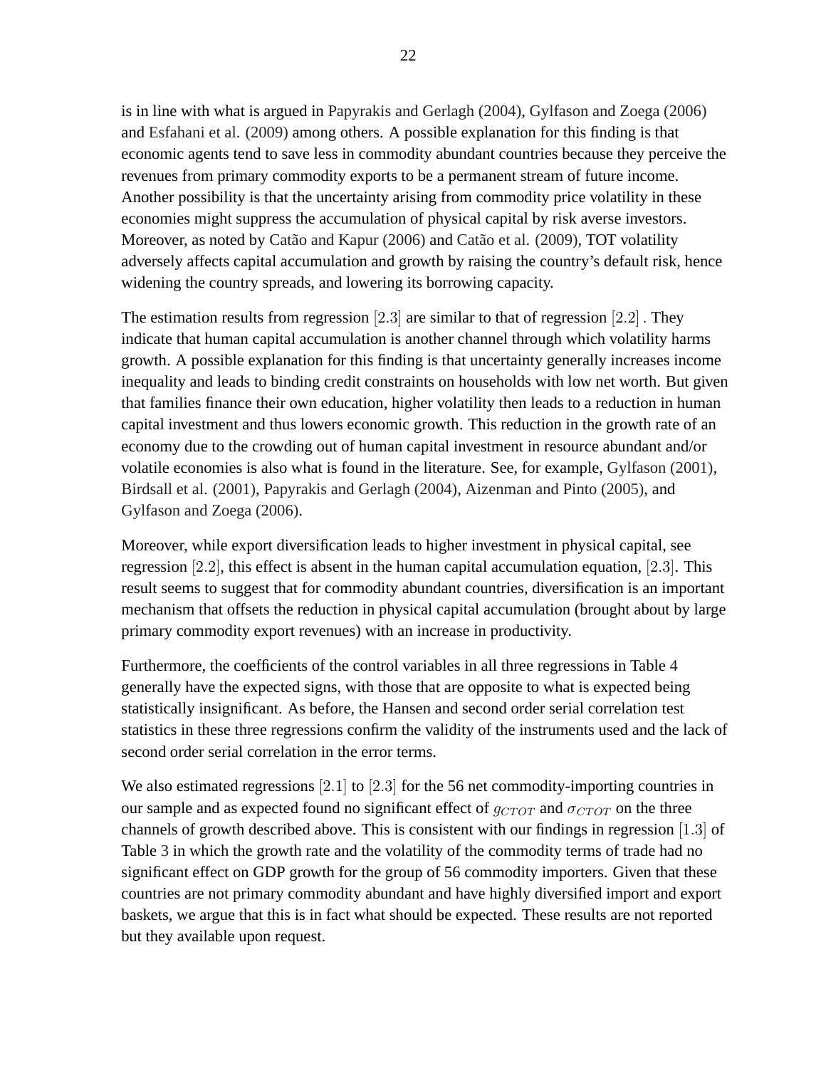is in line with what is argued in Papyrakis and Gerlagh (2004), Gylfason and Zoega (2006) and Esfahani et al. (2009) among others. A possible explanation for this finding is that economic agents tend to save less in commodity abundant countries because they perceive the revenues from primary commodity exports to be a permanent stream of future income. Another possibility is that the uncertainty arising from commodity price volatility in these economies might suppress the accumulation of physical capital by risk averse investors. Moreover, as noted by Catão and Kapur (2006) and Catão et al. (2009), TOT volatility adversely affects capital accumulation and growth by raising the country's default risk, hence widening the country spreads, and lowering its borrowing capacity.

The estimation results from regression $[2.3]$ are similar to that of regression $[2.2]$ . They indicate that human capital accumulation is another channel through which volatility harms growth. A possible explanation for this finding is that uncertainty generally increases income inequality and leads to binding credit constraints on households with low net worth. But given that families finance their own education, higher volatility then leads to a reduction in human capital investment and thus lowers economic growth. This reduction in the growth rate of an economy due to the crowding out of human capital investment in resource abundant and/or volatile economies is also what is found in the literature. See, for example, Gylfason (2001), Birdsall et al. (2001), Papyrakis and Gerlagh (2004), Aizenman and Pinto (2005), and Gylfason and Zoega (2006).

Moreover, while export diversification leads to higher investment in physical capital, see regression $[2.2]$, this effect is absent in the human capital accumulation equation, $[2.3]$. This result seems to suggest that for commodity abundant countries, diversification is an important mechanism that offsets the reduction in physical capital accumulation (brought about by large primary commodity export revenues) with an increase in productivity.

Furthermore, the coefficients of the control variables in all three regressions in Table 4 generally have the expected signs, with those that are opposite to what is expected being statistically insignificant. As before, the Hansen and second order serial correlation test statistics in these three regressions confirm the validity of the instruments used and the lack of second order serial correlation in the error terms.

We also estimated regressions $[2.1]$ to $[2.3]$ for the 56 net commodity-importing countries in our sample and as expected found no significant effect of $g_{CTOT}$ and $\sigma_{CTOT}$ on the three channels of growth described above. This is consistent with our findings in regression $[1.3]$ of Table 3 in which the growth rate and the volatility of the commodity terms of trade had no significant effect on GDP growth for the group of 56 commodity importers. Given that these countries are not primary commodity abundant and have highly diversified import and export baskets, we argue that this is in fact what should be expected. These results are not reported but they available upon request.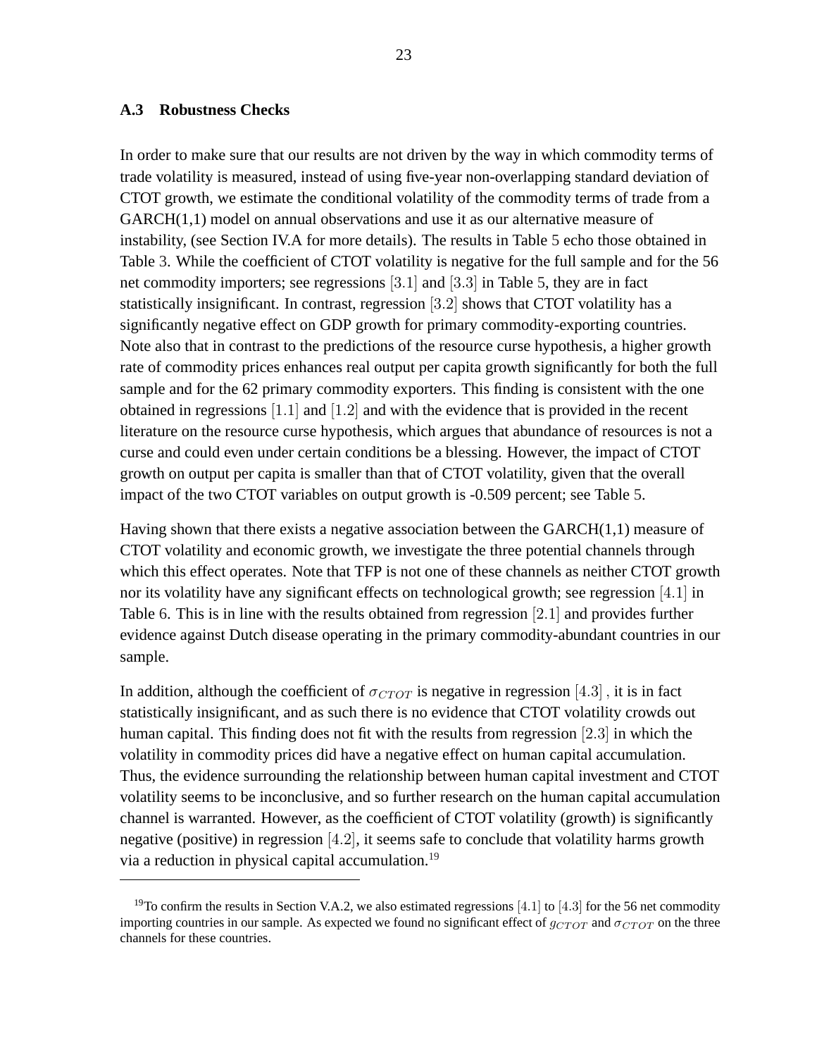### A.3 Robustness Checks

In order to make sure that our results are not driven by the way in which commodity terms of trade volatility is measured, instead of using five-year non-overlapping standard deviation of CTOT growth, we estimate the conditional volatility of the commodity terms of trade from a GARCH(1,1) model on annual observations and use it as our alternative measure of instability, (see Section IV.A for more details). The results in Table 5 echo those obtained in Table 3. While the coefficient of CTOT volatility is negative for the full sample and for the 56 net commodity importers; see regressions $[3.1]$ and $[3.3]$ in Table 5, they are in fact statistically insignificant. In contrast, regression $[3.2]$ shows that CTOT volatility has a significantly negative effect on GDP growth for primary commodity-exporting countries. Note also that in contrast to the predictions of the resource curse hypothesis, a higher growth rate of commodity prices enhances real output per capita growth significantly for both the full sample and for the 62 primary commodity exporters. This finding is consistent with the one obtained in regressions $[1.1]$ and $[1.2]$ and with the evidence that is provided in the recent literature on the resource curse hypothesis, which argues that abundance of resources is not a curse and could even under certain conditions be a blessing. However, the impact of CTOT growth on output per capita is smaller than that of CTOT volatility, given that the overall impact of the two CTOT variables on output growth is -0.509 percent; see Table 5.

Having shown that there exists a negative association between the GARCH(1,1) measure of CTOT volatility and economic growth, we investigate the three potential channels through which this effect operates. Note that TFP is not one of these channels as neither CTOT growth nor its volatility have any significant effects on technological growth; see regression $[4.1]$ in Table 6. This is in line with the results obtained from regression $[2.1]$ and provides further evidence against Dutch disease operating in the primary commodity-abundant countries in our sample.

In addition, although the coefficient of $\sigma_{CTOT}$ is negative in regression $[4.3]$ , it is in fact statistically insignificant, and as such there is no evidence that CTOT volatility crowds out human capital. This finding does not fit with the results from regression $[2.3]$ in which the volatility in commodity prices did have a negative effect on human capital accumulation. Thus, the evidence surrounding the relationship between human capital investment and CTOT volatility seems to be inconclusive, and so further research on the human capital accumulation channel is warranted. However, as the coefficient of CTOT volatility (growth) is significantly negative (positive) in regression $[4.2]$, it seems safe to conclude that volatility harms growth via a reduction in physical capital accumulation.[19]

[19] To confirm the results in Section V.A.2, we also estimated regressions $[4.1]$ to $[4.3]$ for the 56 net commodity importing countries in our sample. As expected we found no significant effect of $g_{CTOT}$ and $\sigma_{CTOT}$ on the three channels for these countries.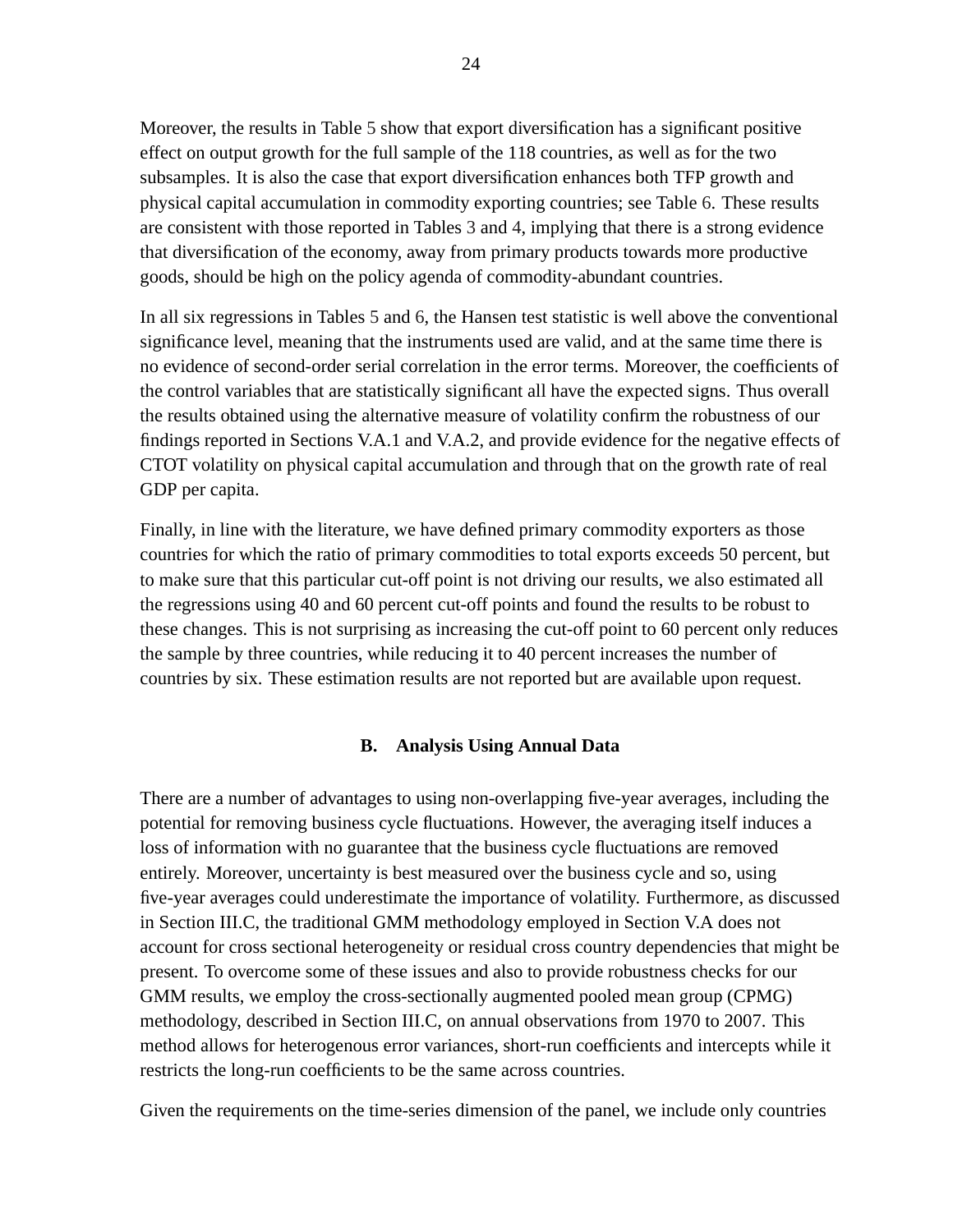Moreover, the results in Table 5 show that export diversification has a significant positive effect on output growth for the full sample of the 118 countries, as well as for the two subsamples. It is also the case that export diversification enhances both TFP growth and physical capital accumulation in commodity exporting countries; see Table 6. These results are consistent with those reported in Tables 3 and 4, implying that there is a strong evidence that diversification of the economy, away from primary products towards more productive goods, should be high on the policy agenda of commodity-abundant countries.

In all six regressions in Tables 5 and 6, the Hansen test statistic is well above the conventional significance level, meaning that the instruments used are valid, and at the same time there is no evidence of second-order serial correlation in the error terms. Moreover, the coefficients of the control variables that are statistically significant all have the expected signs. Thus overall the results obtained using the alternative measure of volatility confirm the robustness of our findings reported in Sections V.A.1 and V.A.2, and provide evidence for the negative effects of CTOT volatility on physical capital accumulation and through that on the growth rate of real GDP per capita.

Finally, in line with the literature, we have defined primary commodity exporters as those countries for which the ratio of primary commodities to total exports exceeds 50 percent, but to make sure that this particular cut-off point is not driving our results, we also estimated all the regressions using 40 and 60 percent cut-off points and found the results to be robust to these changes. This is not surprising as increasing the cut-off point to 60 percent only reduces the sample by three countries, while reducing it to 40 percent increases the number of countries by six. These estimation results are not reported but are available upon request.

### B. Analysis Using Annual Data

There are a number of advantages to using non-overlapping five-year averages, including the potential for removing business cycle fluctuations. However, the averaging itself induces a loss of information with no guarantee that the business cycle fluctuations are removed entirely. Moreover, uncertainty is best measured over the business cycle and so, using five-year averages could underestimate the importance of volatility. Furthermore, as discussed in Section III.C, the traditional GMM methodology employed in Section V.A does not account for cross sectional heterogeneity or residual cross country dependencies that might be present. To overcome some of these issues and also to provide robustness checks for our GMM results, we employ the cross-sectionally augmented pooled mean group (CPMG) methodology, described in Section III.C, on annual observations from 1970 to 2007. This method allows for heterogenous error variances, short-run coefficients and intercepts while it restricts the long-run coefficients to be the same across countries.

Given the requirements on the time-series dimension of the panel, we include only countries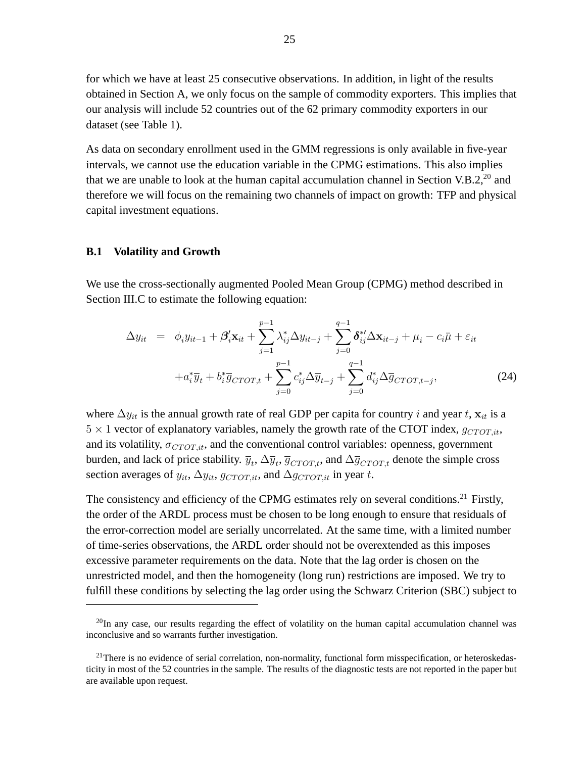for which we have at least 25 consecutive observations. In addition, in light of the results obtained in Section A, we only focus on the sample of commodity exporters. This implies that our analysis will include 52 countries out of the 62 primary commodity exporters in our dataset (see Table 1).

As data on secondary enrollment used in the GMM regressions is only available in five-year intervals, we cannot use the education variable in the CPMG estimations. This also implies that we are unable to look at the human capital accumulation channel in Section V.B.2,[20] and therefore we will focus on the remaining two channels of impact on growth: TFP and physical capital investment equations.

### B.1 Volatility and Growth

We use the cross-sectionally augmented Pooled Mean Group (CPMG) method described in Section III.C to estimate the following equation:

$$
\begin{aligned}
\Delta y_{it} &= \phi_i y_{it-1} + \boldsymbol{\beta}_i' \mathbf{x}_{it} + \sum_{j=1}^{p-1} \lambda_{ij}^* \Delta y_{it-j} + \sum_{j=0}^{q-1} \boldsymbol{\delta}_{ij}^{*\prime} \Delta \mathbf{x}_{it-j} + \mu_i - c_i \bar{\mu} + \varepsilon_{it} \\
&\quad + a_i^* \overline{y}_t + b_i^* \overline{g}_{CTOT,t} + \sum_{j=0}^{p-1} c_{ij}^* \Delta \overline{y}_{t-j} + \sum_{j=0}^{q-1} d_{ij}^* \Delta \overline{g}_{CTOT,t-j},
\end{aligned} \tag{24}
$$

where $\Delta y_{it}$ is the annual growth rate of real GDP per capita for country $i$ and year $t$, $\mathbf{x}_{it}$ is a $5 \times 1$ vector of explanatory variables, namely the growth rate of the CTOT index, $g_{CTOT,it}$, and its volatility, $\sigma_{CTOT,it}$, and the conventional control variables: openness, government burden, and lack of price stability. $\overline{y}_t$, $\Delta \overline{y}_t$, $\overline{g}_{CTOT,t}$, and $\Delta \overline{g}_{CTOT,t}$ denote the simple cross section averages of $y_{it}$, $\Delta y_{it}$, $g_{CTOT,it}$, and $\Delta g_{CTOT,it}$ in year $t$.

The consistency and efficiency of the CPMG estimates rely on several conditions.[21] Firstly, the order of the ARDL process must be chosen to be long enough to ensure that residuals of the error-correction model are serially uncorrelated. At the same time, with a limited number of time-series observations, the ARDL order should not be overextended as this imposes excessive parameter requirements on the data. Note that the lag order is chosen on the unrestricted model, and then the homogeneity (long run) restrictions are imposed. We try to fulfill these conditions by selecting the lag order using the Schwarz Criterion (SBC) subject to

---

[20] In any case, our results regarding the effect of volatility on the human capital accumulation channel was inconclusive and so warrants further investigation.

[21] There is no evidence of serial correlation, non-normality, functional form misspecification, or heteroskedasticity in most of the 52 countries in the sample. The results of the diagnostic tests are not reported in the paper but are available upon request.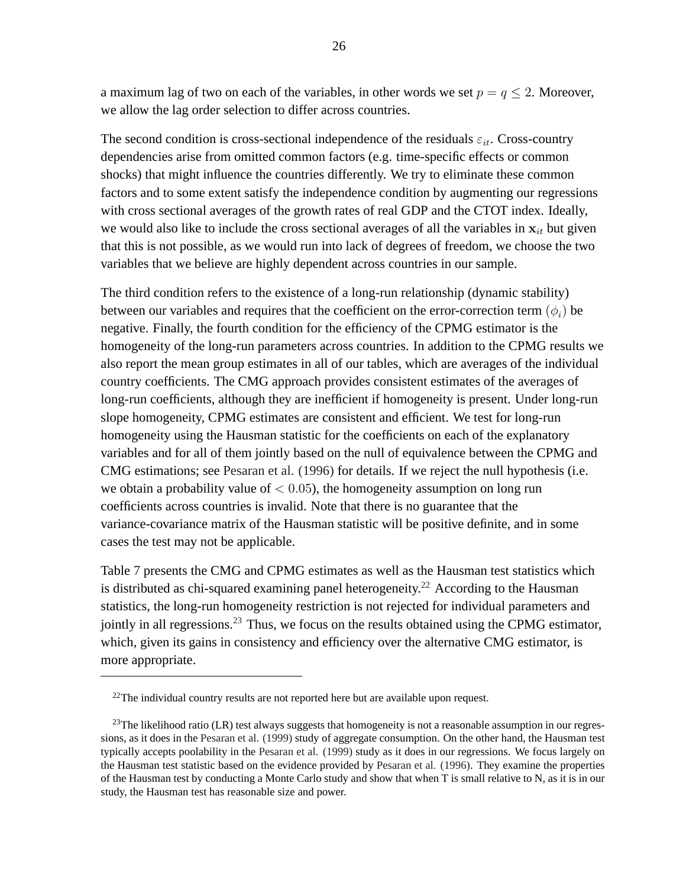a maximum lag of two on each of the variables, in other words we set $p = q \leq 2$. Moreover, we allow the lag order selection to differ across countries.

The second condition is cross-sectional independence of the residuals $\varepsilon_{it}$. Cross-country dependencies arise from omitted common factors (e.g. time-specific effects or common shocks) that might influence the countries differently. We try to eliminate these common factors and to some extent satisfy the independence condition by augmenting our regressions with cross sectional averages of the growth rates of real GDP and the CTOT index. Ideally, we would also like to include the cross sectional averages of all the variables in $\mathbf{x}_{it}$ but given that this is not possible, as we would run into lack of degrees of freedom, we choose the two variables that we believe are highly dependent across countries in our sample.

The third condition refers to the existence of a long-run relationship (dynamic stability) between our variables and requires that the coefficient on the error-correction term $(\phi_i)$ be negative. Finally, the fourth condition for the efficiency of the CPMG estimator is the homogeneity of the long-run parameters across countries. In addition to the CPMG results we also report the mean group estimates in all of our tables, which are averages of the individual country coefficients. The CMG approach provides consistent estimates of the averages of long-run coefficients, although they are inefficient if homogeneity is present. Under long-run slope homogeneity, CPMG estimates are consistent and efficient. We test for long-run homogeneity using the Hausman statistic for the coefficients on each of the explanatory variables and for all of them jointly based on the null of equivalence between the CPMG and CMG estimations; see Pesaran et al. (1996) for details. If we reject the null hypothesis (i.e. we obtain a probability value of $< 0.05$), the homogeneity assumption on long run coefficients across countries is invalid. Note that there is no guarantee that the variance-covariance matrix of the Hausman statistic will be positive definite, and in some cases the test may not be applicable.

Table 7 presents the CMG and CPMG estimates as well as the Hausman test statistics which is distributed as chi-squared examining panel heterogeneity.[22] According to the Hausman statistics, the long-run homogeneity restriction is not rejected for individual parameters and jointly in all regressions.[23] Thus, we focus on the results obtained using the CPMG estimator, which, given its gains in consistency and efficiency over the alternative CMG estimator, is more appropriate.

---

[22] The individual country results are not reported here but are available upon request.

[23] The likelihood ratio (LR) test always suggests that homogeneity is not a reasonable assumption in our regressions, as it does in the Pesaran et al. (1999) study of aggregate consumption. On the other hand, the Hausman test typically accepts poolability in the Pesaran et al. (1999) study as it does in our regressions. We focus largely on the Hausman test statistic based on the evidence provided by Pesaran et al. (1996). They examine the properties of the Hausman test by conducting a Monte Carlo study and show that when T is small relative to N, as it is in our study, the Hausman test has reasonable size and power.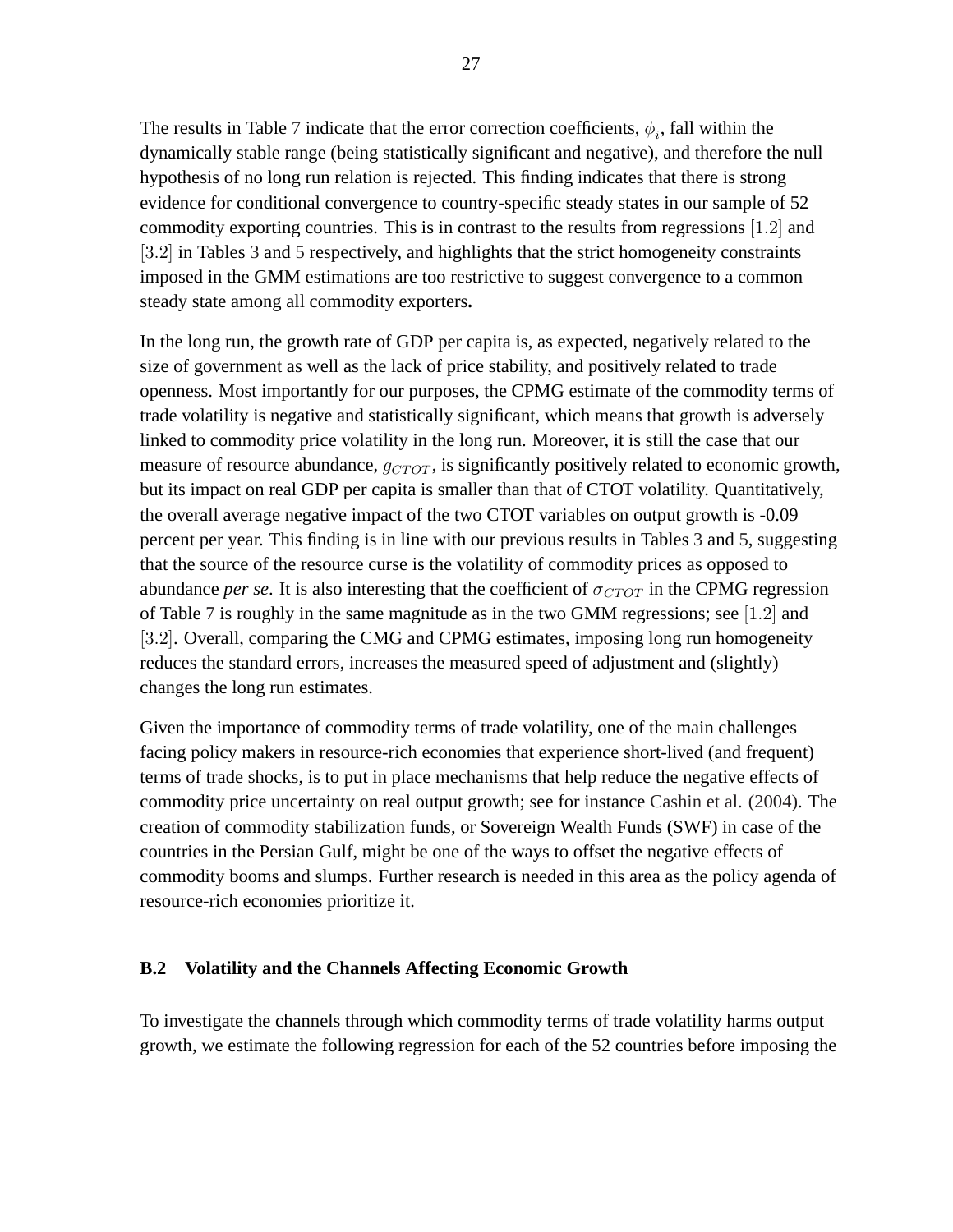The results in Table 7 indicate that the error correction coefficients, $\phi_i$, fall within the dynamically stable range (being statistically significant and negative), and therefore the null hypothesis of no long run relation is rejected. This finding indicates that there is strong evidence for conditional convergence to country-specific steady states in our sample of 52 commodity exporting countries. This is in contrast to the results from regressions $[1.2]$ and $[3.2]$ in Tables 3 and 5 respectively, and highlights that the strict homogeneity constraints imposed in the GMM estimations are too restrictive to suggest convergence to a common steady state among all commodity exporters**.**

In the long run, the growth rate of GDP per capita is, as expected, negatively related to the size of government as well as the lack of price stability, and positively related to trade openness. Most importantly for our purposes, the CPMG estimate of the commodity terms of trade volatility is negative and statistically significant, which means that growth is adversely linked to commodity price volatility in the long run. Moreover, it is still the case that our measure of resource abundance, $g_{CTOT}$, is significantly positively related to economic growth, but its impact on real GDP per capita is smaller than that of CTOT volatility. Quantitatively, the overall average negative impact of the two CTOT variables on output growth is -0.09 percent per year. This finding is in line with our previous results in Tables 3 and 5, suggesting that the source of the resource curse is the volatility of commodity prices as opposed to abundance *per se*. It is also interesting that the coefficient of $\sigma_{CTOT}$ in the CPMG regression of Table 7 is roughly in the same magnitude as in the two GMM regressions; see $[1.2]$ and $[3.2]$. Overall, comparing the CMG and CPMG estimates, imposing long run homogeneity reduces the standard errors, increases the measured speed of adjustment and (slightly) changes the long run estimates.

Given the importance of commodity terms of trade volatility, one of the main challenges facing policy makers in resource-rich economies that experience short-lived (and frequent) terms of trade shocks, is to put in place mechanisms that help reduce the negative effects of commodity price uncertainty on real output growth; see for instance Cashin et al. (2004). The creation of commodity stabilization funds, or Sovereign Wealth Funds (SWF) in case of the countries in the Persian Gulf, might be one of the ways to offset the negative effects of commodity booms and slumps. Further research is needed in this area as the policy agenda of resource-rich economies prioritize it.

### B.2 Volatility and the Channels Affecting Economic Growth

To investigate the channels through which commodity terms of trade volatility harms output growth, we estimate the following regression for each of the 52 countries before imposing the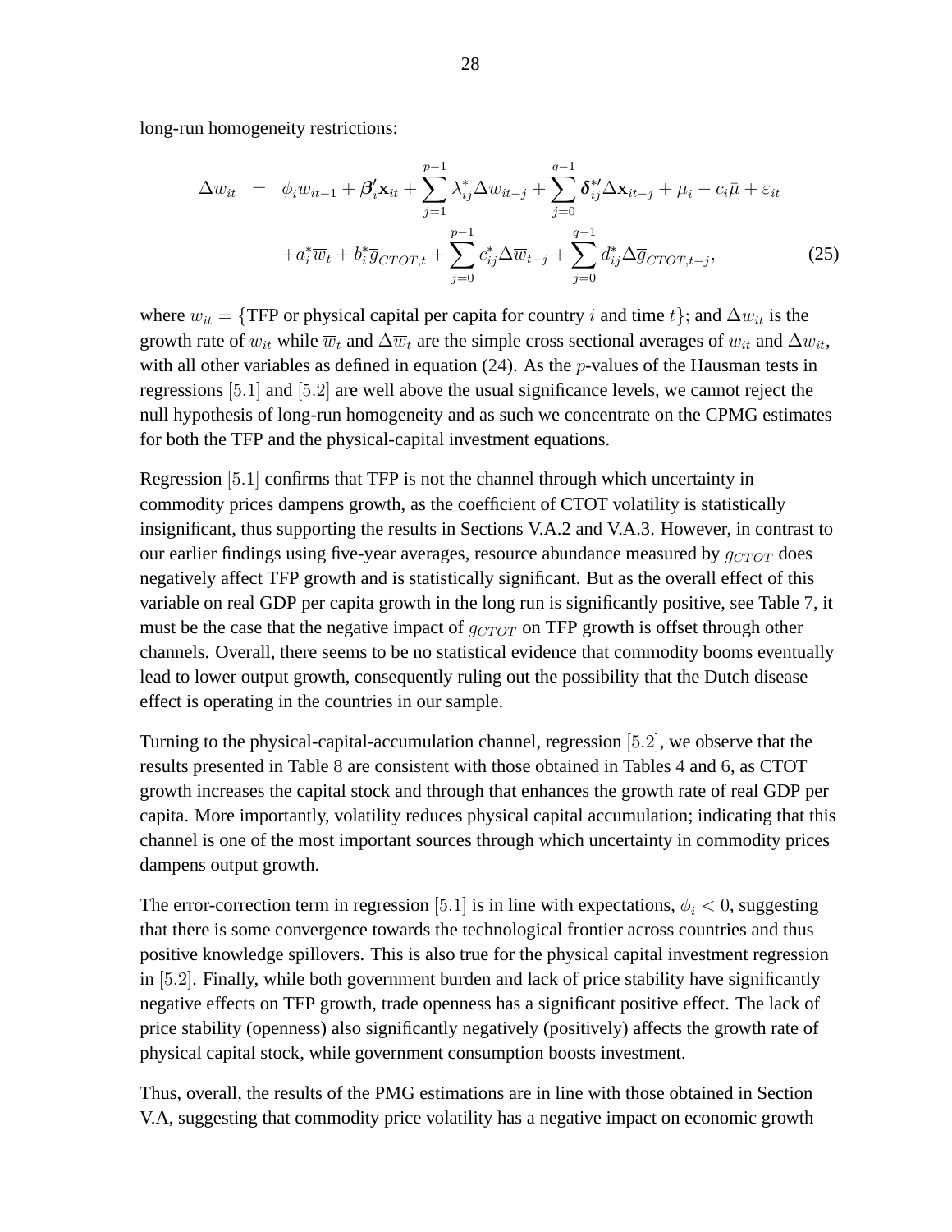long-run homogeneity restrictions:

$$
\begin{aligned}
\Delta w_{it} &= \phi_i w_{it-1} + \boldsymbol{\beta}_i' \mathbf{x}_{it} + \sum_{j=1}^{p-1} \lambda_{ij}^* \Delta w_{it-j} + \sum_{j=0}^{q-1} \boldsymbol{\delta}_{ij}^{*\prime} \Delta \mathbf{x}_{it-j} + \mu_i - c_i \bar{\mu} + \varepsilon_{it} \\
&\quad + a_i^* \overline{w}_t + b_i^* \overline{g}_{CTOT,t} + \sum_{j=0}^{p-1} c_{ij}^* \Delta \overline{w}_{t-j} + \sum_{j=0}^{q-1} d_{ij}^* \Delta \overline{g}_{CTOT,t-j}, \qquad (25)
\end{aligned}
$$

where $w_{it} = \{$TFP or physical capital per capita for country $i$ and time $t\}$; and $\Delta w_{it}$ is the growth rate of $w_{it}$ while $\overline{w}_t$ and $\Delta\overline{w}_t$ are the simple cross sectional averages of $w_{it}$ and $\Delta w_{it}$, with all other variables as defined in equation (24). As the $p$-values of the Hausman tests in regressions [5.1] and [5.2] are well above the usual significance levels, we cannot reject the null hypothesis of long-run homogeneity and as such we concentrate on the CPMG estimates for both the TFP and the physical-capital investment equations.

Regression [5.1] confirms that TFP is not the channel through which uncertainty in commodity prices dampens growth, as the coefficient of CTOT volatility is statistically insignificant, thus supporting the results in Sections V.A.2 and V.A.3. However, in contrast to our earlier findings using five-year averages, resource abundance measured by $g_{CTOT}$ does negatively affect TFP growth and is statistically significant. But as the overall effect of this variable on real GDP per capita growth in the long run is significantly positive, see Table 7, it must be the case that the negative impact of $g_{CTOT}$ on TFP growth is offset through other channels. Overall, there seems to be no statistical evidence that commodity booms eventually lead to lower output growth, consequently ruling out the possibility that the Dutch disease effect is operating in the countries in our sample.

Turning to the physical-capital-accumulation channel, regression [5.2], we observe that the results presented in Table 8 are consistent with those obtained in Tables 4 and 6, as CTOT growth increases the capital stock and through that enhances the growth rate of real GDP per capita. More importantly, volatility reduces physical capital accumulation; indicating that this channel is one of the most important sources through which uncertainty in commodity prices dampens output growth.

The error-correction term in regression [5.1] is in line with expectations, $\phi_i < 0$, suggesting that there is some convergence towards the technological frontier across countries and thus positive knowledge spillovers. This is also true for the physical capital investment regression in [5.2]. Finally, while both government burden and lack of price stability have significantly negative effects on TFP growth, trade openness has a significant positive effect. The lack of price stability (openness) also significantly negatively (positively) affects the growth rate of physical capital stock, while government consumption boosts investment.

Thus, overall, the results of the PMG estimations are in line with those obtained in Section V.A, suggesting that commodity price volatility has a negative impact on economic growth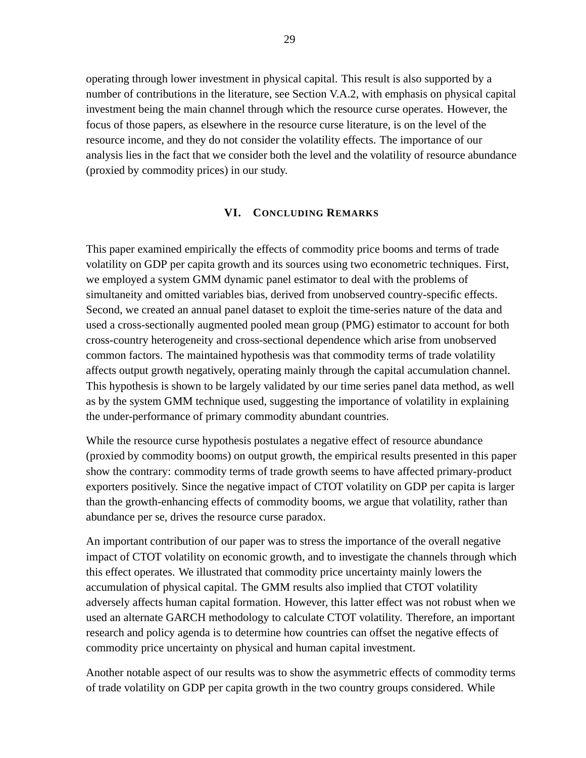operating through lower investment in physical capital. This result is also supported by a number of contributions in the literature, see Section V.A.2, with emphasis on physical capital investment being the main channel through which the resource curse operates. However, the focus of those papers, as elsewhere in the resource curse literature, is on the level of the resource income, and they do not consider the volatility effects. The importance of our analysis lies in the fact that we consider both the level and the volatility of resource abundance (proxied by commodity prices) in our study.

## VI. Concluding Remarks

This paper examined empirically the effects of commodity price booms and terms of trade volatility on GDP per capita growth and its sources using two econometric techniques. First, we employed a system GMM dynamic panel estimator to deal with the problems of simultaneity and omitted variables bias, derived from unobserved country-specific effects. Second, we created an annual panel dataset to exploit the time-series nature of the data and used a cross-sectionally augmented pooled mean group (PMG) estimator to account for both cross-country heterogeneity and cross-sectional dependence which arise from unobserved common factors. The maintained hypothesis was that commodity terms of trade volatility affects output growth negatively, operating mainly through the capital accumulation channel. This hypothesis is shown to be largely validated by our time series panel data method, as well as by the system GMM technique used, suggesting the importance of volatility in explaining the under-performance of primary commodity abundant countries.

While the resource curse hypothesis postulates a negative effect of resource abundance (proxied by commodity booms) on output growth, the empirical results presented in this paper show the contrary: commodity terms of trade growth seems to have affected primary-product exporters positively. Since the negative impact of CTOT volatility on GDP per capita is larger than the growth-enhancing effects of commodity booms, we argue that volatility, rather than abundance per se, drives the resource curse paradox.

An important contribution of our paper was to stress the importance of the overall negative impact of CTOT volatility on economic growth, and to investigate the channels through which this effect operates. We illustrated that commodity price uncertainty mainly lowers the accumulation of physical capital. The GMM results also implied that CTOT volatility adversely affects human capital formation. However, this latter effect was not robust when we used an alternate GARCH methodology to calculate CTOT volatility. Therefore, an important research and policy agenda is to determine how countries can offset the negative effects of commodity price uncertainty on physical and human capital investment.

Another notable aspect of our results was to show the asymmetric effects of commodity terms of trade volatility on GDP per capita growth in the two country groups considered. While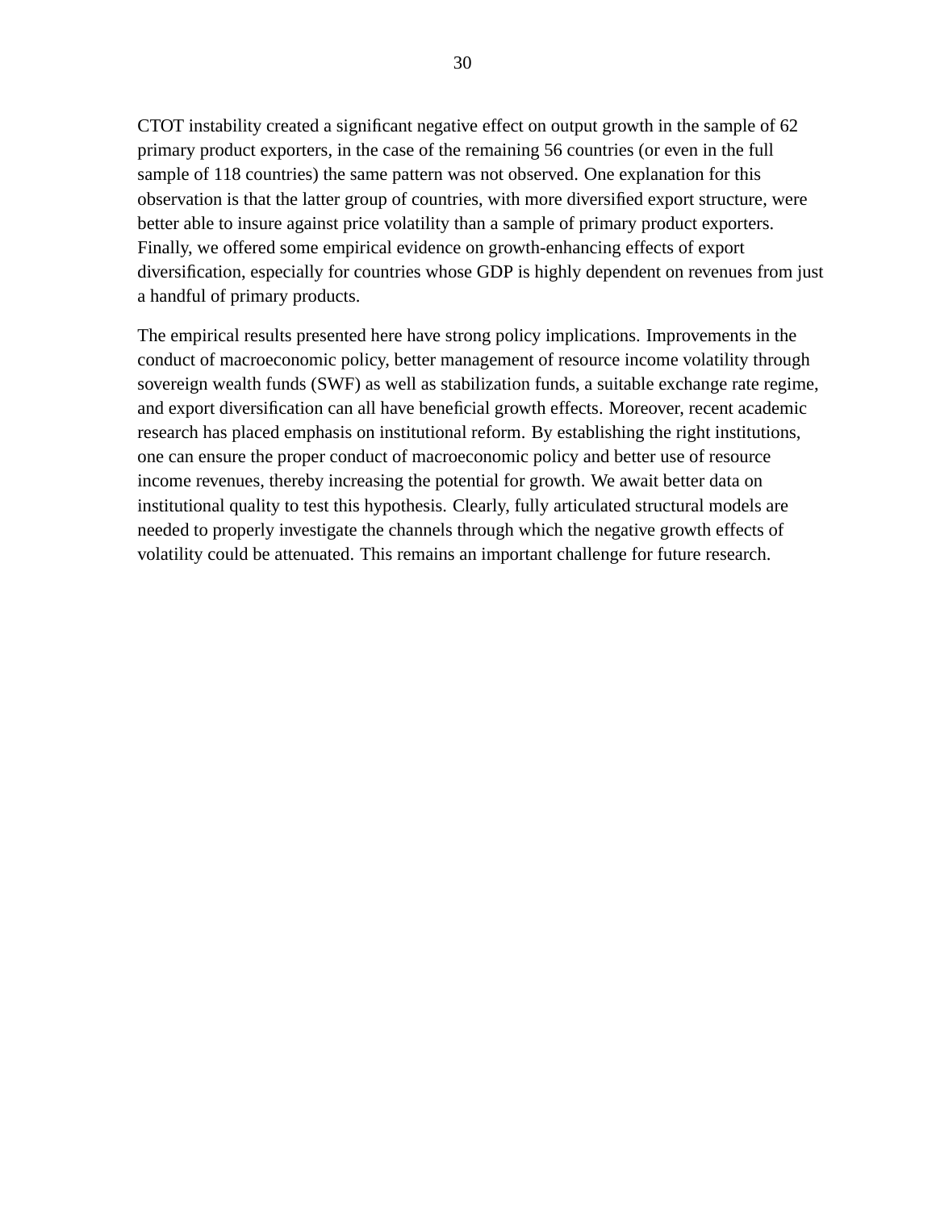CTOT instability created a significant negative effect on output growth in the sample of 62 primary product exporters, in the case of the remaining 56 countries (or even in the full sample of 118 countries) the same pattern was not observed. One explanation for this observation is that the latter group of countries, with more diversified export structure, were better able to insure against price volatility than a sample of primary product exporters. Finally, we offered some empirical evidence on growth-enhancing effects of export diversification, especially for countries whose GDP is highly dependent on revenues from just a handful of primary products.

The empirical results presented here have strong policy implications. Improvements in the conduct of macroeconomic policy, better management of resource income volatility through sovereign wealth funds (SWF) as well as stabilization funds, a suitable exchange rate regime, and export diversification can all have beneficial growth effects. Moreover, recent academic research has placed emphasis on institutional reform. By establishing the right institutions, one can ensure the proper conduct of macroeconomic policy and better use of resource income revenues, thereby increasing the potential for growth. We await better data on institutional quality to test this hypothesis. Clearly, fully articulated structural models are needed to properly investigate the channels through which the negative growth effects of volatility could be attenuated. This remains an important challenge for future research.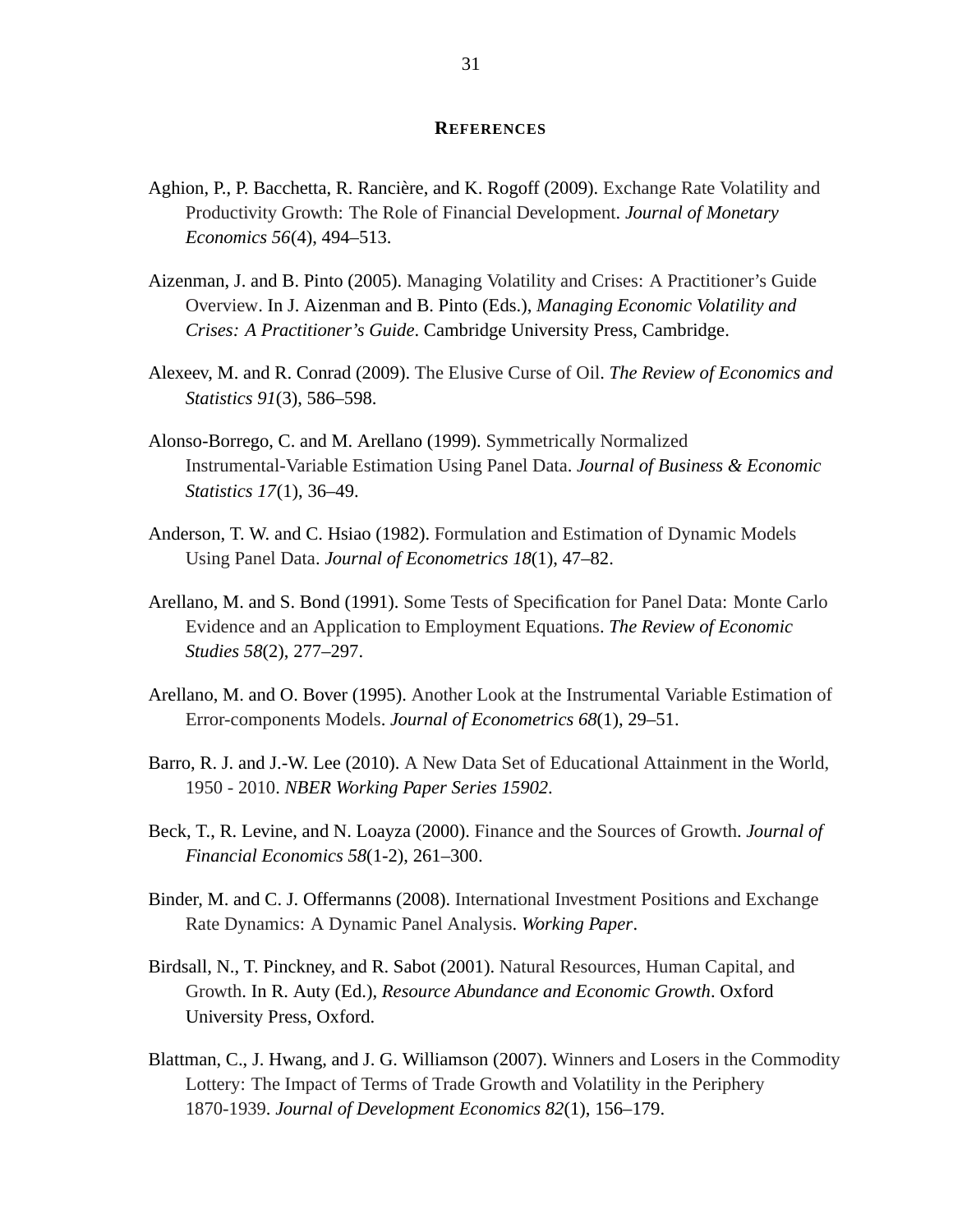## REFERENCES

Aghion, P., P. Bacchetta, R. Rancière, and K. Rogoff (2009). Exchange Rate Volatility and Productivity Growth: The Role of Financial Development. *Journal of Monetary Economics 56*(4), 494–513.

Aizenman, J. and B. Pinto (2005). Managing Volatility and Crises: A Practitioner's Guide Overview. In J. Aizenman and B. Pinto (Eds.), *Managing Economic Volatility and Crises: A Practitioner's Guide*. Cambridge University Press, Cambridge.

Alexeev, M. and R. Conrad (2009). The Elusive Curse of Oil. *The Review of Economics and Statistics 91*(3), 586–598.

Alonso-Borrego, C. and M. Arellano (1999). Symmetrically Normalized Instrumental-Variable Estimation Using Panel Data. *Journal of Business & Economic Statistics 17*(1), 36–49.

Anderson, T. W. and C. Hsiao (1982). Formulation and Estimation of Dynamic Models Using Panel Data. *Journal of Econometrics 18*(1), 47–82.

Arellano, M. and S. Bond (1991). Some Tests of Specification for Panel Data: Monte Carlo Evidence and an Application to Employment Equations. *The Review of Economic Studies 58*(2), 277–297.

Arellano, M. and O. Bover (1995). Another Look at the Instrumental Variable Estimation of Error-components Models. *Journal of Econometrics 68*(1), 29–51.

Barro, R. J. and J.-W. Lee (2010). A New Data Set of Educational Attainment in the World, 1950 - 2010. *NBER Working Paper Series 15902*.

Beck, T., R. Levine, and N. Loayza (2000). Finance and the Sources of Growth. *Journal of Financial Economics 58*(1-2), 261–300.

Binder, M. and C. J. Offermanns (2008). International Investment Positions and Exchange Rate Dynamics: A Dynamic Panel Analysis. *Working Paper*.

Birdsall, N., T. Pinckney, and R. Sabot (2001). Natural Resources, Human Capital, and Growth. In R. Auty (Ed.), *Resource Abundance and Economic Growth*. Oxford University Press, Oxford.

Blattman, C., J. Hwang, and J. G. Williamson (2007). Winners and Losers in the Commodity Lottery: The Impact of Terms of Trade Growth and Volatility in the Periphery 1870-1939. *Journal of Development Economics 82*(1), 156–179.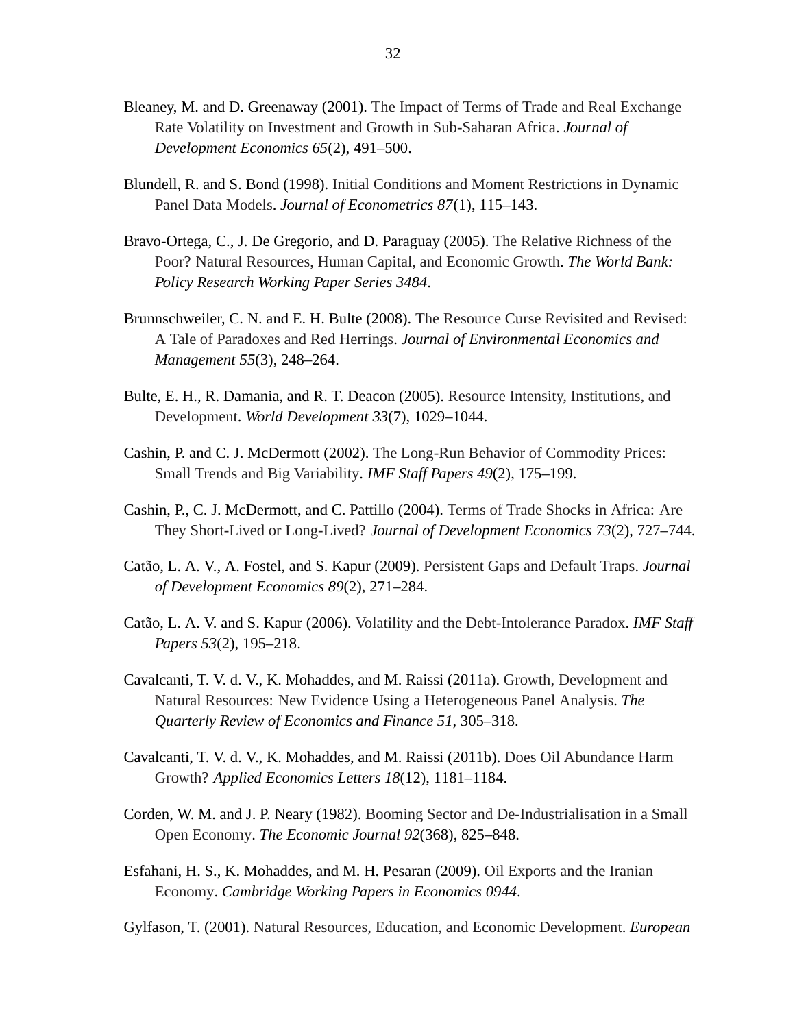Bleaney, M. and D. Greenaway (2001). The Impact of Terms of Trade and Real Exchange Rate Volatility on Investment and Growth in Sub-Saharan Africa. *Journal of Development Economics 65*(2), 491–500.

Blundell, R. and S. Bond (1998). Initial Conditions and Moment Restrictions in Dynamic Panel Data Models. *Journal of Econometrics 87*(1), 115–143.

Bravo-Ortega, C., J. De Gregorio, and D. Paraguay (2005). The Relative Richness of the Poor? Natural Resources, Human Capital, and Economic Growth. *The World Bank: Policy Research Working Paper Series 3484*.

Brunnschweiler, C. N. and E. H. Bulte (2008). The Resource Curse Revisited and Revised: A Tale of Paradoxes and Red Herrings. *Journal of Environmental Economics and Management 55*(3), 248–264.

Bulte, E. H., R. Damania, and R. T. Deacon (2005). Resource Intensity, Institutions, and Development. *World Development 33*(7), 1029–1044.

Cashin, P. and C. J. McDermott (2002). The Long-Run Behavior of Commodity Prices: Small Trends and Big Variability. *IMF Staff Papers 49*(2), 175–199.

Cashin, P., C. J. McDermott, and C. Pattillo (2004). Terms of Trade Shocks in Africa: Are They Short-Lived or Long-Lived? *Journal of Development Economics 73*(2), 727–744.

Catão, L. A. V., A. Fostel, and S. Kapur (2009). Persistent Gaps and Default Traps. *Journal of Development Economics 89*(2), 271–284.

Catão, L. A. V. and S. Kapur (2006). Volatility and the Debt-Intolerance Paradox. *IMF Staff Papers 53*(2), 195–218.

Cavalcanti, T. V. d. V., K. Mohaddes, and M. Raissi (2011a). Growth, Development and Natural Resources: New Evidence Using a Heterogeneous Panel Analysis. *The Quarterly Review of Economics and Finance 51*, 305–318.

Cavalcanti, T. V. d. V., K. Mohaddes, and M. Raissi (2011b). Does Oil Abundance Harm Growth? *Applied Economics Letters 18*(12), 1181–1184.

Corden, W. M. and J. P. Neary (1982). Booming Sector and De-Industrialisation in a Small Open Economy. *The Economic Journal 92*(368), 825–848.

Esfahani, H. S., K. Mohaddes, and M. H. Pesaran (2009). Oil Exports and the Iranian Economy. *Cambridge Working Papers in Economics 0944*.

Gylfason, T. (2001). Natural Resources, Education, and Economic Development. *European*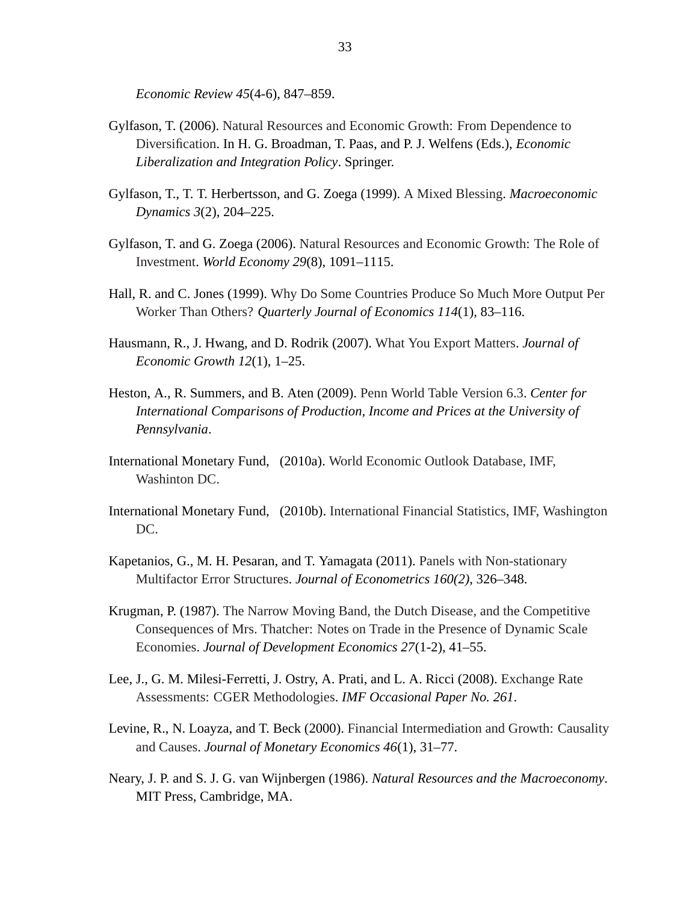*Economic Review 45*(4-6), 847–859.

Gylfason, T. (2006). Natural Resources and Economic Growth: From Dependence to Diversification. In H. G. Broadman, T. Paas, and P. J. Welfens (Eds.), *Economic Liberalization and Integration Policy*. Springer.

Gylfason, T., T. T. Herbertsson, and G. Zoega (1999). A Mixed Blessing. *Macroeconomic Dynamics 3*(2), 204–225.

Gylfason, T. and G. Zoega (2006). Natural Resources and Economic Growth: The Role of Investment. *World Economy 29*(8), 1091–1115.

Hall, R. and C. Jones (1999). Why Do Some Countries Produce So Much More Output Per Worker Than Others? *Quarterly Journal of Economics 114*(1), 83–116.

Hausmann, R., J. Hwang, and D. Rodrik (2007). What You Export Matters. *Journal of Economic Growth 12*(1), 1–25.

Heston, A., R. Summers, and B. Aten (2009). Penn World Table Version 6.3. *Center for International Comparisons of Production, Income and Prices at the University of Pennsylvania*.

International Monetary Fund, (2010a). World Economic Outlook Database, IMF, Washinton DC.

International Monetary Fund, (2010b). International Financial Statistics, IMF, Washington DC.

Kapetanios, G., M. H. Pesaran, and T. Yamagata (2011). Panels with Non-stationary Multifactor Error Structures. *Journal of Econometrics 160(2)*, 326–348.

Krugman, P. (1987). The Narrow Moving Band, the Dutch Disease, and the Competitive Consequences of Mrs. Thatcher: Notes on Trade in the Presence of Dynamic Scale Economies. *Journal of Development Economics 27*(1-2), 41–55.

Lee, J., G. M. Milesi-Ferretti, J. Ostry, A. Prati, and L. A. Ricci (2008). Exchange Rate Assessments: CGER Methodologies. *IMF Occasional Paper No. 261*.

Levine, R., N. Loayza, and T. Beck (2000). Financial Intermediation and Growth: Causality and Causes. *Journal of Monetary Economics 46*(1), 31–77.

Neary, J. P. and S. J. G. van Wijnbergen (1986). *Natural Resources and the Macroeconomy*. MIT Press, Cambridge, MA.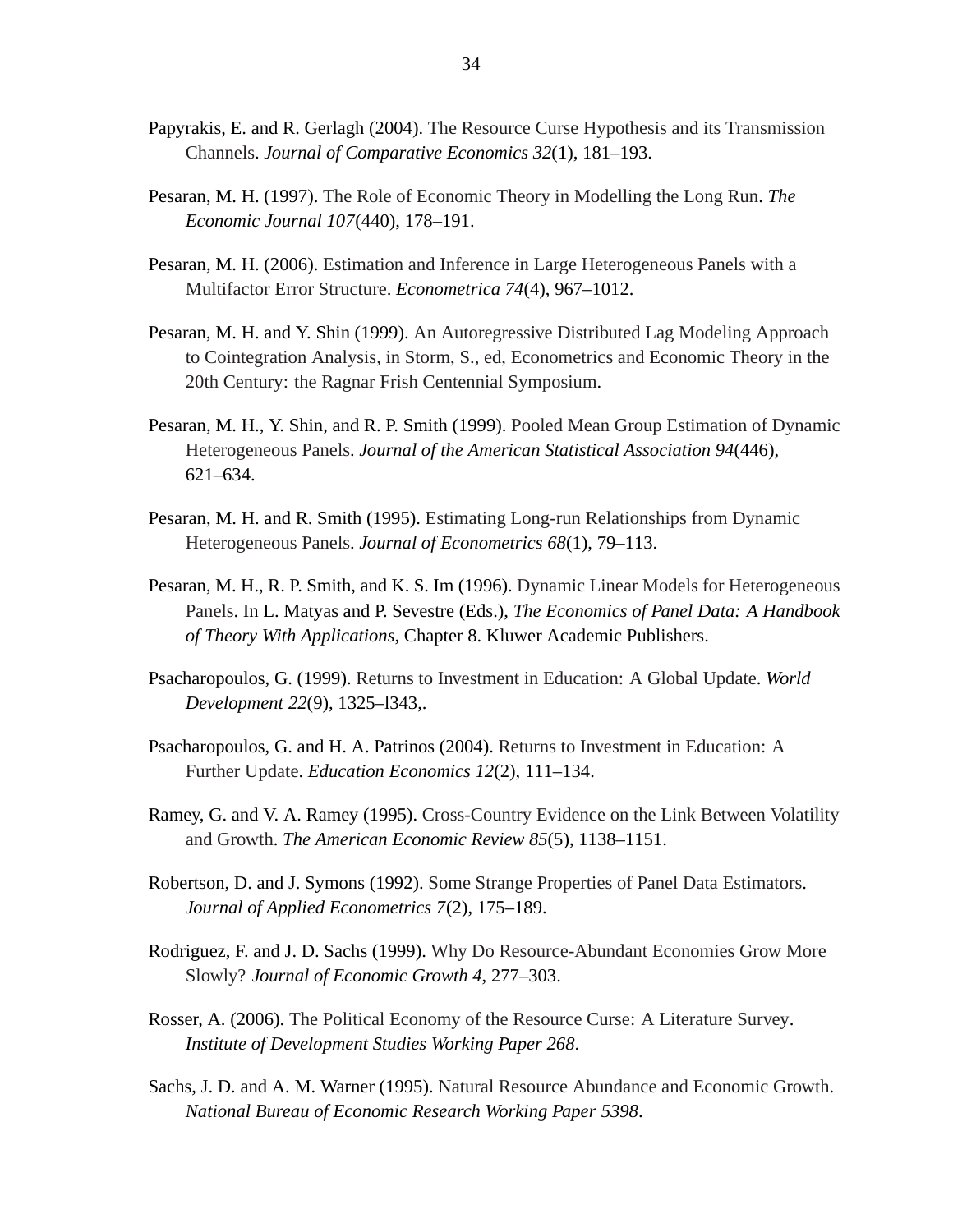Papyrakis, E. and R. Gerlagh (2004). The Resource Curse Hypothesis and its Transmission Channels. *Journal of Comparative Economics 32*(1), 181–193.

Pesaran, M. H. (1997). The Role of Economic Theory in Modelling the Long Run. *The Economic Journal 107*(440), 178–191.

Pesaran, M. H. (2006). Estimation and Inference in Large Heterogeneous Panels with a Multifactor Error Structure. *Econometrica 74*(4), 967–1012.

Pesaran, M. H. and Y. Shin (1999). An Autoregressive Distributed Lag Modeling Approach to Cointegration Analysis, in Storm, S., ed, Econometrics and Economic Theory in the 20th Century: the Ragnar Frish Centennial Symposium.

Pesaran, M. H., Y. Shin, and R. P. Smith (1999). Pooled Mean Group Estimation of Dynamic Heterogeneous Panels. *Journal of the American Statistical Association 94*(446), 621–634.

Pesaran, M. H. and R. Smith (1995). Estimating Long-run Relationships from Dynamic Heterogeneous Panels. *Journal of Econometrics 68*(1), 79–113.

Pesaran, M. H., R. P. Smith, and K. S. Im (1996). Dynamic Linear Models for Heterogeneous Panels. In L. Matyas and P. Sevestre (Eds.), *The Economics of Panel Data: A Handbook of Theory With Applications*, Chapter 8. Kluwer Academic Publishers.

Psacharopoulos, G. (1999). Returns to Investment in Education: A Global Update. *World Development 22*(9), 1325–l343,.

Psacharopoulos, G. and H. A. Patrinos (2004). Returns to Investment in Education: A Further Update. *Education Economics 12*(2), 111–134.

Ramey, G. and V. A. Ramey (1995). Cross-Country Evidence on the Link Between Volatility and Growth. *The American Economic Review 85*(5), 1138–1151.

Robertson, D. and J. Symons (1992). Some Strange Properties of Panel Data Estimators. *Journal of Applied Econometrics 7*(2), 175–189.

Rodriguez, F. and J. D. Sachs (1999). Why Do Resource-Abundant Economies Grow More Slowly? *Journal of Economic Growth 4*, 277–303.

Rosser, A. (2006). The Political Economy of the Resource Curse: A Literature Survey. *Institute of Development Studies Working Paper 268*.

Sachs, J. D. and A. M. Warner (1995). Natural Resource Abundance and Economic Growth. *National Bureau of Economic Research Working Paper 5398*.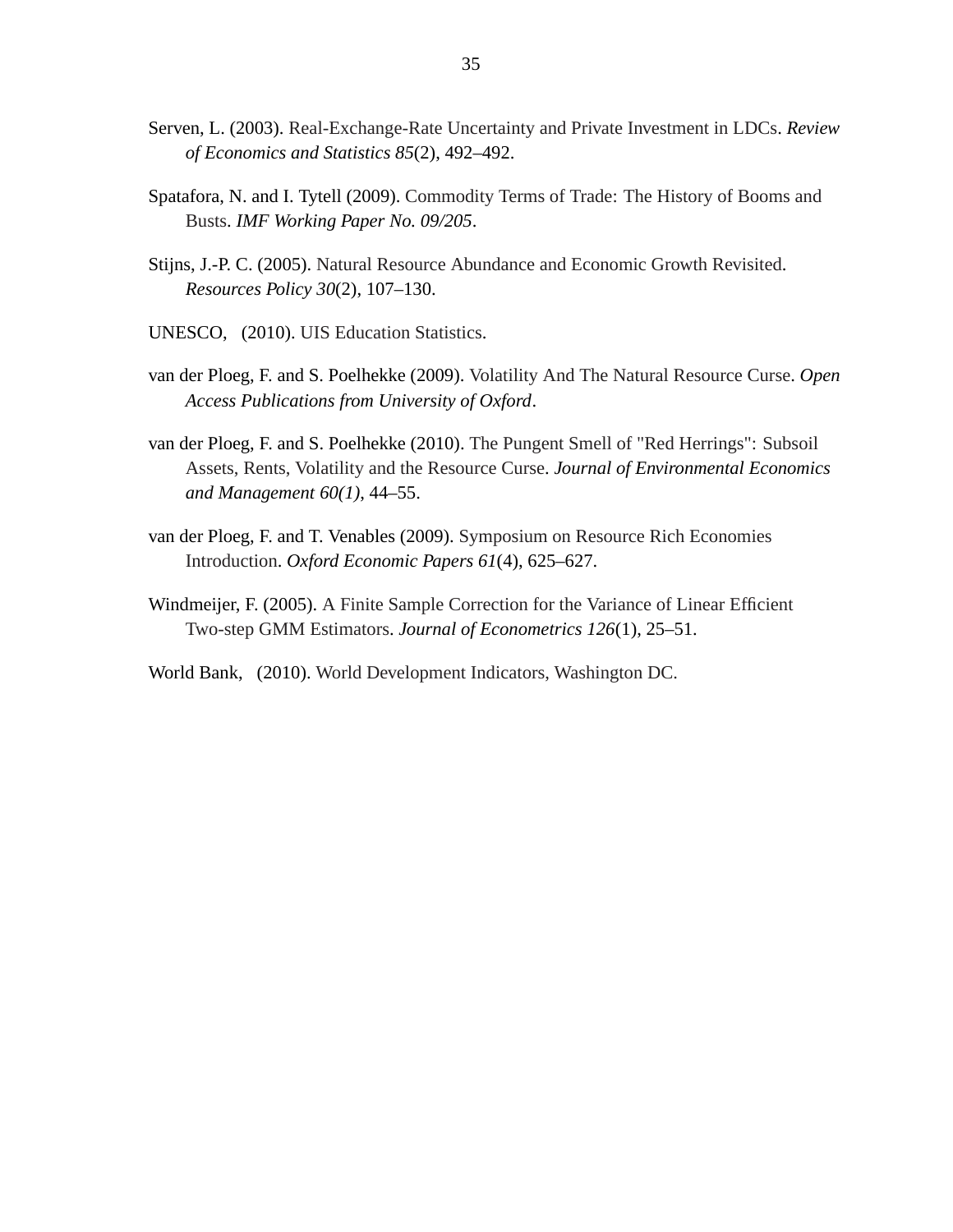Serven, L. (2003). Real-Exchange-Rate Uncertainty and Private Investment in LDCs. *Review of Economics and Statistics 85*(2), 492–492.

Spatafora, N. and I. Tytell (2009). Commodity Terms of Trade: The History of Booms and Busts. *IMF Working Paper No. 09/205*.

Stijns, J.-P. C. (2005). Natural Resource Abundance and Economic Growth Revisited. *Resources Policy 30*(2), 107–130.

UNESCO,  (2010). UIS Education Statistics.

van der Ploeg, F. and S. Poelhekke (2009). Volatility And The Natural Resource Curse. *Open Access Publications from University of Oxford*.

van der Ploeg, F. and S. Poelhekke (2010). The Pungent Smell of "Red Herrings": Subsoil Assets, Rents, Volatility and the Resource Curse. *Journal of Environmental Economics and Management 60(1)*, 44–55.

van der Ploeg, F. and T. Venables (2009). Symposium on Resource Rich Economies Introduction. *Oxford Economic Papers 61*(4), 625–627.

Windmeijer, F. (2005). A Finite Sample Correction for the Variance of Linear Efficient Two-step GMM Estimators. *Journal of Econometrics 126*(1), 25–51.

World Bank,  (2010). World Development Indicators, Washington DC.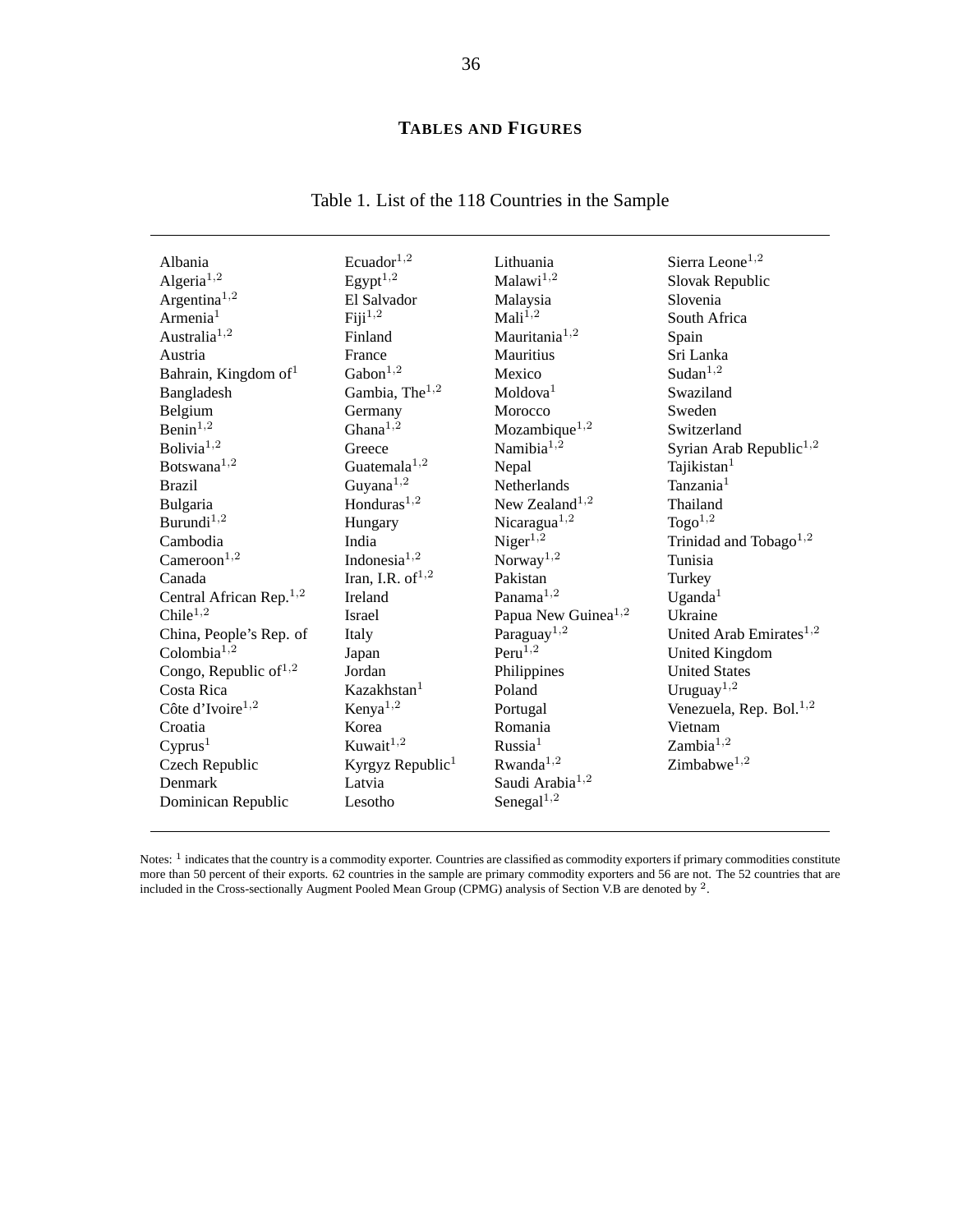## Tables and Figures

Table 1. List of the 118 Countries in the Sample

| | | | |
|---|---|---|---|
| Albania | Ecuador[1,2] | Lithuania | Sierra Leone[1,2] |
| Algeria[1,2] | Egypt[1,2] | Malawi[1,2] | Slovak Republic |
| Argentina[1,2] | El Salvador | Malaysia | Slovenia |
| Armenia[1] | Fiji[1,2] | Mali[1,2] | South Africa |
| Australia[1,2] | Finland | Mauritania[1,2] | Spain |
| Austria | France | Mauritius | Sri Lanka |
| Bahrain, Kingdom of[1] | Gabon[1,2] | Mexico | Sudan[1,2] |
| Bangladesh | Gambia, The[1,2] | Moldova[1] | Swaziland |
| Belgium | Germany | Morocco | Sweden |
| Benin[1,2] | Ghana[1,2] | Mozambique[1,2] | Switzerland |
| Bolivia[1,2] | Greece | Namibia[1,2] | Syrian Arab Republic[1,2] |
| Botswana[1,2] | Guatemala[1,2] | Nepal | Tajikistan[1] |
| Brazil | Guyana[1,2] | Netherlands | Tanzania[1] |
| Bulgaria | Honduras[1,2] | New Zealand[1,2] | Thailand |
| Burundi[1,2] | Hungary | Nicaragua[1,2] | Togo[1,2] |
| Cambodia | India | Niger[1,2] | Trinidad and Tobago[1,2] |
| Cameroon[1,2] | Indonesia[1,2] | Norway[1,2] | Tunisia |
| Canada | Iran, I.R. of[1,2] | Pakistan | Turkey |
| Central African Rep.[1,2] | Ireland | Panama[1,2] | Uganda[1] |
| Chile[1,2] | Israel | Papua New Guinea[1,2] | Ukraine |
| China, People's Rep. of | Italy | Paraguay[1,2] | United Arab Emirates[1,2] |
| Colombia[1,2] | Japan | Peru[1,2] | United Kingdom |
| Congo, Republic of[1,2] | Jordan | Philippines | United States |
| Costa Rica | Kazakhstan[1] | Poland | Uruguay[1,2] |
| Côte d'Ivoire[1,2] | Kenya[1,2] | Portugal | Venezuela, Rep. Bol.[1,2] |
| Croatia | Korea | Romania | Vietnam |
| Cyprus[1] | Kuwait[1,2] | Russia[1] | Zambia[1,2] |
| Czech Republic | Kyrgyz Republic[1] | Rwanda[1,2] | Zimbabwe[1,2] |
| Denmark | Latvia | Saudi Arabia[1,2] | |
| Dominican Republic | Lesotho | Senegal[1,2] | |

Notes: [1] indicates that the country is a commodity exporter. Countries are classified as commodity exporters if primary commodities constitute more than 50 percent of their exports. 62 countries in the sample are primary commodity exporters and 56 are not. The 52 countries that are included in the Cross-sectionally Augment Pooled Mean Group (CPMG) analysis of Section V.B are denoted by [2].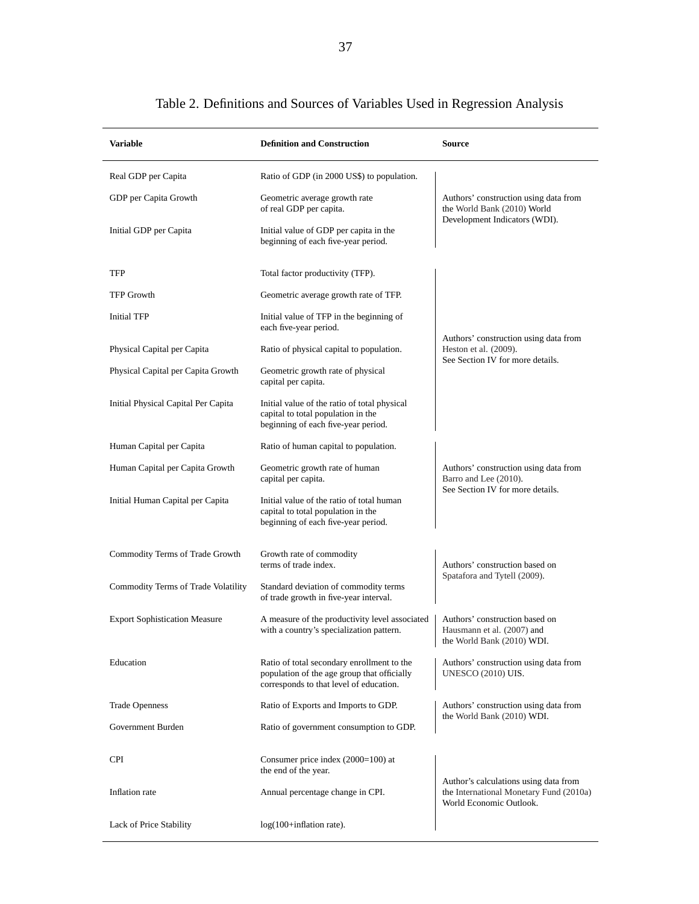Table 2. Definitions and Sources of Variables Used in Regression Analysis

| Variable | Definition and Construction | Source |
|---|---|---|
| Real GDP per Capita | Ratio of GDP (in 2000 US$) to population. | Authors' construction using data from the World Bank (2010) World Development Indicators (WDI). |
| GDP per Capita Growth | Geometric average growth rate of real GDP per capita. | |
| Initial GDP per Capita | Initial value of GDP per capita in the beginning of each five-year period. | |
| TFP | Total factor productivity (TFP). | Authors' construction using data from Heston et al. (2009). See Section IV for more details. |
| TFP Growth | Geometric average growth rate of TFP. | |
| Initial TFP | Initial value of TFP in the beginning of each five-year period. | |
| Physical Capital per Capita | Ratio of physical capital to population. | |
| Physical Capital per Capita Growth | Geometric growth rate of physical capital per capita. | |
| Initial Physical Capital Per Capita | Initial value of the ratio of total physical capital to total population in the beginning of each five-year period. | |
| Human Capital per Capita | Ratio of human capital to population. | Authors' construction using data from Barro and Lee (2010). See Section IV for more details. |
| Human Capital per Capita Growth | Geometric growth rate of human capital per capita. | |
| Initial Human Capital per Capita | Initial value of the ratio of total human capital to total population in the beginning of each five-year period. | |
| Commodity Terms of Trade Growth | Growth rate of commodity terms of trade index. | Authors' construction based on Spatafora and Tytell (2009). |
| Commodity Terms of Trade Volatility | Standard deviation of commodity terms of trade growth in five-year interval. | |
| Export Sophistication Measure | A measure of the productivity level associated with a country's specialization pattern. | Authors' construction based on Hausmann et al. (2007) and the World Bank (2010) WDI. |
| Education | Ratio of total secondary enrollment to the population of the age group that officially corresponds to that level of education. | Authors' construction using data from UNESCO (2010) UIS. |
| Trade Openness | Ratio of Exports and Imports to GDP. | Authors' construction using data from the World Bank (2010) WDI. |
| Government Burden | Ratio of government consumption to GDP. | |
| CPI | Consumer price index (2000=100) at the end of the year. | Author's calculations using data from the International Monetary Fund (2010a) World Economic Outlook. |
| Inflation rate | Annual percentage change in CPI. | |
| Lack of Price Stability | log(100+inflation rate). | |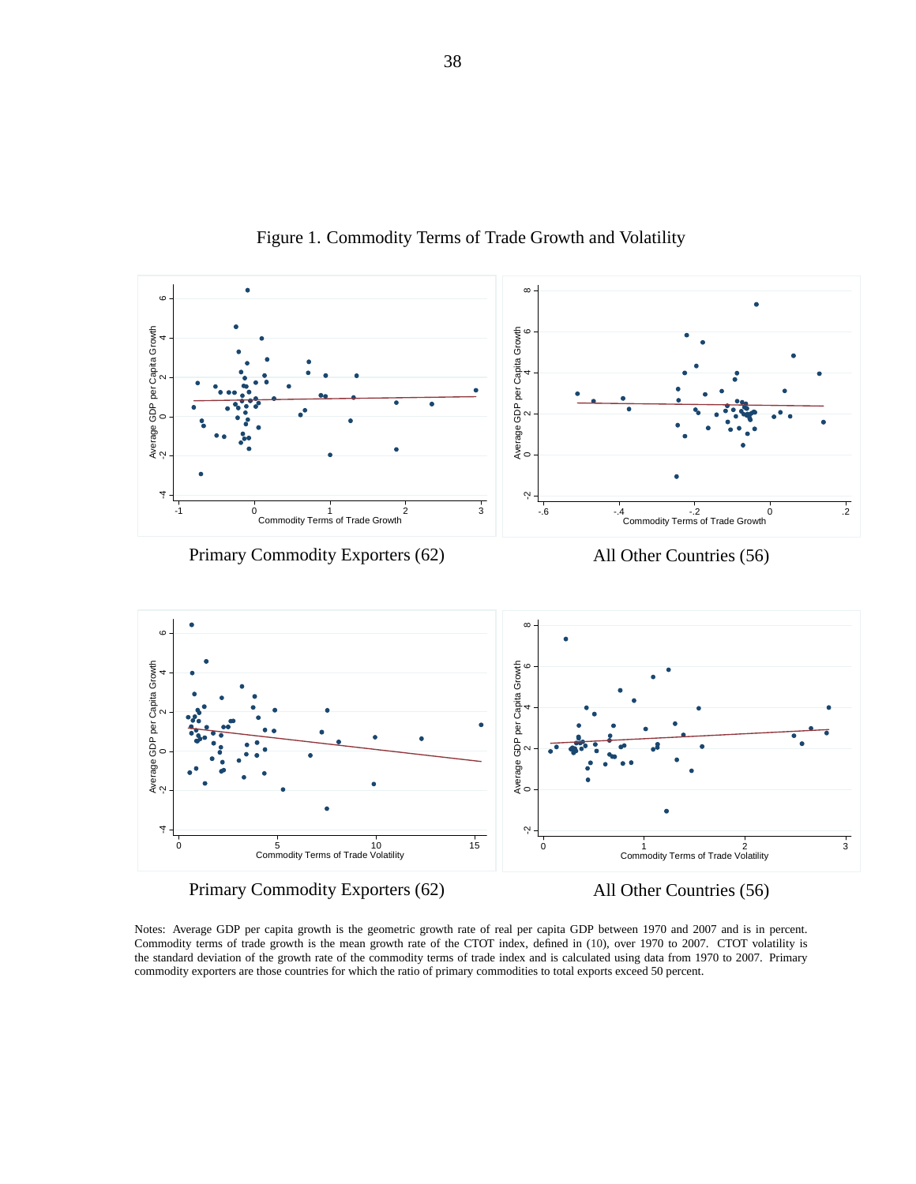# Figure 1. Commodity Terms of Trade Growth and Volatility

Primary Commodity Exporters (62)

All Other Countries (56)

Primary Commodity Exporters (62)

All Other Countries (56)

Notes: Average GDP per capita growth is the geometric growth rate of real per capita GDP between 1970 and 2007 and is in percent. Commodity terms of trade growth is the mean growth rate of the CTOT index, defined in (10), over 1970 to 2007. CTOT volatility is the standard deviation of the growth rate of the commodity terms of trade index and is calculated using data from 1970 to 2007. Primary commodity exporters are those countries for which the ratio of primary commodities to total exports exceed 50 percent.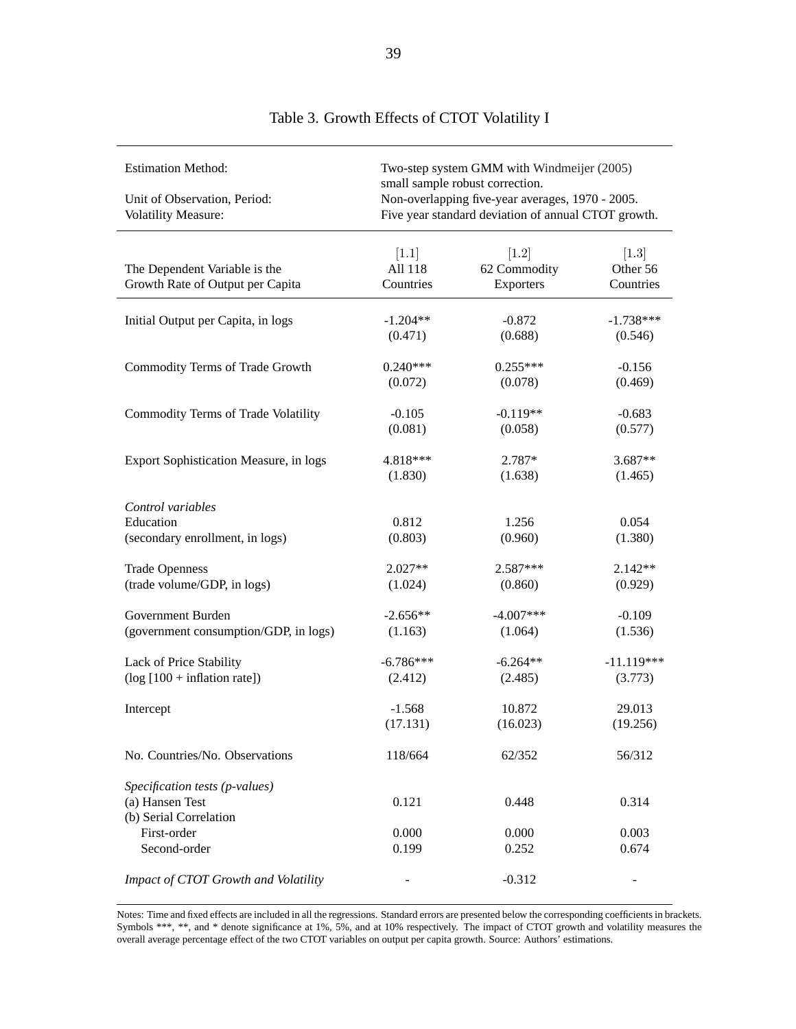# Table 3. Growth Effects of CTOT Volatility I

| | |
|---|---|
| Estimation Method: | Two-step system GMM with Windmeijer (2005) small sample robust correction. |
| Unit of Observation, Period: | Non-overlapping five-year averages, 1970 - 2005. |
| Volatility Measure: | Five year standard deviation of annual CTOT growth. |

| The Dependent Variable is the Growth Rate of Output per Capita | [1.1] All 118 Countries | [1.2] 62 Commodity Exporters | [1.3] Other 56 Countries |
|---|---|---|---|
| Initial Output per Capita, in logs | -1.204** | -0.872 | -1.738*** |
| | (0.471) | (0.688) | (0.546) |
| Commodity Terms of Trade Growth | 0.240*** | 0.255*** | -0.156 |
| | (0.072) | (0.078) | (0.469) |
| Commodity Terms of Trade Volatility | -0.105 | -0.119** | -0.683 |
| | (0.081) | (0.058) | (0.577) |
| Export Sophistication Measure, in logs | 4.818*** | 2.787* | 3.687** |
| | (1.830) | (1.638) | (1.465) |
| *Control variables* | | | |
| Education (secondary enrollment, in logs) | 0.812 | 1.256 | 0.054 |
| | (0.803) | (0.960) | (1.380) |
| Trade Openness (trade volume/GDP, in logs) | 2.027** | 2.587*** | 2.142** |
| | (1.024) | (0.860) | (0.929) |
| Government Burden (government consumption/GDP, in logs) | -2.656** | -4.007*** | -0.109 |
| | (1.163) | (1.064) | (1.536) |
| Lack of Price Stability (log [100 + inflation rate]) | -6.786*** | -6.264** | -11.119*** |
| | (2.412) | (2.485) | (3.773) |
| Intercept | -1.568 | 10.872 | 29.013 |
| | (17.131) | (16.023) | (19.256) |
| No. Countries/No. Observations | 118/664 | 62/352 | 56/312 |
| *Specification tests (p-values)* | | | |
| (a) Hansen Test | 0.121 | 0.448 | 0.314 |
| (b) Serial Correlation | | | |
| First-order | 0.000 | 0.000 | 0.003 |
| Second-order | 0.199 | 0.252 | 0.674 |
| *Impact of CTOT Growth and Volatility* | - | -0.312 | - |

Notes: Time and fixed effects are included in all the regressions. Standard errors are presented below the corresponding coefficients in brackets. Symbols ***, **, and * denote significance at 1%, 5%, and at 10% respectively. The impact of CTOT growth and volatility measures the overall average percentage effect of the two CTOT variables on output per capita growth. Source: Authors' estimations.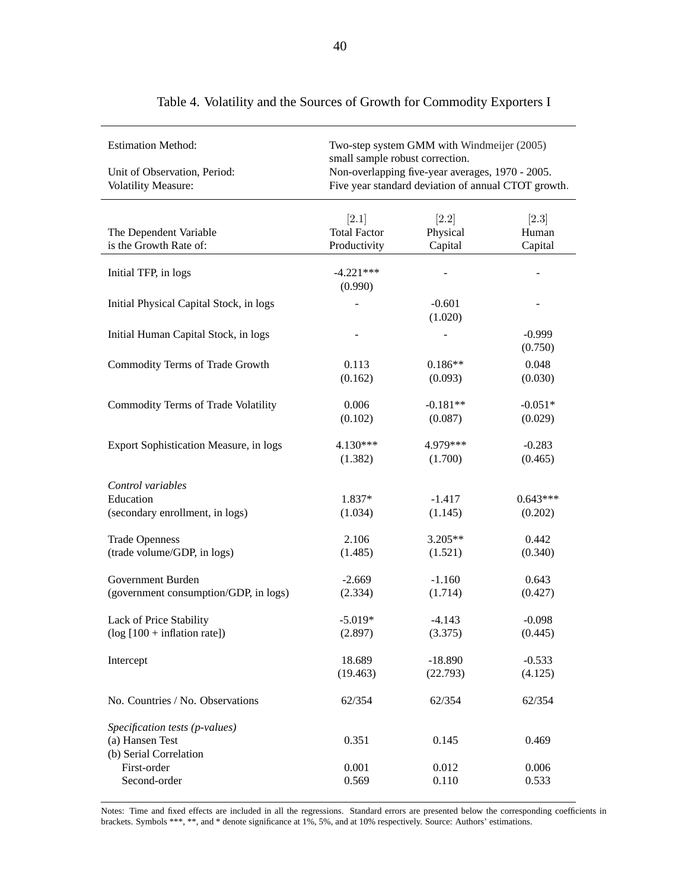Table 4. Volatility and the Sources of Growth for Commodity Exporters I

| | |
|---|---|
| Estimation Method: | Two-step system GMM with Windmeijer (2005) small sample robust correction. |
| Unit of Observation, Period: | Non-overlapping five-year averages, 1970 - 2005. |
| Volatility Measure: | Five year standard deviation of annual CTOT growth. |

| The Dependent Variable is the Growth Rate of: | [2.1] Total Factor Productivity | [2.2] Physical Capital | [2.3] Human Capital |
|---|---|---|---|
| Initial TFP, in logs | -4.221*** | - | - |
| | (0.990) | | |
| Initial Physical Capital Stock, in logs | - | -0.601 | - |
| | | (1.020) | |
| Initial Human Capital Stock, in logs | - | - | -0.999 |
| | | | (0.750) |
| Commodity Terms of Trade Growth | 0.113 | 0.186** | 0.048 |
| | (0.162) | (0.093) | (0.030) |
| Commodity Terms of Trade Volatility | 0.006 | -0.181** | -0.051* |
| | (0.102) | (0.087) | (0.029) |
| Export Sophistication Measure, in logs | 4.130*** | 4.979*** | -0.283 |
| | (1.382) | (1.700) | (0.465) |
| *Control variables* | | | |
| Education | 1.837* | -1.417 | 0.643*** |
| (secondary enrollment, in logs) | (1.034) | (1.145) | (0.202) |
| Trade Openness | 2.106 | 3.205** | 0.442 |
| (trade volume/GDP, in logs) | (1.485) | (1.521) | (0.340) |
| Government Burden | -2.669 | -1.160 | 0.643 |
| (government consumption/GDP, in logs) | (2.334) | (1.714) | (0.427) |
| Lack of Price Stability | -5.019* | -4.143 | -0.098 |
| (log [100 + inflation rate]) | (2.897) | (3.375) | (0.445) |
| Intercept | 18.689 | -18.890 | -0.533 |
| | (19.463) | (22.793) | (4.125) |
| No. Countries / No. Observations | 62/354 | 62/354 | 62/354 |
| *Specification tests (p-values)* | | | |
| (a) Hansen Test | 0.351 | 0.145 | 0.469 |
| (b) Serial Correlation | | | |
| First-order | 0.001 | 0.012 | 0.006 |
| Second-order | 0.569 | 0.110 | 0.533 |

Notes: Time and fixed effects are included in all the regressions. Standard errors are presented below the corresponding coefficients in brackets. Symbols ***, **, and * denote significance at 1%, 5%, and at 10% respectively. Source: Authors' estimations.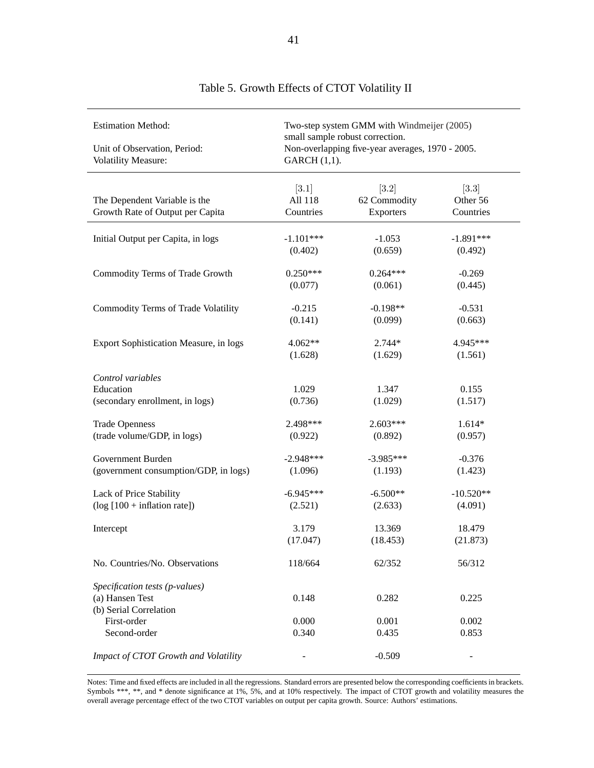Table 5. Growth Effects of CTOT Volatility II

| | | | |
|---|---|---|---|
| Estimation Method: | Two-step system GMM with Windmeijer (2005) small sample robust correction. | | |
| Unit of Observation, Period: | Non-overlapping five-year averages, 1970 - 2005. | | |
| Volatility Measure: | GARCH (1,1). | | |

| The Dependent Variable is the Growth Rate of Output per Capita | [3.1] All 118 Countries | [3.2] 62 Commodity Exporters | [3.3] Other 56 Countries |
|---|---|---|---|
| Initial Output per Capita, in logs | -1.101*** | -1.053 | -1.891*** |
| | (0.402) | (0.659) | (0.492) |
| Commodity Terms of Trade Growth | 0.250*** | 0.264*** | -0.269 |
| | (0.077) | (0.061) | (0.445) |
| Commodity Terms of Trade Volatility | -0.215 | -0.198** | -0.531 |
| | (0.141) | (0.099) | (0.663) |
| Export Sophistication Measure, in logs | 4.062** | 2.744* | 4.945*** |
| | (1.628) | (1.629) | (1.561) |
| *Control variables* | | | |
| Education | 1.029 | 1.347 | 0.155 |
| (secondary enrollment, in logs) | (0.736) | (1.029) | (1.517) |
| Trade Openness | 2.498*** | 2.603*** | 1.614* |
| (trade volume/GDP, in logs) | (0.922) | (0.892) | (0.957) |
| Government Burden | -2.948*** | -3.985*** | -0.376 |
| (government consumption/GDP, in logs) | (1.096) | (1.193) | (1.423) |
| Lack of Price Stability | -6.945*** | -6.500** | -10.520** |
| (log [100 + inflation rate]) | (2.521) | (2.633) | (4.091) |
| Intercept | 3.179 | 13.369 | 18.479 |
| | (17.047) | (18.453) | (21.873) |
| No. Countries/No. Observations | 118/664 | 62/352 | 56/312 |
| *Specification tests (p-values)* | | | |
| (a) Hansen Test | 0.148 | 0.282 | 0.225 |
| (b) Serial Correlation | | | |
| First-order | 0.000 | 0.001 | 0.002 |
| Second-order | 0.340 | 0.435 | 0.853 |
| *Impact of CTOT Growth and Volatility* | - | -0.509 | - |

Notes: Time and fixed effects are included in all the regressions. Standard errors are presented below the corresponding coefficients in brackets. Symbols ***, **, and * denote significance at 1%, 5%, and at 10% respectively. The impact of CTOT growth and volatility measures the overall average percentage effect of the two CTOT variables on output per capita growth. Source: Authors' estimations.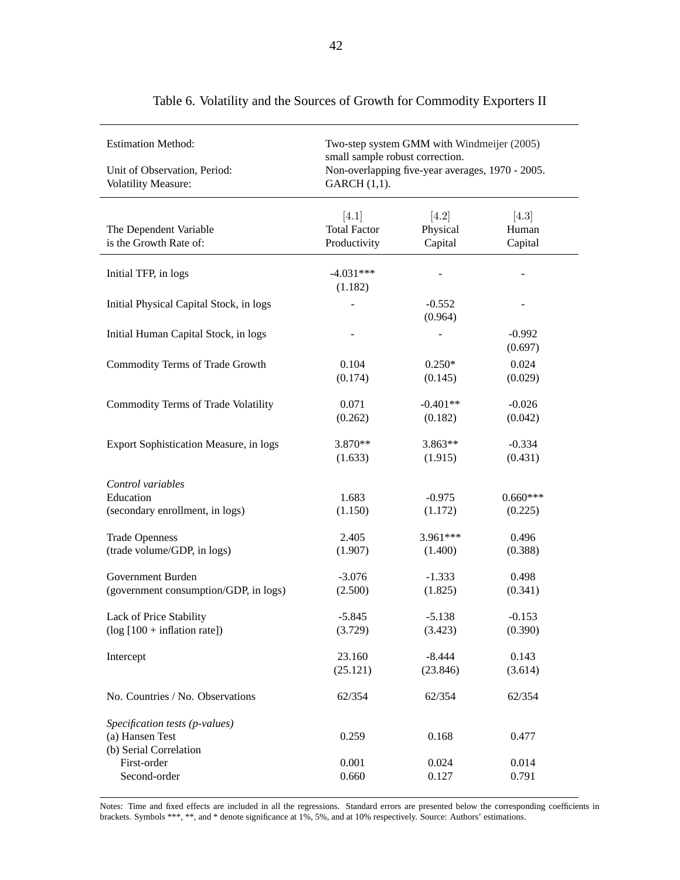Table 6. Volatility and the Sources of Growth for Commodity Exporters II

| Estimation Method: | Two-step system GMM with Windmeijer (2005) small sample robust correction. | | |
|---|---|---|---|
| Unit of Observation, Period: | Non-overlapping five-year averages, 1970 - 2005. | | |
| Volatility Measure: | GARCH (1,1). | | |
| | [4.1] | [4.2] | [4.3] |
| The Dependent Variable is the Growth Rate of: | Total Factor Productivity | Physical Capital | Human Capital |
| Initial TFP, in logs | -4.031*** | - | - |
| | (1.182) | | |
| Initial Physical Capital Stock, in logs | - | -0.552 | - |
| | | (0.964) | |
| Initial Human Capital Stock, in logs | - | - | -0.992 |
| | | | (0.697) |
| Commodity Terms of Trade Growth | 0.104 | 0.250* | 0.024 |
| | (0.174) | (0.145) | (0.029) |
| Commodity Terms of Trade Volatility | 0.071 | -0.401** | -0.026 |
| | (0.262) | (0.182) | (0.042) |
| Export Sophistication Measure, in logs | 3.870** | 3.863** | -0.334 |
| | (1.633) | (1.915) | (0.431) |
| *Control variables* | | | |
| Education | 1.683 | -0.975 | 0.660*** |
| (secondary enrollment, in logs) | (1.150) | (1.172) | (0.225) |
| Trade Openness | 2.405 | 3.961*** | 0.496 |
| (trade volume/GDP, in logs) | (1.907) | (1.400) | (0.388) |
| Government Burden | -3.076 | -1.333 | 0.498 |
| (government consumption/GDP, in logs) | (2.500) | (1.825) | (0.341) |
| Lack of Price Stability | -5.845 | -5.138 | -0.153 |
| (log [100 + inflation rate]) | (3.729) | (3.423) | (0.390) |
| Intercept | 23.160 | -8.444 | 0.143 |
| | (25.121) | (23.846) | (3.614) |
| No. Countries / No. Observations | 62/354 | 62/354 | 62/354 |
| *Specification tests (p-values)* | | | |
| (a) Hansen Test | 0.259 | 0.168 | 0.477 |
| (b) Serial Correlation | | | |
| First-order | 0.001 | 0.024 | 0.014 |
| Second-order | 0.660 | 0.127 | 0.791 |

Notes: Time and fixed effects are included in all the regressions. Standard errors are presented below the corresponding coefficients in brackets. Symbols ***, **, and * denote significance at 1%, 5%, and at 10% respectively. Source: Authors' estimations.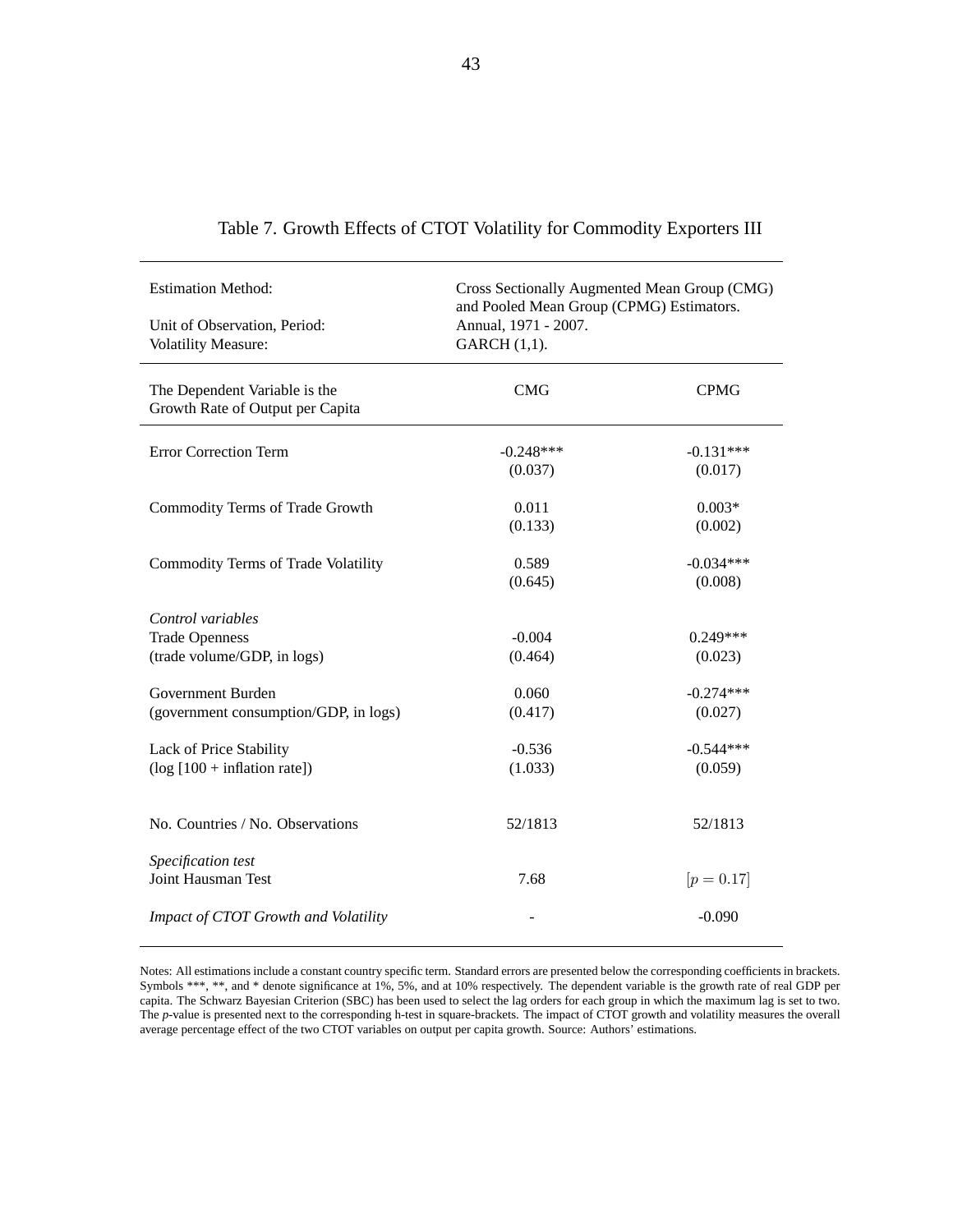Table 7. Growth Effects of CTOT Volatility for Commodity Exporters III

| Estimation Method: | Cross Sectionally Augmented Mean Group (CMG) and Pooled Mean Group (CPMG) Estimators. | |
|---|---|---|
| Unit of Observation, Period: | Annual, 1971 - 2007. | |
| Volatility Measure: | GARCH (1,1). | |
| The Dependent Variable is the Growth Rate of Output per Capita | CMG | CPMG |
| Error Correction Term | -0.248*** | -0.131*** |
| | (0.037) | (0.017) |
| Commodity Terms of Trade Growth | 0.011 | 0.003* |
| | (0.133) | (0.002) |
| Commodity Terms of Trade Volatility | 0.589 | -0.034*** |
| | (0.645) | (0.008) |
| *Control variables* | | |
| Trade Openness | -0.004 | 0.249*** |
| (trade volume/GDP, in logs) | (0.464) | (0.023) |
| Government Burden | 0.060 | -0.274*** |
| (government consumption/GDP, in logs) | (0.417) | (0.027) |
| Lack of Price Stability | -0.536 | -0.544*** |
| (log [100 + inflation rate]) | (1.033) | (0.059) |
| No. Countries / No. Observations | 52/1813 | 52/1813 |
| *Specification test* | | |
| Joint Hausman Test | 7.68 | $[p = 0.17]$ |
| *Impact of CTOT Growth and Volatility* | - | -0.090 |

Notes: All estimations include a constant country specific term. Standard errors are presented below the corresponding coefficients in brackets. Symbols ***, **, and * denote significance at 1%, 5%, and at 10% respectively. The dependent variable is the growth rate of real GDP per capita. The Schwarz Bayesian Criterion (SBC) has been used to select the lag orders for each group in which the maximum lag is set to two. The *p*-value is presented next to the corresponding h-test in square-brackets. The impact of CTOT growth and volatility measures the overall average percentage effect of the two CTOT variables on output per capita growth. Source: Authors' estimations.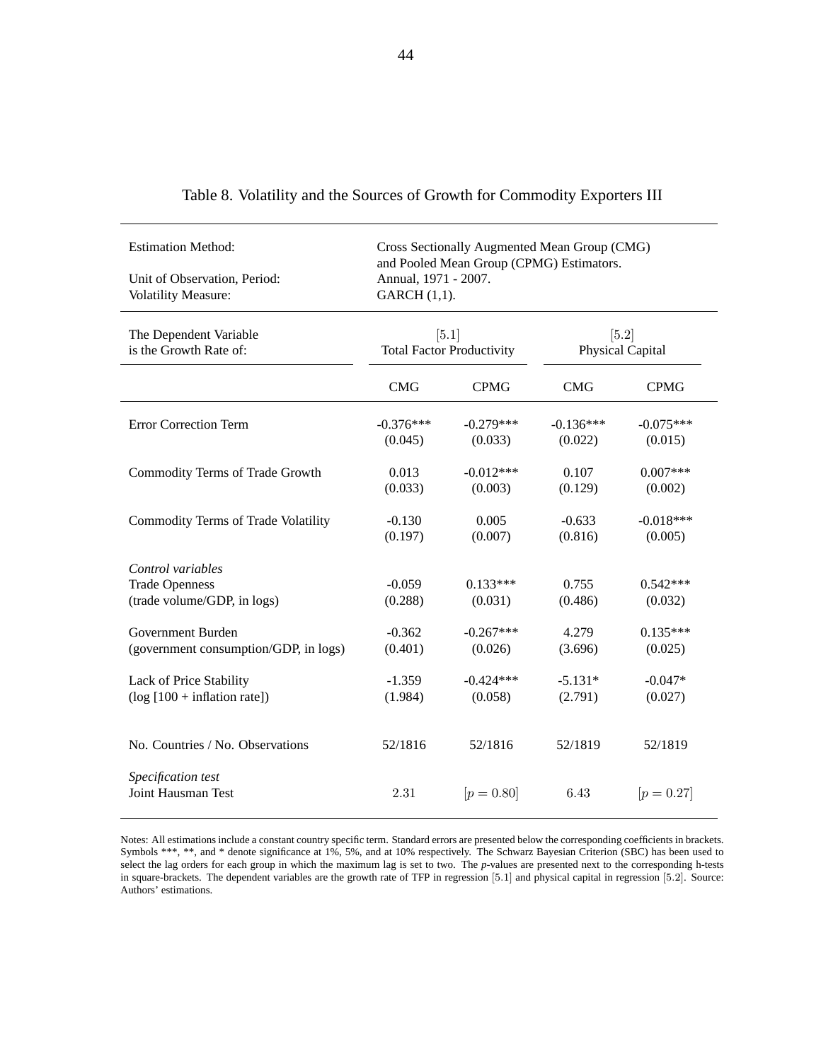Table 8. Volatility and the Sources of Growth for Commodity Exporters III

| | | | | |
|---|---|---|---|---|
| Estimation Method: | Cross Sectionally Augmented Mean Group (CMG) and Pooled Mean Group (CPMG) Estimators. | | | |
| Unit of Observation, Period: | Annual, 1971 - 2007. | | | |
| Volatility Measure: | GARCH (1,1). | | | |
| The Dependent Variable is the Growth Rate of: | [5.1] Total Factor Productivity | | [5.2] Physical Capital | |
| | CMG | CPMG | CMG | CPMG |
| Error Correction Term | -0.376*** | -0.279*** | -0.136*** | -0.075*** |
| | (0.045) | (0.033) | (0.022) | (0.015) |
| Commodity Terms of Trade Growth | 0.013 | -0.012*** | 0.107 | 0.007*** |
| | (0.033) | (0.003) | (0.129) | (0.002) |
| Commodity Terms of Trade Volatility | -0.130 | 0.005 | -0.633 | -0.018*** |
| | (0.197) | (0.007) | (0.816) | (0.005) |
| *Control variables* | | | | |
| Trade Openness (trade volume/GDP, in logs) | -0.059 | 0.133*** | 0.755 | 0.542*** |
| | (0.288) | (0.031) | (0.486) | (0.032) |
| Government Burden (government consumption/GDP, in logs) | -0.362 | -0.267*** | 4.279 | 0.135*** |
| | (0.401) | (0.026) | (3.696) | (0.025) |
| Lack of Price Stability (log [100 + inflation rate]) | -1.359 | -0.424*** | -5.131* | -0.047* |
| | (1.984) | (0.058) | (2.791) | (0.027) |
| No. Countries / No. Observations | 52/1816 | 52/1816 | 52/1819 | 52/1819 |
| *Specification test* | | | | |
| Joint Hausman Test | 2.31 | $[p = 0.80]$ | 6.43 | $[p = 0.27]$ |

Notes: All estimations include a constant country specific term. Standard errors are presented below the corresponding coefficients in brackets. Symbols ***, **, and * denote significance at 1%, 5%, and at 10% respectively. The Schwarz Bayesian Criterion (SBC) has been used to select the lag orders for each group in which the maximum lag is set to two. The *p*-values are presented next to the corresponding h-tests in square-brackets. The dependent variables are the growth rate of TFP in regression [5.1] and physical capital in regression [5.2]. Source: Authors' estimations.